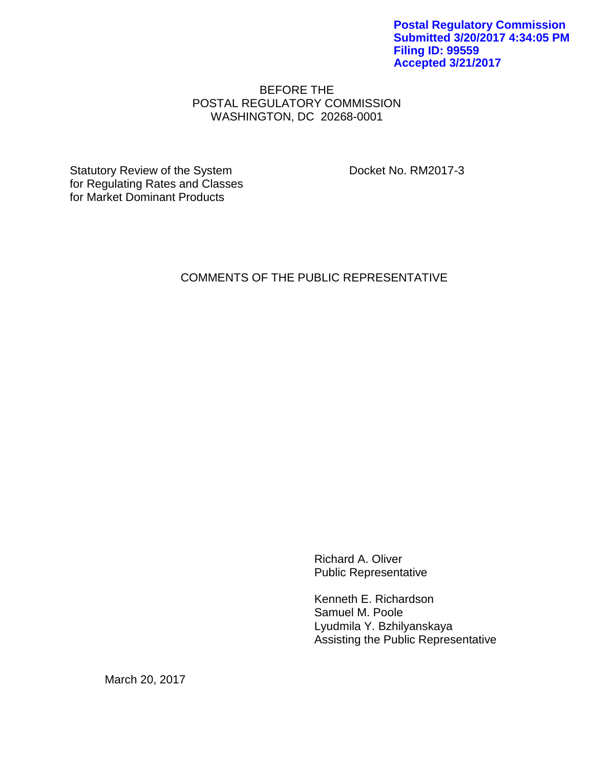**Postal Regulatory Commission**
**Submitted 3/20/2017 4:34:05 PM**
**Filing ID: 99559**
**Accepted 3/21/2017**

BEFORE THE
POSTAL REGULATORY COMMISSION
WASHINGTON, DC 20268-0001

Statutory Review of the System for Regulating Rates and Classes for Market Dominant Products

Docket No. RM2017-3

COMMENTS OF THE PUBLIC REPRESENTATIVE

Richard A. Oliver
Public Representative

Kenneth E. Richardson
Samuel M. Poole
Lyudmila Y. Bzhilyanskaya
Assisting the Public Representative

March 20, 2017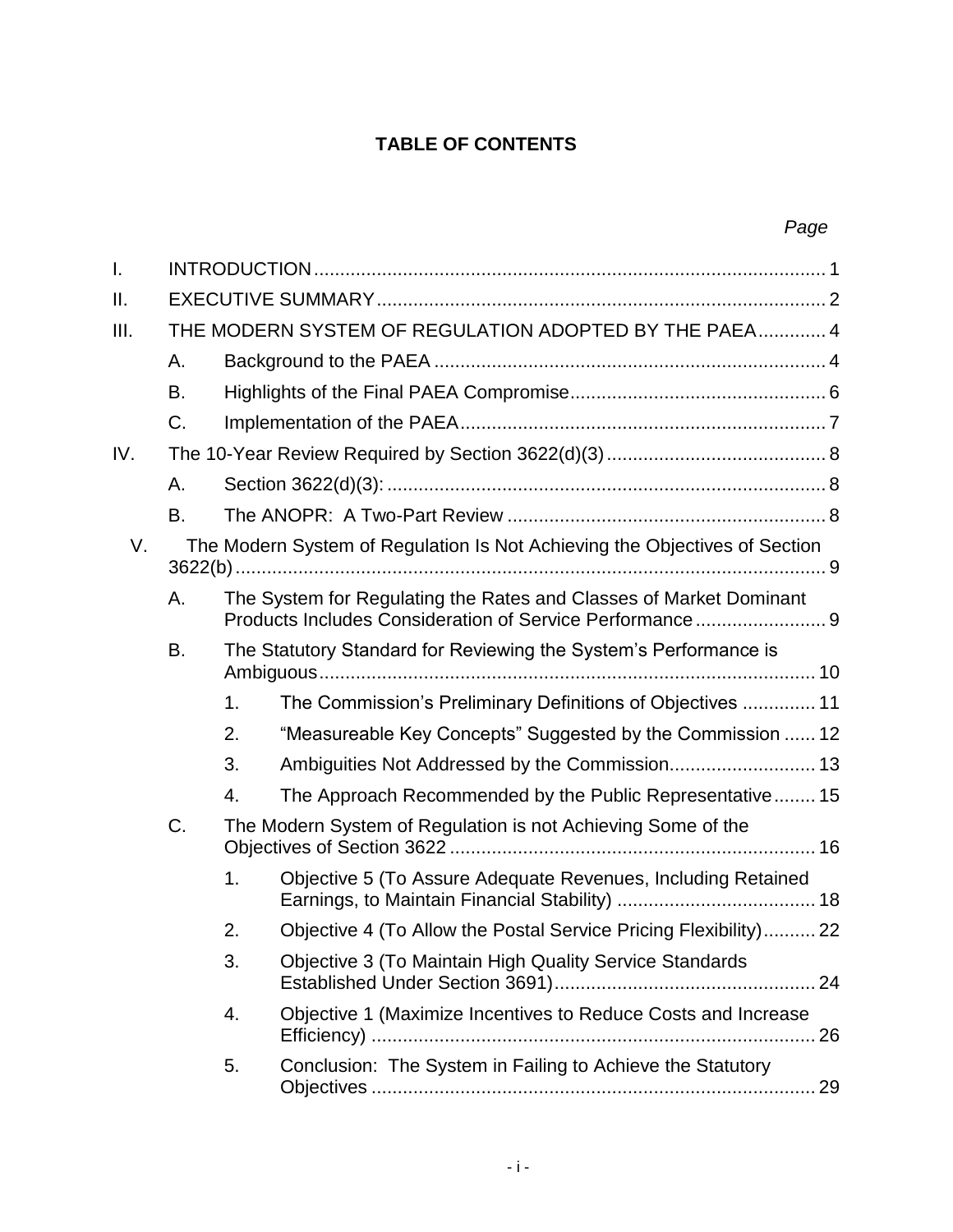**TABLE OF CONTENTS**

*Page*

- I. INTRODUCTION .......... 1
- II. EXECUTIVE SUMMARY .......... 2
- III. THE MODERN SYSTEM OF REGULATION ADOPTED BY THE PAEA .......... 4
  - A. Background to the PAEA .......... 4
  - B. Highlights of the Final PAEA Compromise .......... 6
  - C. Implementation of the PAEA .......... 7
- IV. The 10-Year Review Required by Section 3622(d)(3) .......... 8
  - A. Section 3622(d)(3): .......... 8
  - B. The ANOPR: A Two-Part Review .......... 8
- V. The Modern System of Regulation Is Not Achieving the Objectives of Section 3622(b) .......... 9
  - A. The System for Regulating the Rates and Classes of Market Dominant Products Includes Consideration of Service Performance .......... 9
  - B. The Statutory Standard for Reviewing the System's Performance is Ambiguous .......... 10
    - 1. The Commission's Preliminary Definitions of Objectives .......... 11
    - 2. "Measureable Key Concepts" Suggested by the Commission .......... 12
    - 3. Ambiguities Not Addressed by the Commission .......... 13
    - 4. The Approach Recommended by the Public Representative .......... 15
  - C. The Modern System of Regulation is not Achieving Some of the Objectives of Section 3622 .......... 16
    - 1. Objective 5 (To Assure Adequate Revenues, Including Retained Earnings, to Maintain Financial Stability) .......... 18
    - 2. Objective 4 (To Allow the Postal Service Pricing Flexibility) .......... 22
    - 3. Objective 3 (To Maintain High Quality Service Standards Established Under Section 3691) .......... 24
    - 4. Objective 1 (Maximize Incentives to Reduce Costs and Increase Efficiency) .......... 26
    - 5. Conclusion: The System in Failing to Achieve the Statutory Objectives .......... 29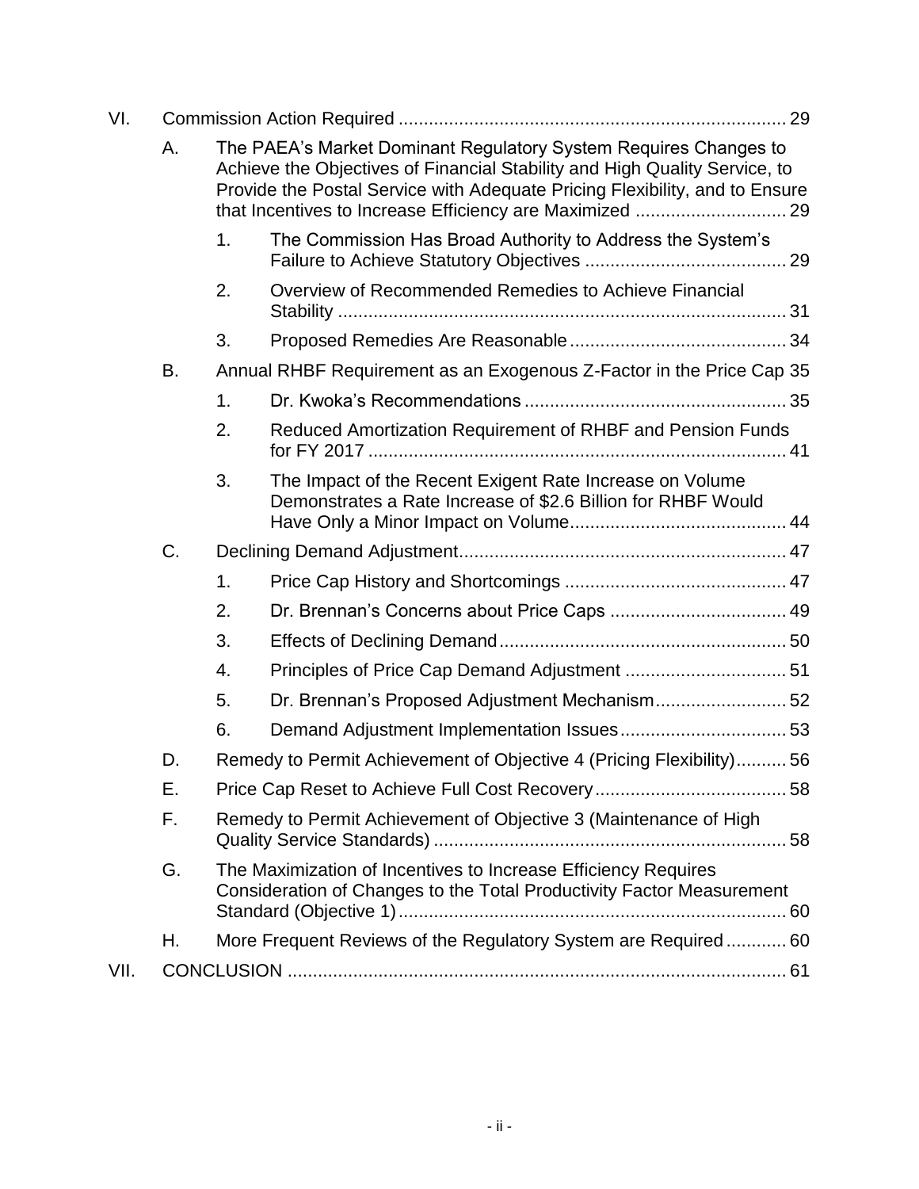VI. Commission Action Required ............................................................................ 29

- A. The PAEA's Market Dominant Regulatory System Requires Changes to Achieve the Objectives of Financial Stability and High Quality Service, to Provide the Postal Service with Adequate Pricing Flexibility, and to Ensure that Incentives to Increase Efficiency are Maximized ............................. 29
  - 1. The Commission Has Broad Authority to Address the System's Failure to Achieve Statutory Objectives ........................................ 29
  - 2. Overview of Recommended Remedies to Achieve Financial Stability ......................................................................................... 31
  - 3. Proposed Remedies Are Reasonable........................................... 34
- B. Annual RHBF Requirement as an Exogenous Z-Factor in the Price Cap 35
  - 1. Dr. Kwoka's Recommendations .................................................... 35
  - 2. Reduced Amortization Requirement of RHBF and Pension Funds for FY 2017 ................................................................................... 41
  - 3. The Impact of the Recent Exigent Rate Increase on Volume Demonstrates a Rate Increase of $2.6 Billion for RHBF Would Have Only a Minor Impact on Volume........................................... 44
- C. Declining Demand Adjustment................................................................ 47
  - 1. Price Cap History and Shortcomings ............................................ 47
  - 2. Dr. Brennan's Concerns about Price Caps ................................... 49
  - 3. Effects of Declining Demand......................................................... 50
  - 4. Principles of Price Cap Demand Adjustment ................................ 51
  - 5. Dr. Brennan's Proposed Adjustment Mechanism.......................... 52
  - 6. Demand Adjustment Implementation Issues................................. 53
- D. Remedy to Permit Achievement of Objective 4 (Pricing Flexibility).......... 56
- E. Price Cap Reset to Achieve Full Cost Recovery...................................... 58
- F. Remedy to Permit Achievement of Objective 3 (Maintenance of High Quality Service Standards) ..................................................................... 58
- G. The Maximization of Incentives to Increase Efficiency Requires Consideration of Changes to the Total Productivity Factor Measurement Standard (Objective 1)............................................................................ 60
- H. More Frequent Reviews of the Regulatory System are Required............ 60

VII. CONCLUSION ................................................................................................. 61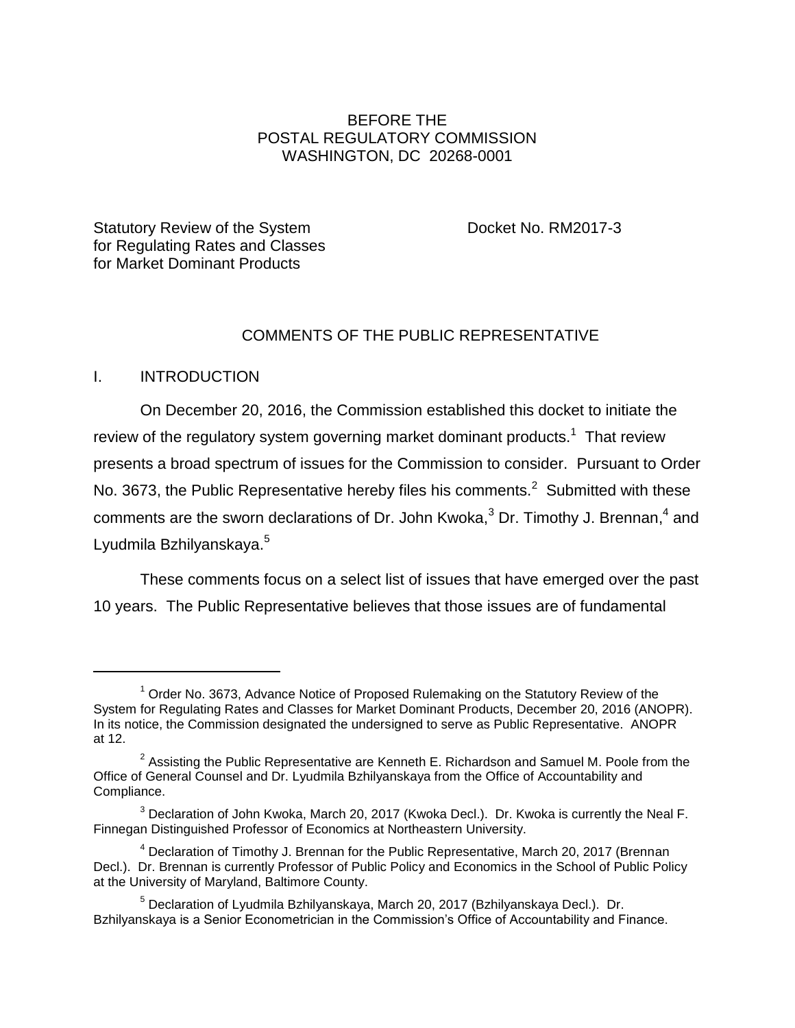BEFORE THE
POSTAL REGULATORY COMMISSION
WASHINGTON, DC 20268-0001

Statutory Review of the System for Regulating Rates and Classes for Market Dominant Products

Docket No. RM2017-3

# COMMENTS OF THE PUBLIC REPRESENTATIVE

## I. INTRODUCTION

On December 20, 2016, the Commission established this docket to initiate the review of the regulatory system governing market dominant products.[1] That review presents a broad spectrum of issues for the Commission to consider. Pursuant to Order No. 3673, the Public Representative hereby files his comments.[2] Submitted with these comments are the sworn declarations of Dr. John Kwoka,[3] Dr. Timothy J. Brennan,[4] and Lyudmila Bzhilyanskaya.[5]

These comments focus on a select list of issues that have emerged over the past 10 years. The Public Representative believes that those issues are of fundamental

---

[1] Order No. 3673, Advance Notice of Proposed Rulemaking on the Statutory Review of the System for Regulating Rates and Classes for Market Dominant Products, December 20, 2016 (ANOPR). In its notice, the Commission designated the undersigned to serve as Public Representative. ANOPR at 12.

[2] Assisting the Public Representative are Kenneth E. Richardson and Samuel M. Poole from the Office of General Counsel and Dr. Lyudmila Bzhilyanskaya from the Office of Accountability and Compliance.

[3] Declaration of John Kwoka, March 20, 2017 (Kwoka Decl.). Dr. Kwoka is currently the Neal F. Finnegan Distinguished Professor of Economics at Northeastern University.

[4] Declaration of Timothy J. Brennan for the Public Representative, March 20, 2017 (Brennan Decl.). Dr. Brennan is currently Professor of Public Policy and Economics in the School of Public Policy at the University of Maryland, Baltimore County.

[5] Declaration of Lyudmila Bzhilyanskaya, March 20, 2017 (Bzhilyanskaya Decl.). Dr. Bzhilyanskaya is a Senior Econometrician in the Commission's Office of Accountability and Finance.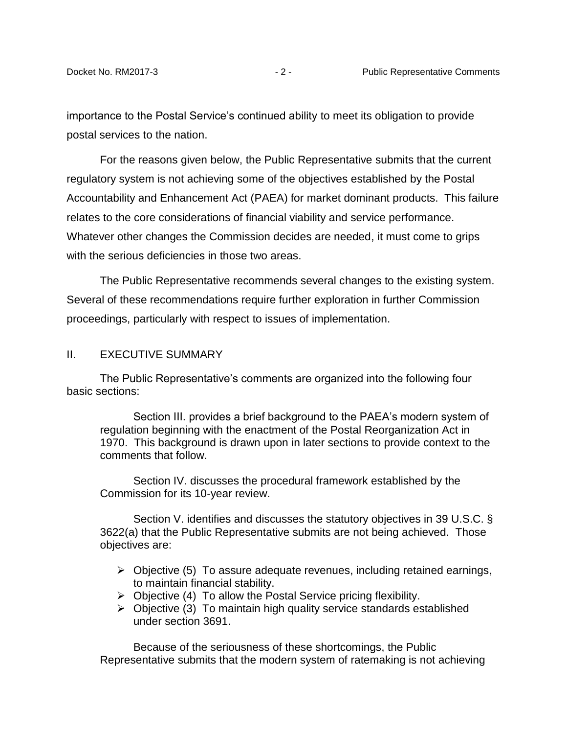importance to the Postal Service's continued ability to meet its obligation to provide postal services to the nation.

For the reasons given below, the Public Representative submits that the current regulatory system is not achieving some of the objectives established by the Postal Accountability and Enhancement Act (PAEA) for market dominant products. This failure relates to the core considerations of financial viability and service performance. Whatever other changes the Commission decides are needed, it must come to grips with the serious deficiencies in those two areas.

The Public Representative recommends several changes to the existing system. Several of these recommendations require further exploration in further Commission proceedings, particularly with respect to issues of implementation.

## II. EXECUTIVE SUMMARY

The Public Representative's comments are organized into the following four basic sections:

> Section III. provides a brief background to the PAEA's modern system of regulation beginning with the enactment of the Postal Reorganization Act in 1970. This background is drawn upon in later sections to provide context to the comments that follow.
>
> Section IV. discusses the procedural framework established by the Commission for its 10-year review.
>
> Section V. identifies and discusses the statutory objectives in 39 U.S.C. § 3622(a) that the Public Representative submits are not being achieved. Those objectives are:
>
> - Objective (5) To assure adequate revenues, including retained earnings, to maintain financial stability.
> - Objective (4) To allow the Postal Service pricing flexibility.
> - Objective (3) To maintain high quality service standards established under section 3691.
>
> Because of the seriousness of these shortcomings, the Public Representative submits that the modern system of ratemaking is not achieving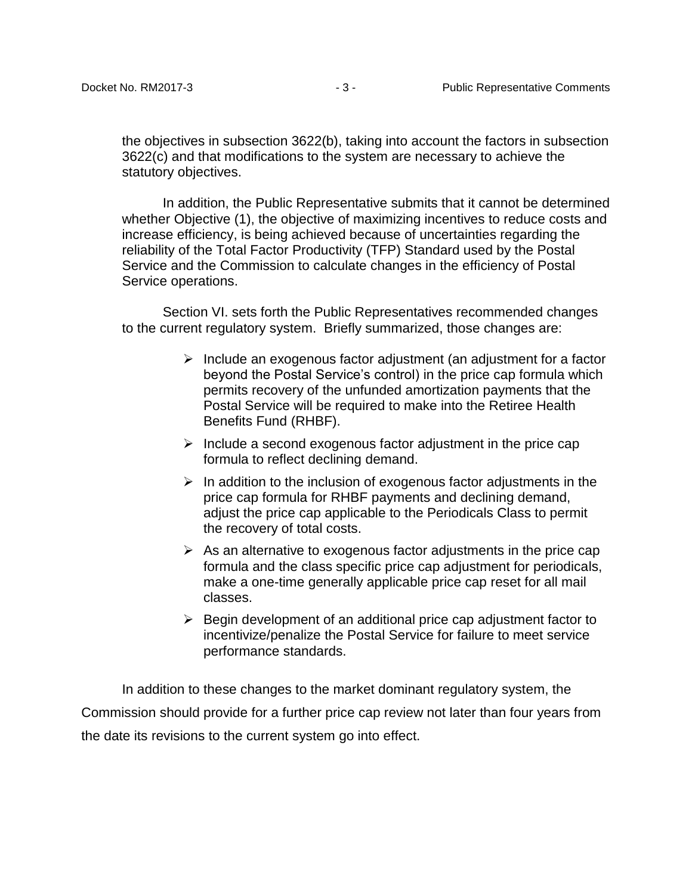the objectives in subsection 3622(b), taking into account the factors in subsection 3622(c) and that modifications to the system are necessary to achieve the statutory objectives.

In addition, the Public Representative submits that it cannot be determined whether Objective (1), the objective of maximizing incentives to reduce costs and increase efficiency, is being achieved because of uncertainties regarding the reliability of the Total Factor Productivity (TFP) Standard used by the Postal Service and the Commission to calculate changes in the efficiency of Postal Service operations.

Section VI. sets forth the Public Representatives recommended changes to the current regulatory system. Briefly summarized, those changes are:

- Include an exogenous factor adjustment (an adjustment for a factor beyond the Postal Service's control) in the price cap formula which permits recovery of the unfunded amortization payments that the Postal Service will be required to make into the Retiree Health Benefits Fund (RHBF).
- Include a second exogenous factor adjustment in the price cap formula to reflect declining demand.
- In addition to the inclusion of exogenous factor adjustments in the price cap formula for RHBF payments and declining demand, adjust the price cap applicable to the Periodicals Class to permit the recovery of total costs.
- As an alternative to exogenous factor adjustments in the price cap formula and the class specific price cap adjustment for periodicals, make a one-time generally applicable price cap reset for all mail classes.
- Begin development of an additional price cap adjustment factor to incentivize/penalize the Postal Service for failure to meet service performance standards.

In addition to these changes to the market dominant regulatory system, the Commission should provide for a further price cap review not later than four years from the date its revisions to the current system go into effect.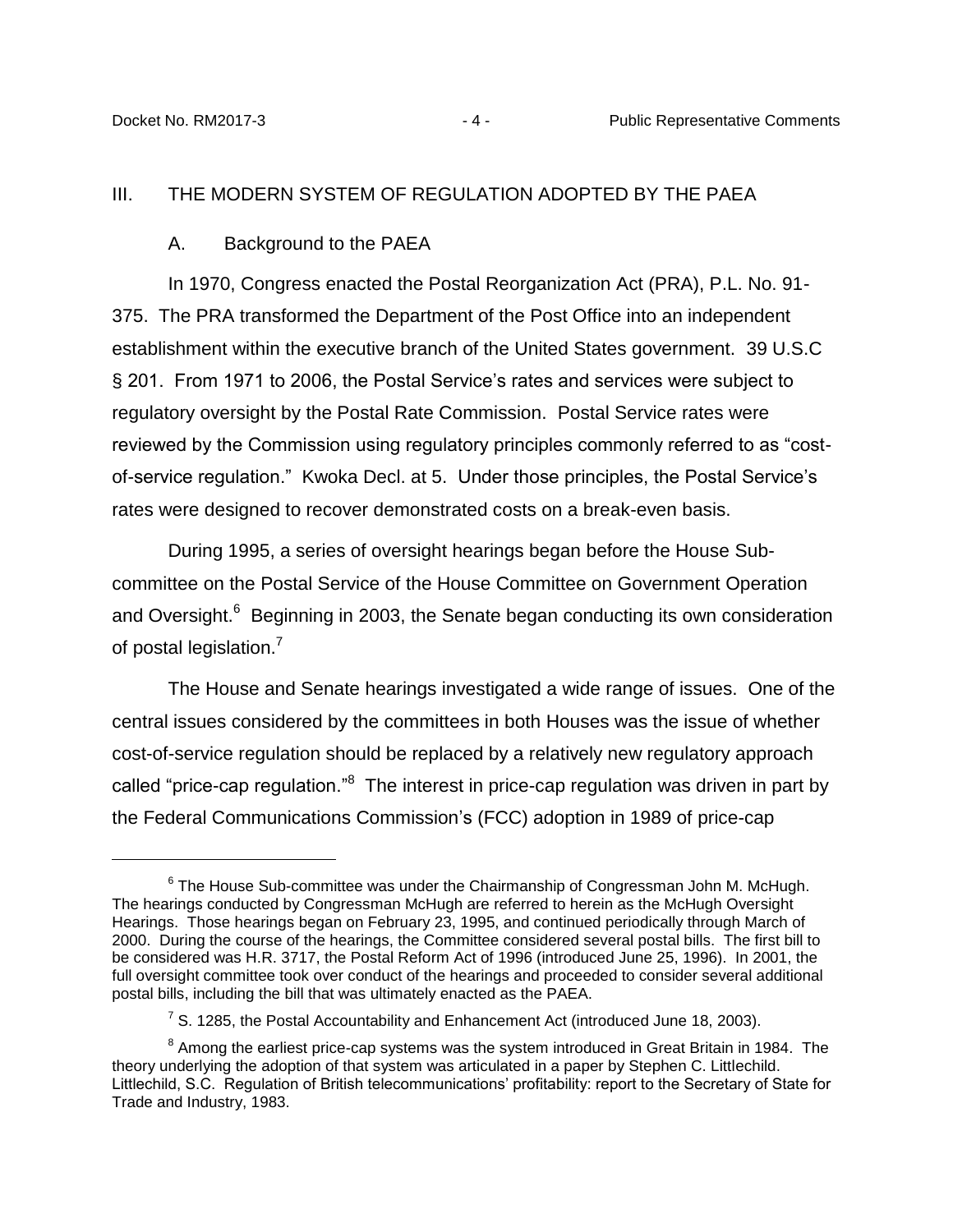## III. THE MODERN SYSTEM OF REGULATION ADOPTED BY THE PAEA

### A. Background to the PAEA

In 1970, Congress enacted the Postal Reorganization Act (PRA), P.L. No. 91-375. The PRA transformed the Department of the Post Office into an independent establishment within the executive branch of the United States government. 39 U.S.C § 201. From 1971 to 2006, the Postal Service's rates and services were subject to regulatory oversight by the Postal Rate Commission. Postal Service rates were reviewed by the Commission using regulatory principles commonly referred to as "cost-of-service regulation." Kwoka Decl. at 5. Under those principles, the Postal Service's rates were designed to recover demonstrated costs on a break-even basis.

During 1995, a series of oversight hearings began before the House Sub-committee on the Postal Service of the House Committee on Government Operation and Oversight.[6] Beginning in 2003, the Senate began conducting its own consideration of postal legislation.[7]

The House and Senate hearings investigated a wide range of issues. One of the central issues considered by the committees in both Houses was the issue of whether cost-of-service regulation should be replaced by a relatively new regulatory approach called "price-cap regulation."[8] The interest in price-cap regulation was driven in part by the Federal Communications Commission's (FCC) adoption in 1989 of price-cap

---

[6] The House Sub-committee was under the Chairmanship of Congressman John M. McHugh. The hearings conducted by Congressman McHugh are referred to herein as the McHugh Oversight Hearings. Those hearings began on February 23, 1995, and continued periodically through March of 2000. During the course of the hearings, the Committee considered several postal bills. The first bill to be considered was H.R. 3717, the Postal Reform Act of 1996 (introduced June 25, 1996). In 2001, the full oversight committee took over conduct of the hearings and proceeded to consider several additional postal bills, including the bill that was ultimately enacted as the PAEA.

[7] S. 1285, the Postal Accountability and Enhancement Act (introduced June 18, 2003).

[8] Among the earliest price-cap systems was the system introduced in Great Britain in 1984. The theory underlying the adoption of that system was articulated in a paper by Stephen C. Littlechild. Littlechild, S.C. Regulation of British telecommunications' profitability: report to the Secretary of State for Trade and Industry, 1983.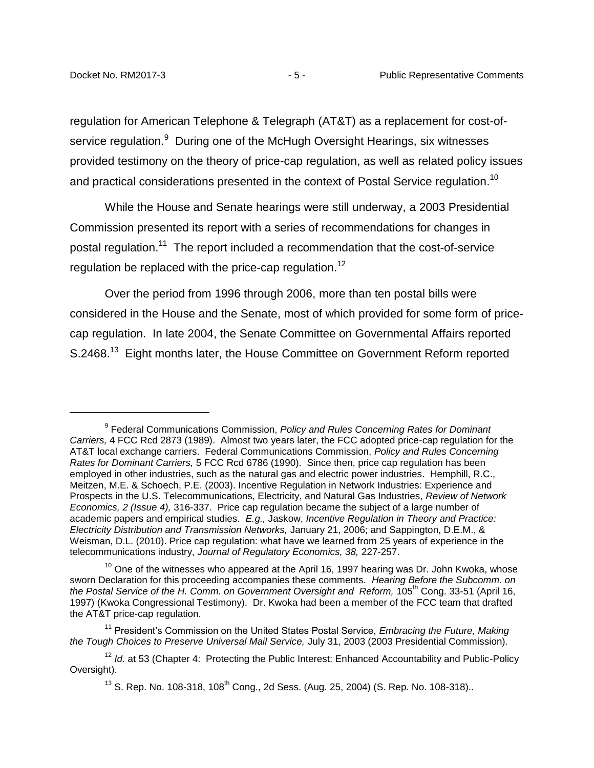regulation for American Telephone & Telegraph (AT&T) as a replacement for cost-of-service regulation.[9] During one of the McHugh Oversight Hearings, six witnesses provided testimony on the theory of price-cap regulation, as well as related policy issues and practical considerations presented in the context of Postal Service regulation.[10]

While the House and Senate hearings were still underway, a 2003 Presidential Commission presented its report with a series of recommendations for changes in postal regulation.[11] The report included a recommendation that the cost-of-service regulation be replaced with the price-cap regulation.[12]

Over the period from 1996 through 2006, more than ten postal bills were considered in the House and the Senate, most of which provided for some form of price-cap regulation. In late 2004, the Senate Committee on Governmental Affairs reported S.2468.[13] Eight months later, the House Committee on Government Reform reported

---

[9] Federal Communications Commission, *Policy and Rules Concerning Rates for Dominant Carriers,* 4 FCC Rcd 2873 (1989). Almost two years later, the FCC adopted price-cap regulation for the AT&T local exchange carriers. Federal Communications Commission, *Policy and Rules Concerning Rates for Dominant Carriers,* 5 FCC Rcd 6786 (1990). Since then, price cap regulation has been employed in other industries, such as the natural gas and electric power industries. Hemphill, R.C., Meitzen, M.E. & Schoech, P.E. (2003). Incentive Regulation in Network Industries: Experience and Prospects in the U.S. Telecommunications, Electricity, and Natural Gas Industries, *Review of Network Economics, 2 (Issue 4),* 316-337. Price cap regulation became the subject of a large number of academic papers and empirical studies. *E.g.,* Jaskow, *Incentive Regulation in Theory and Practice: Electricity Distribution and Transmission Networks,* January 21, 2006; and Sappington, D.E.M., & Weisman, D.L. (2010). Price cap regulation: what have we learned from 25 years of experience in the telecommunications industry, *Journal of Regulatory Economics, 38,* 227-257.

[10] One of the witnesses who appeared at the April 16, 1997 hearing was Dr. John Kwoka, whose sworn Declaration for this proceeding accompanies these comments. *Hearing Before the Subcomm. on the Postal Service of the H. Comm. on Government Oversight and Reform,* 105th Cong. 33-51 (April 16, 1997) (Kwoka Congressional Testimony). Dr. Kwoka had been a member of the FCC team that drafted the AT&T price-cap regulation.

[11] President's Commission on the United States Postal Service, *Embracing the Future, Making the Tough Choices to Preserve Universal Mail Service,* July 31, 2003 (2003 Presidential Commission).

[12] *Id.* at 53 (Chapter 4: Protecting the Public Interest: Enhanced Accountability and Public-Policy Oversight).

[13] S. Rep. No. 108-318, 108th Cong., 2d Sess. (Aug. 25, 2004) (S. Rep. No. 108-318)..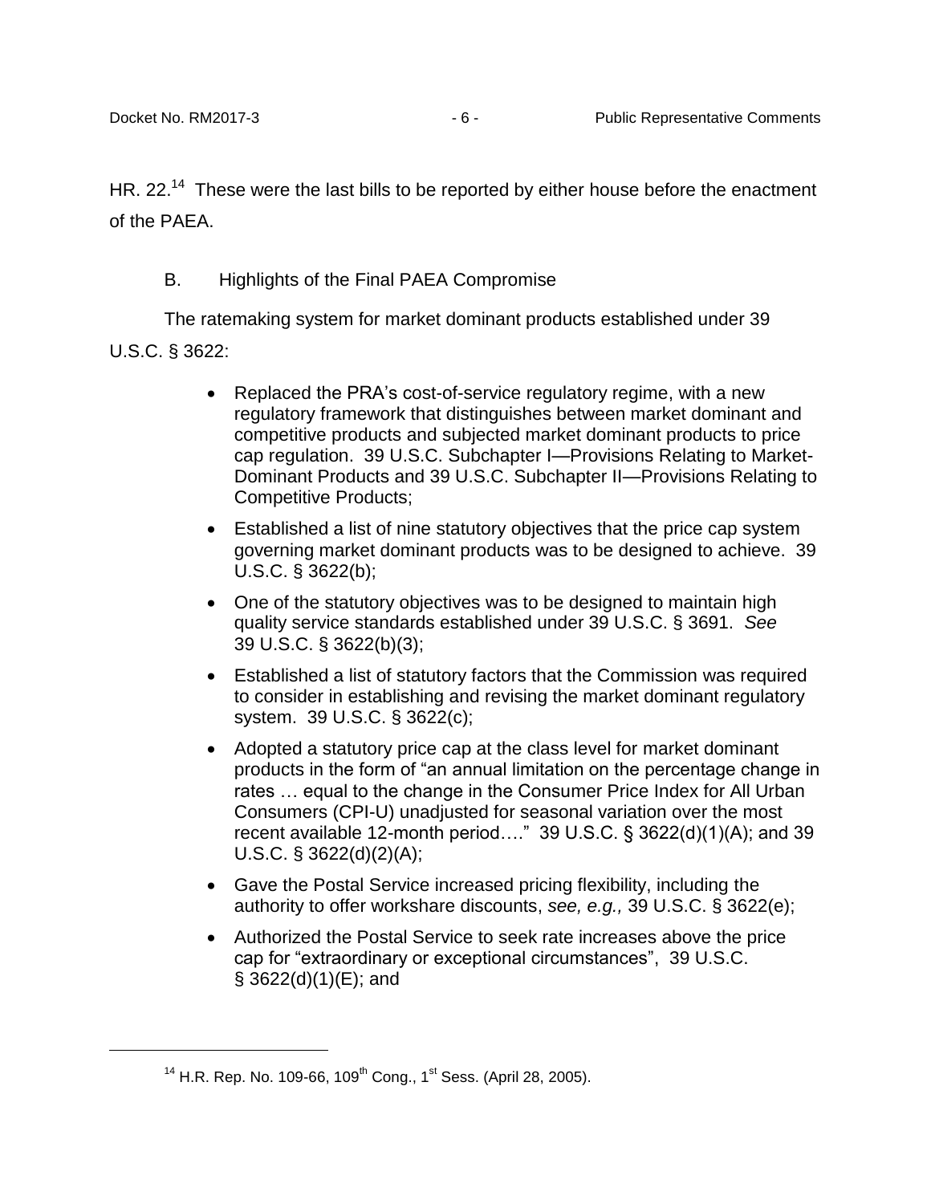HR. 22.[14] These were the last bills to be reported by either house before the enactment of the PAEA.

## B. Highlights of the Final PAEA Compromise

The ratemaking system for market dominant products established under 39 U.S.C. § 3622:

- Replaced the PRA's cost-of-service regulatory regime, with a new regulatory framework that distinguishes between market dominant and competitive products and subjected market dominant products to price cap regulation. 39 U.S.C. Subchapter I—Provisions Relating to Market-Dominant Products and 39 U.S.C. Subchapter II—Provisions Relating to Competitive Products;
- Established a list of nine statutory objectives that the price cap system governing market dominant products was to be designed to achieve. 39 U.S.C. § 3622(b);
- One of the statutory objectives was to be designed to maintain high quality service standards established under 39 U.S.C. § 3691. *See* 39 U.S.C. § 3622(b)(3);
- Established a list of statutory factors that the Commission was required to consider in establishing and revising the market dominant regulatory system. 39 U.S.C. § 3622(c);
- Adopted a statutory price cap at the class level for market dominant products in the form of "an annual limitation on the percentage change in rates … equal to the change in the Consumer Price Index for All Urban Consumers (CPI-U) unadjusted for seasonal variation over the most recent available 12-month period…." 39 U.S.C. § 3622(d)(1)(A); and 39 U.S.C. § 3622(d)(2)(A);
- Gave the Postal Service increased pricing flexibility, including the authority to offer workshare discounts, *see, e.g.,* 39 U.S.C. § 3622(e);
- Authorized the Postal Service to seek rate increases above the price cap for "extraordinary or exceptional circumstances", 39 U.S.C. § 3622(d)(1)(E); and

---

[14] H.R. Rep. No. 109-66, 109th Cong., 1st Sess. (April 28, 2005).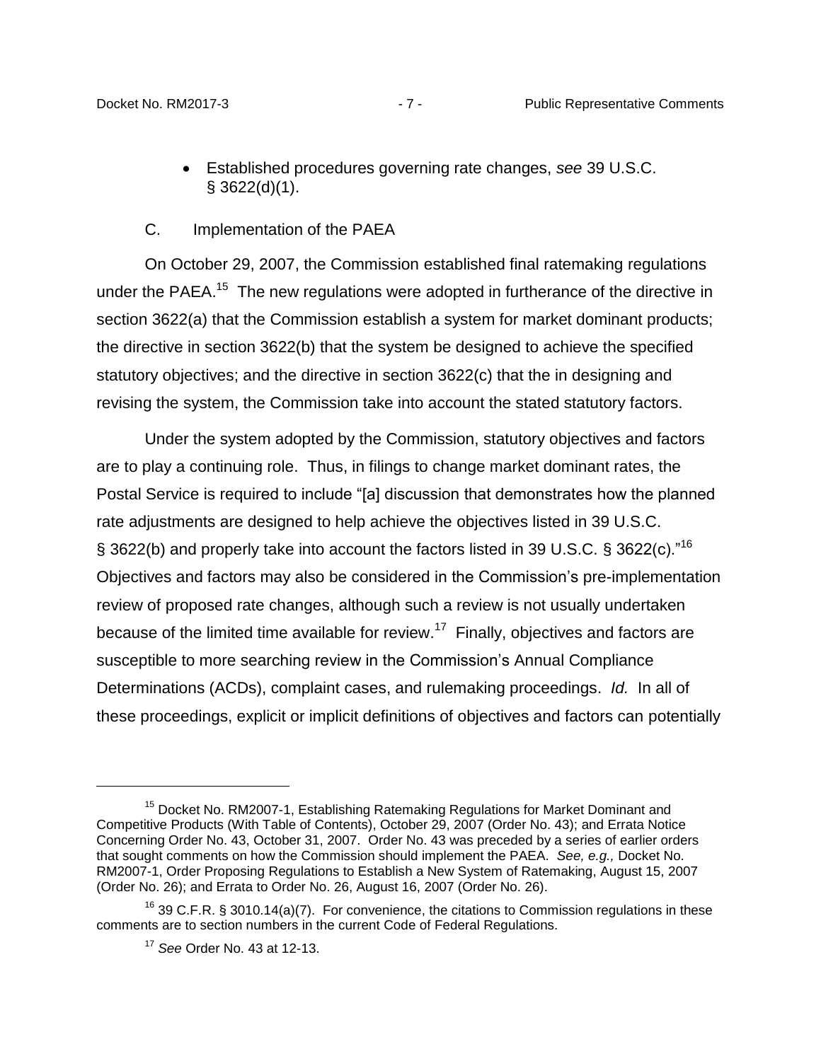- Established procedures governing rate changes, *see* 39 U.S.C. § 3622(d)(1).

C. Implementation of the PAEA

On October 29, 2007, the Commission established final ratemaking regulations under the PAEA.[15] The new regulations were adopted in furtherance of the directive in section 3622(a) that the Commission establish a system for market dominant products; the directive in section 3622(b) that the system be designed to achieve the specified statutory objectives; and the directive in section 3622(c) that the in designing and revising the system, the Commission take into account the stated statutory factors.

Under the system adopted by the Commission, statutory objectives and factors are to play a continuing role. Thus, in filings to change market dominant rates, the Postal Service is required to include "[a] discussion that demonstrates how the planned rate adjustments are designed to help achieve the objectives listed in 39 U.S.C. § 3622(b) and properly take into account the factors listed in 39 U.S.C. § 3622(c)."[16] Objectives and factors may also be considered in the Commission's pre-implementation review of proposed rate changes, although such a review is not usually undertaken because of the limited time available for review.[17] Finally, objectives and factors are susceptible to more searching review in the Commission's Annual Compliance Determinations (ACDs), complaint cases, and rulemaking proceedings. *Id.* In all of these proceedings, explicit or implicit definitions of objectives and factors can potentially

---

[15] Docket No. RM2007-1, Establishing Ratemaking Regulations for Market Dominant and Competitive Products (With Table of Contents), October 29, 2007 (Order No. 43); and Errata Notice Concerning Order No. 43, October 31, 2007. Order No. 43 was preceded by a series of earlier orders that sought comments on how the Commission should implement the PAEA. *See, e.g.,* Docket No. RM2007-1, Order Proposing Regulations to Establish a New System of Ratemaking, August 15, 2007 (Order No. 26); and Errata to Order No. 26, August 16, 2007 (Order No. 26).

[16] 39 C.F.R. § 3010.14(a)(7). For convenience, the citations to Commission regulations in these comments are to section numbers in the current Code of Federal Regulations.

[17] *See* Order No. 43 at 12-13.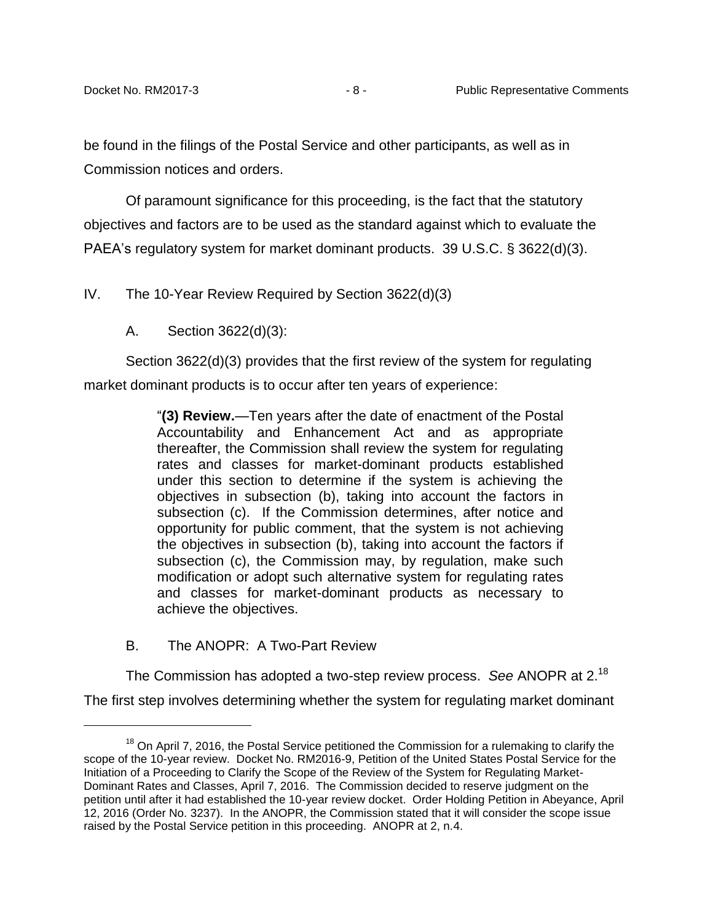be found in the filings of the Postal Service and other participants, as well as in Commission notices and orders.

Of paramount significance for this proceeding, is the fact that the statutory objectives and factors are to be used as the standard against which to evaluate the PAEA's regulatory system for market dominant products. 39 U.S.C. § 3622(d)(3).

## IV. The 10-Year Review Required by Section 3622(d)(3)

### A. Section 3622(d)(3):

Section 3622(d)(3) provides that the first review of the system for regulating market dominant products is to occur after ten years of experience:

> "**(3) Review.**—Ten years after the date of enactment of the Postal Accountability and Enhancement Act and as appropriate thereafter, the Commission shall review the system for regulating rates and classes for market-dominant products established under this section to determine if the system is achieving the objectives in subsection (b), taking into account the factors in subsection (c). If the Commission determines, after notice and opportunity for public comment, that the system is not achieving the objectives in subsection (b), taking into account the factors if subsection (c), the Commission may, by regulation, make such modification or adopt such alternative system for regulating rates and classes for market-dominant products as necessary to achieve the objectives.

### B. The ANOPR: A Two-Part Review

The Commission has adopted a two-step review process. *See* ANOPR at 2.[18] The first step involves determining whether the system for regulating market dominant

---

[18] On April 7, 2016, the Postal Service petitioned the Commission for a rulemaking to clarify the scope of the 10-year review. Docket No. RM2016-9, Petition of the United States Postal Service for the Initiation of a Proceeding to Clarify the Scope of the Review of the System for Regulating Market-Dominant Rates and Classes, April 7, 2016. The Commission decided to reserve judgment on the petition until after it had established the 10-year review docket. Order Holding Petition in Abeyance, April 12, 2016 (Order No. 3237). In the ANOPR, the Commission stated that it will consider the scope issue raised by the Postal Service petition in this proceeding. ANOPR at 2, n.4.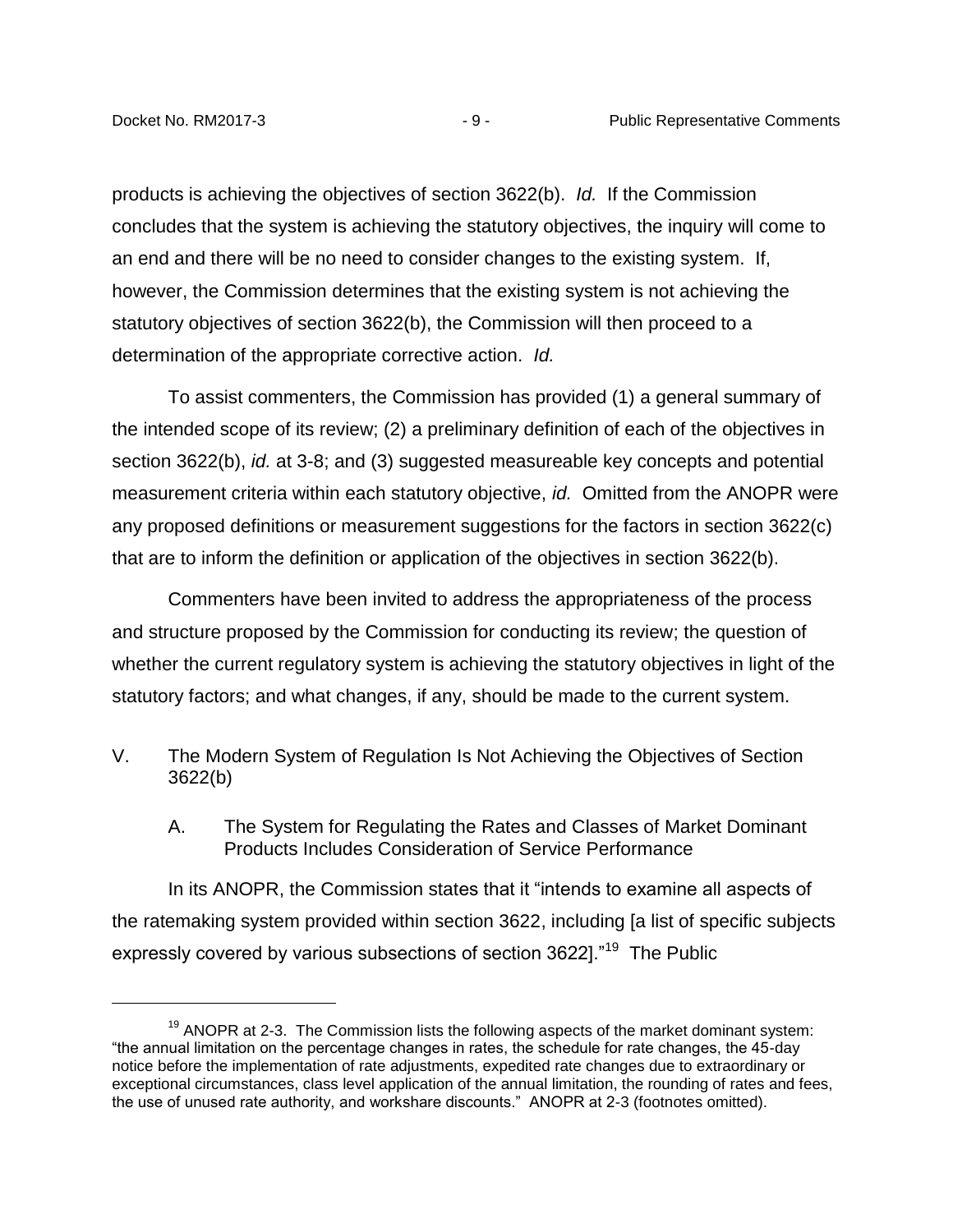products is achieving the objectives of section 3622(b). *Id.* If the Commission concludes that the system is achieving the statutory objectives, the inquiry will come to an end and there will be no need to consider changes to the existing system. If, however, the Commission determines that the existing system is not achieving the statutory objectives of section 3622(b), the Commission will then proceed to a determination of the appropriate corrective action. *Id.*

To assist commenters, the Commission has provided (1) a general summary of the intended scope of its review; (2) a preliminary definition of each of the objectives in section 3622(b), *id.* at 3-8; and (3) suggested measureable key concepts and potential measurement criteria within each statutory objective, *id.* Omitted from the ANOPR were any proposed definitions or measurement suggestions for the factors in section 3622(c) that are to inform the definition or application of the objectives in section 3622(b).

Commenters have been invited to address the appropriateness of the process and structure proposed by the Commission for conducting its review; the question of whether the current regulatory system is achieving the statutory objectives in light of the statutory factors; and what changes, if any, should be made to the current system.

## V. The Modern System of Regulation Is Not Achieving the Objectives of Section 3622(b)

### A. The System for Regulating the Rates and Classes of Market Dominant Products Includes Consideration of Service Performance

In its ANOPR, the Commission states that it "intends to examine all aspects of the ratemaking system provided within section 3622, including [a list of specific subjects expressly covered by various subsections of section 3622]."[19] The Public

---

[19] ANOPR at 2-3. The Commission lists the following aspects of the market dominant system: "the annual limitation on the percentage changes in rates, the schedule for rate changes, the 45-day notice before the implementation of rate adjustments, expedited rate changes due to extraordinary or exceptional circumstances, class level application of the annual limitation, the rounding of rates and fees, the use of unused rate authority, and workshare discounts." ANOPR at 2-3 (footnotes omitted).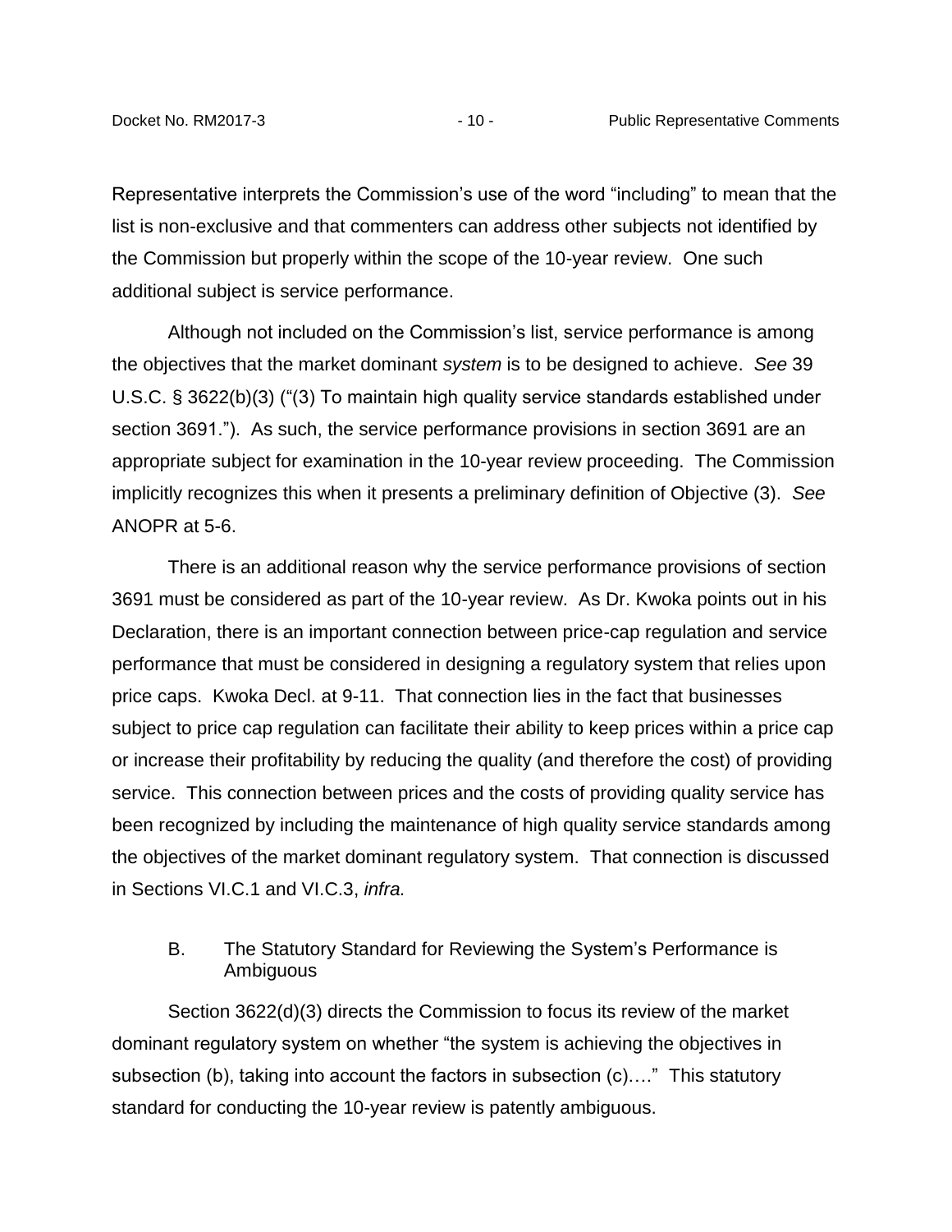Representative interprets the Commission's use of the word "including" to mean that the list is non-exclusive and that commenters can address other subjects not identified by the Commission but properly within the scope of the 10-year review. One such additional subject is service performance.

Although not included on the Commission's list, service performance is among the objectives that the market dominant *system* is to be designed to achieve. *See* 39 U.S.C. § 3622(b)(3) ("(3) To maintain high quality service standards established under section 3691."). As such, the service performance provisions in section 3691 are an appropriate subject for examination in the 10-year review proceeding. The Commission implicitly recognizes this when it presents a preliminary definition of Objective (3). *See* ANOPR at 5-6.

There is an additional reason why the service performance provisions of section 3691 must be considered as part of the 10-year review. As Dr. Kwoka points out in his Declaration, there is an important connection between price-cap regulation and service performance that must be considered in designing a regulatory system that relies upon price caps. Kwoka Decl. at 9-11. That connection lies in the fact that businesses subject to price cap regulation can facilitate their ability to keep prices within a price cap or increase their profitability by reducing the quality (and therefore the cost) of providing service. This connection between prices and the costs of providing quality service has been recognized by including the maintenance of high quality service standards among the objectives of the market dominant regulatory system. That connection is discussed in Sections VI.C.1 and VI.C.3, *infra.*

### B. The Statutory Standard for Reviewing the System's Performance is Ambiguous

Section 3622(d)(3) directs the Commission to focus its review of the market dominant regulatory system on whether "the system is achieving the objectives in subsection (b), taking into account the factors in subsection (c)…." This statutory standard for conducting the 10-year review is patently ambiguous.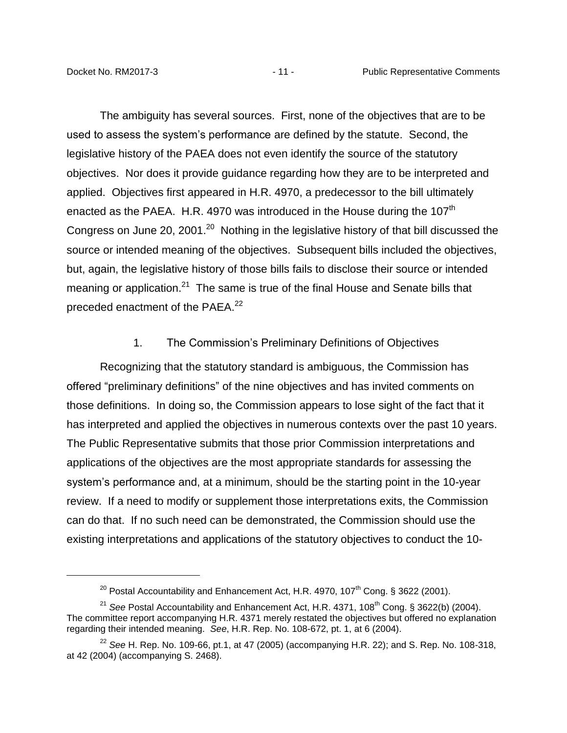The ambiguity has several sources. First, none of the objectives that are to be used to assess the system's performance are defined by the statute. Second, the legislative history of the PAEA does not even identify the source of the statutory objectives. Nor does it provide guidance regarding how they are to be interpreted and applied. Objectives first appeared in H.R. 4970, a predecessor to the bill ultimately enacted as the PAEA. H.R. 4970 was introduced in the House during the 107th Congress on June 20, 2001.[20] Nothing in the legislative history of that bill discussed the source or intended meaning of the objectives. Subsequent bills included the objectives, but, again, the legislative history of those bills fails to disclose their source or intended meaning or application.[21] The same is true of the final House and Senate bills that preceded enactment of the PAEA.[22]

1. The Commission's Preliminary Definitions of Objectives

Recognizing that the statutory standard is ambiguous, the Commission has offered "preliminary definitions" of the nine objectives and has invited comments on those definitions. In doing so, the Commission appears to lose sight of the fact that it has interpreted and applied the objectives in numerous contexts over the past 10 years. The Public Representative submits that those prior Commission interpretations and applications of the objectives are the most appropriate standards for assessing the system's performance and, at a minimum, should be the starting point in the 10-year review. If a need to modify or supplement those interpretations exits, the Commission can do that. If no such need can be demonstrated, the Commission should use the existing interpretations and applications of the statutory objectives to conduct the 10-

---

[20] Postal Accountability and Enhancement Act, H.R. 4970, 107th Cong. § 3622 (2001).

[21] *See* Postal Accountability and Enhancement Act, H.R. 4371, 108th Cong. § 3622(b) (2004). The committee report accompanying H.R. 4371 merely restated the objectives but offered no explanation regarding their intended meaning. *See*, H.R. Rep. No. 108-672, pt. 1, at 6 (2004).

[22] *See* H. Rep. No. 109-66, pt.1, at 47 (2005) (accompanying H.R. 22); and S. Rep. No. 108-318, at 42 (2004) (accompanying S. 2468).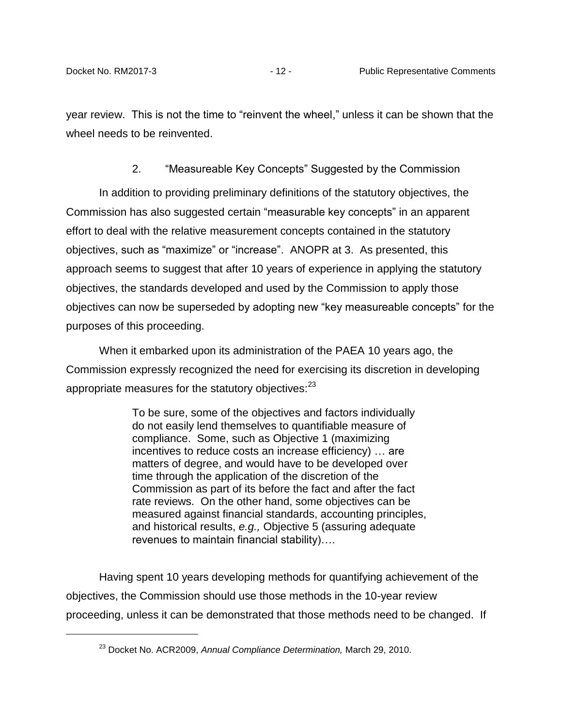year review. This is not the time to "reinvent the wheel," unless it can be shown that the wheel needs to be reinvented.

### 2. "Measureable Key Concepts" Suggested by the Commission

In addition to providing preliminary definitions of the statutory objectives, the Commission has also suggested certain "measurable key concepts" in an apparent effort to deal with the relative measurement concepts contained in the statutory objectives, such as "maximize" or "increase". ANOPR at 3. As presented, this approach seems to suggest that after 10 years of experience in applying the statutory objectives, the standards developed and used by the Commission to apply those objectives can now be superseded by adopting new "key measureable concepts" for the purposes of this proceeding.

When it embarked upon its administration of the PAEA 10 years ago, the Commission expressly recognized the need for exercising its discretion in developing appropriate measures for the statutory objectives:[23]

> To be sure, some of the objectives and factors individually do not easily lend themselves to quantifiable measure of compliance. Some, such as Objective 1 (maximizing incentives to reduce costs an increase efficiency) … are matters of degree, and would have to be developed over time through the application of the discretion of the Commission as part of its before the fact and after the fact rate reviews. On the other hand, some objectives can be measured against financial standards, accounting principles, and historical results, *e.g.,* Objective 5 (assuring adequate revenues to maintain financial stability)….

Having spent 10 years developing methods for quantifying achievement of the objectives, the Commission should use those methods in the 10-year review proceeding, unless it can be demonstrated that those methods need to be changed. If

[23] Docket No. ACR2009, *Annual Compliance Determination,* March 29, 2010.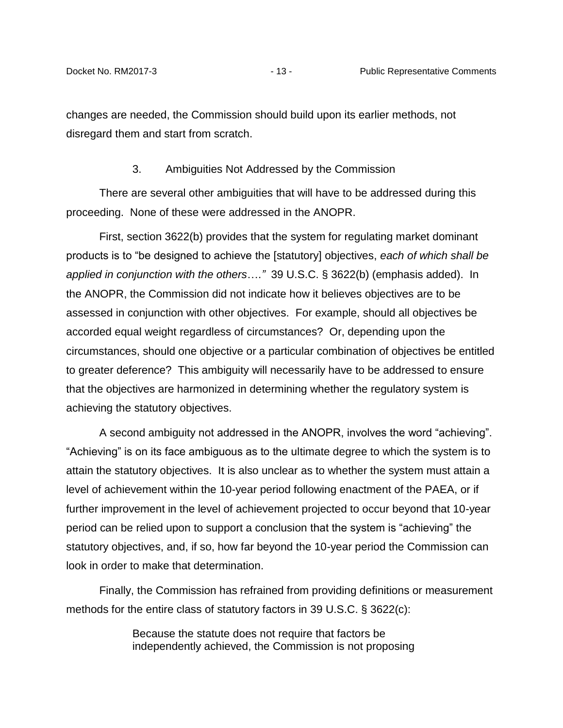changes are needed, the Commission should build upon its earlier methods, not disregard them and start from scratch.

### 3. Ambiguities Not Addressed by the Commission

There are several other ambiguities that will have to be addressed during this proceeding. None of these were addressed in the ANOPR.

First, section 3622(b) provides that the system for regulating market dominant products is to "be designed to achieve the [statutory] objectives, *each of which shall be applied in conjunction with the others….*" 39 U.S.C. § 3622(b) (emphasis added). In the ANOPR, the Commission did not indicate how it believes objectives are to be assessed in conjunction with other objectives. For example, should all objectives be accorded equal weight regardless of circumstances? Or, depending upon the circumstances, should one objective or a particular combination of objectives be entitled to greater deference? This ambiguity will necessarily have to be addressed to ensure that the objectives are harmonized in determining whether the regulatory system is achieving the statutory objectives.

A second ambiguity not addressed in the ANOPR, involves the word "achieving". "Achieving" is on its face ambiguous as to the ultimate degree to which the system is to attain the statutory objectives. It is also unclear as to whether the system must attain a level of achievement within the 10-year period following enactment of the PAEA, or if further improvement in the level of achievement projected to occur beyond that 10-year period can be relied upon to support a conclusion that the system is "achieving" the statutory objectives, and, if so, how far beyond the 10-year period the Commission can look in order to make that determination.

Finally, the Commission has refrained from providing definitions or measurement methods for the entire class of statutory factors in 39 U.S.C. § 3622(c):

> Because the statute does not require that factors be independently achieved, the Commission is not proposing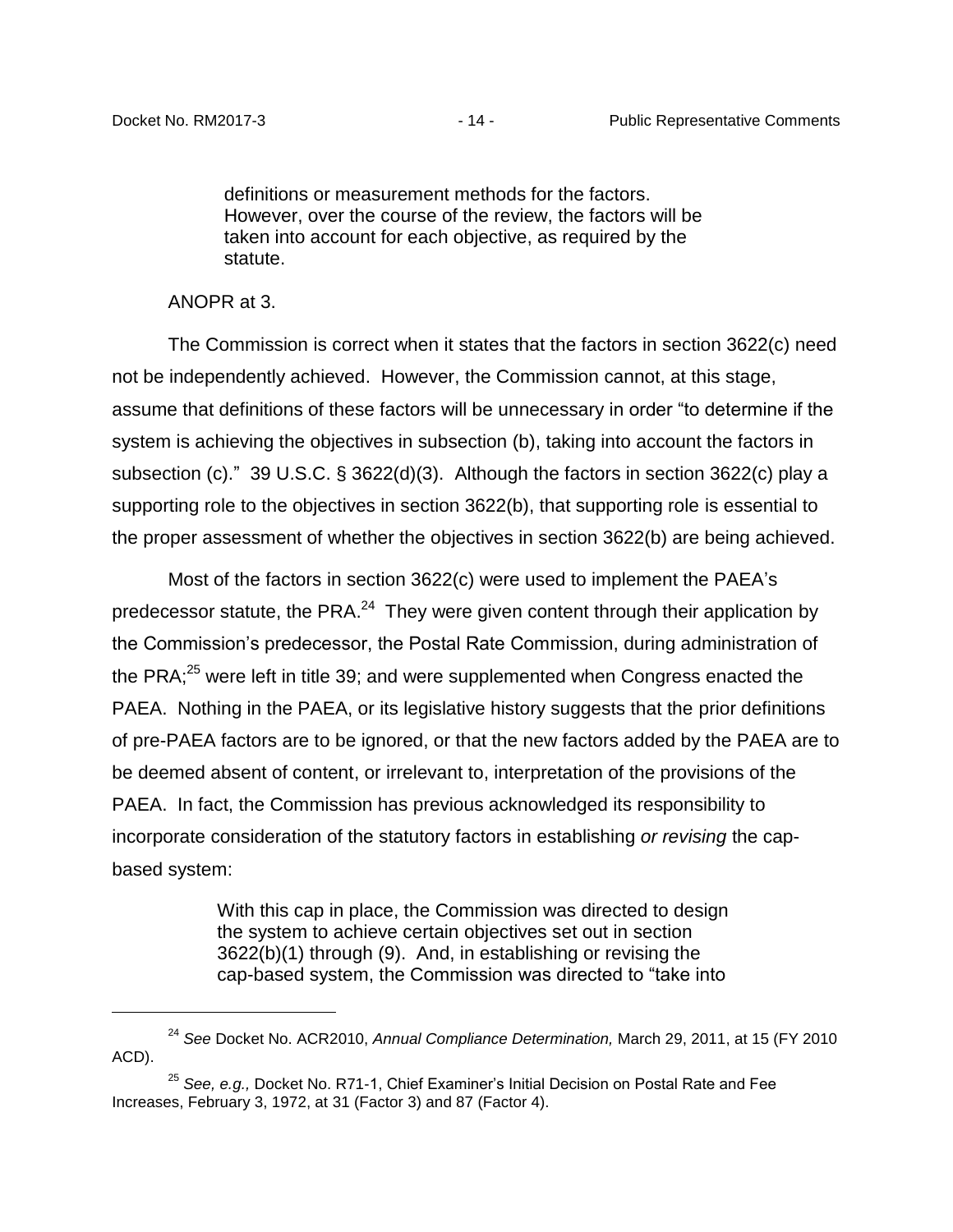> definitions or measurement methods for the factors. However, over the course of the review, the factors will be taken into account for each objective, as required by the statute.

ANOPR at 3.

The Commission is correct when it states that the factors in section 3622(c) need not be independently achieved. However, the Commission cannot, at this stage, assume that definitions of these factors will be unnecessary in order "to determine if the system is achieving the objectives in subsection (b), taking into account the factors in subsection (c)." 39 U.S.C. § 3622(d)(3). Although the factors in section 3622(c) play a supporting role to the objectives in section 3622(b), that supporting role is essential to the proper assessment of whether the objectives in section 3622(b) are being achieved.

Most of the factors in section 3622(c) were used to implement the PAEA's predecessor statute, the PRA.[24] They were given content through their application by the Commission's predecessor, the Postal Rate Commission, during administration of the PRA;[25] were left in title 39; and were supplemented when Congress enacted the PAEA. Nothing in the PAEA, or its legislative history suggests that the prior definitions of pre-PAEA factors are to be ignored, or that the new factors added by the PAEA are to be deemed absent of content, or irrelevant to, interpretation of the provisions of the PAEA. In fact, the Commission has previous acknowledged its responsibility to incorporate consideration of the statutory factors in establishing *or revising* the cap-based system:

> With this cap in place, the Commission was directed to design the system to achieve certain objectives set out in section 3622(b)(1) through (9). And, in establishing or revising the cap-based system, the Commission was directed to "take into

---

[24] *See* Docket No. ACR2010, *Annual Compliance Determination,* March 29, 2011, at 15 (FY 2010 ACD).

[25] *See, e.g.,* Docket No. R71-1, Chief Examiner's Initial Decision on Postal Rate and Fee Increases, February 3, 1972, at 31 (Factor 3) and 87 (Factor 4).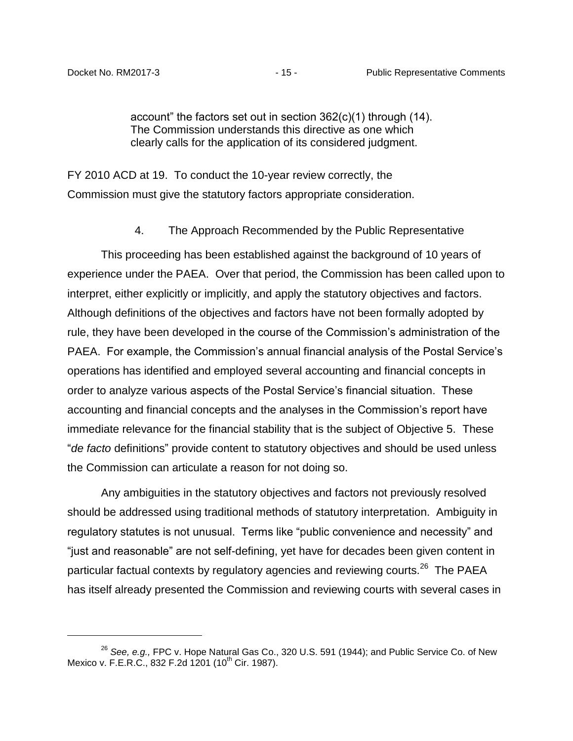> account" the factors set out in section 362(c)(1) through (14). The Commission understands this directive as one which clearly calls for the application of its considered judgment.

FY 2010 ACD at 19. To conduct the 10-year review correctly, the Commission must give the statutory factors appropriate consideration.

#### 4. The Approach Recommended by the Public Representative

This proceeding has been established against the background of 10 years of experience under the PAEA. Over that period, the Commission has been called upon to interpret, either explicitly or implicitly, and apply the statutory objectives and factors. Although definitions of the objectives and factors have not been formally adopted by rule, they have been developed in the course of the Commission's administration of the PAEA. For example, the Commission's annual financial analysis of the Postal Service's operations has identified and employed several accounting and financial concepts in order to analyze various aspects of the Postal Service's financial situation. These accounting and financial concepts and the analyses in the Commission's report have immediate relevance for the financial stability that is the subject of Objective 5. These "*de facto* definitions" provide content to statutory objectives and should be used unless the Commission can articulate a reason for not doing so.

Any ambiguities in the statutory objectives and factors not previously resolved should be addressed using traditional methods of statutory interpretation. Ambiguity in regulatory statutes is not unusual. Terms like "public convenience and necessity" and "just and reasonable" are not self-defining, yet have for decades been given content in particular factual contexts by regulatory agencies and reviewing courts.[26] The PAEA has itself already presented the Commission and reviewing courts with several cases in

---

[26] *See, e.g.,* FPC v. Hope Natural Gas Co., 320 U.S. 591 (1944); and Public Service Co. of New Mexico v. F.E.R.C., 832 F.2d 1201 (10th Cir. 1987).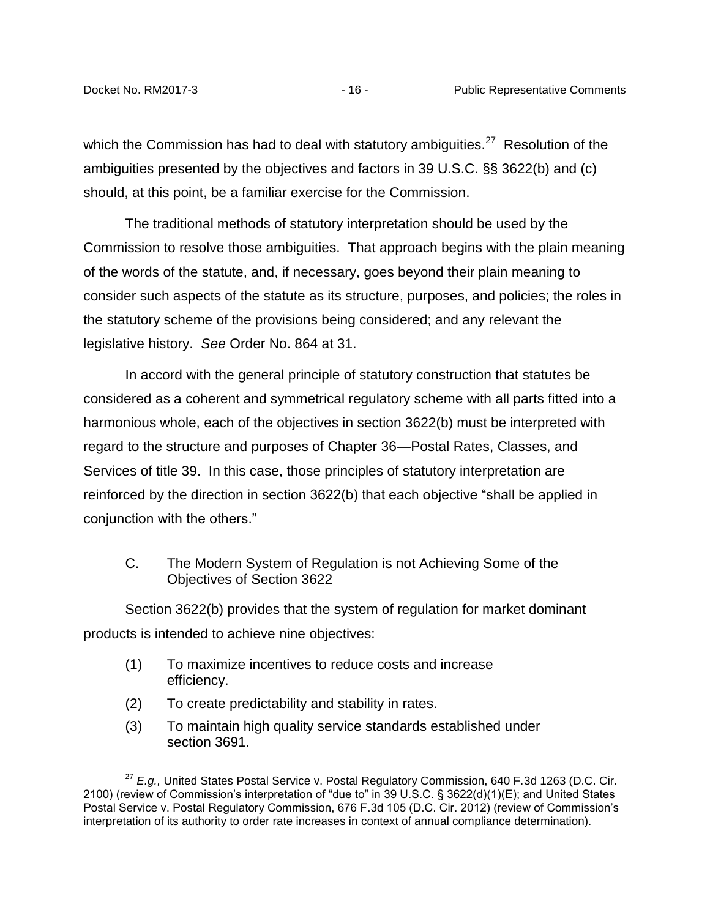which the Commission has had to deal with statutory ambiguities.[27] Resolution of the ambiguities presented by the objectives and factors in 39 U.S.C. §§ 3622(b) and (c) should, at this point, be a familiar exercise for the Commission.

The traditional methods of statutory interpretation should be used by the Commission to resolve those ambiguities. That approach begins with the plain meaning of the words of the statute, and, if necessary, goes beyond their plain meaning to consider such aspects of the statute as its structure, purposes, and policies; the roles in the statutory scheme of the provisions being considered; and any relevant the legislative history. *See* Order No. 864 at 31.

In accord with the general principle of statutory construction that statutes be considered as a coherent and symmetrical regulatory scheme with all parts fitted into a harmonious whole, each of the objectives in section 3622(b) must be interpreted with regard to the structure and purposes of Chapter 36—Postal Rates, Classes, and Services of title 39. In this case, those principles of statutory interpretation are reinforced by the direction in section 3622(b) that each objective "shall be applied in conjunction with the others."

### C. The Modern System of Regulation is not Achieving Some of the Objectives of Section 3622

Section 3622(b) provides that the system of regulation for market dominant products is intended to achieve nine objectives:

(1) To maximize incentives to reduce costs and increase efficiency.

(2) To create predictability and stability in rates.

(3) To maintain high quality service standards established under section 3691.

---

[27] *E.g.,* United States Postal Service v. Postal Regulatory Commission, 640 F.3d 1263 (D.C. Cir. 2100) (review of Commission's interpretation of "due to" in 39 U.S.C. § 3622(d)(1)(E); and United States Postal Service v. Postal Regulatory Commission, 676 F.3d 105 (D.C. Cir. 2012) (review of Commission's interpretation of its authority to order rate increases in context of annual compliance determination).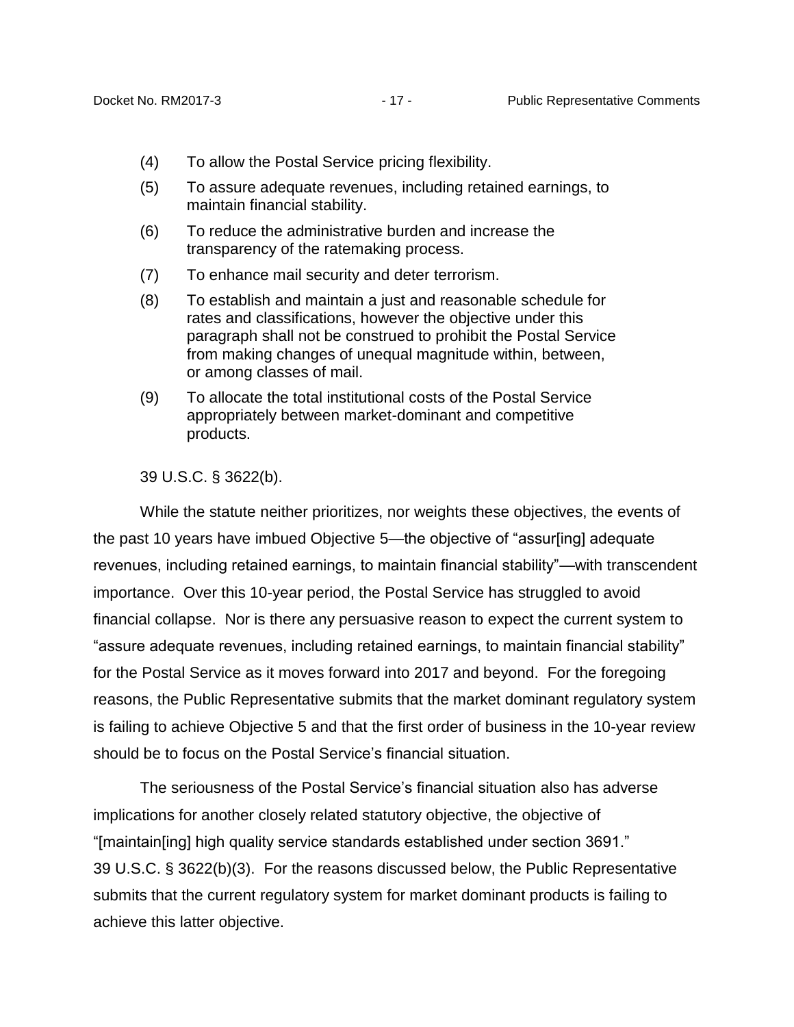(4) To allow the Postal Service pricing flexibility.

(5) To assure adequate revenues, including retained earnings, to maintain financial stability.

(6) To reduce the administrative burden and increase the transparency of the ratemaking process.

(7) To enhance mail security and deter terrorism.

(8) To establish and maintain a just and reasonable schedule for rates and classifications, however the objective under this paragraph shall not be construed to prohibit the Postal Service from making changes of unequal magnitude within, between, or among classes of mail.

(9) To allocate the total institutional costs of the Postal Service appropriately between market-dominant and competitive products.

39 U.S.C. § 3622(b).

While the statute neither prioritizes, nor weights these objectives, the events of the past 10 years have imbued Objective 5—the objective of "assur[ing] adequate revenues, including retained earnings, to maintain financial stability"—with transcendent importance. Over this 10-year period, the Postal Service has struggled to avoid financial collapse. Nor is there any persuasive reason to expect the current system to "assure adequate revenues, including retained earnings, to maintain financial stability" for the Postal Service as it moves forward into 2017 and beyond. For the foregoing reasons, the Public Representative submits that the market dominant regulatory system is failing to achieve Objective 5 and that the first order of business in the 10-year review should be to focus on the Postal Service's financial situation.

The seriousness of the Postal Service's financial situation also has adverse implications for another closely related statutory objective, the objective of "[maintain[ing] high quality service standards established under section 3691." 39 U.S.C. § 3622(b)(3). For the reasons discussed below, the Public Representative submits that the current regulatory system for market dominant products is failing to achieve this latter objective.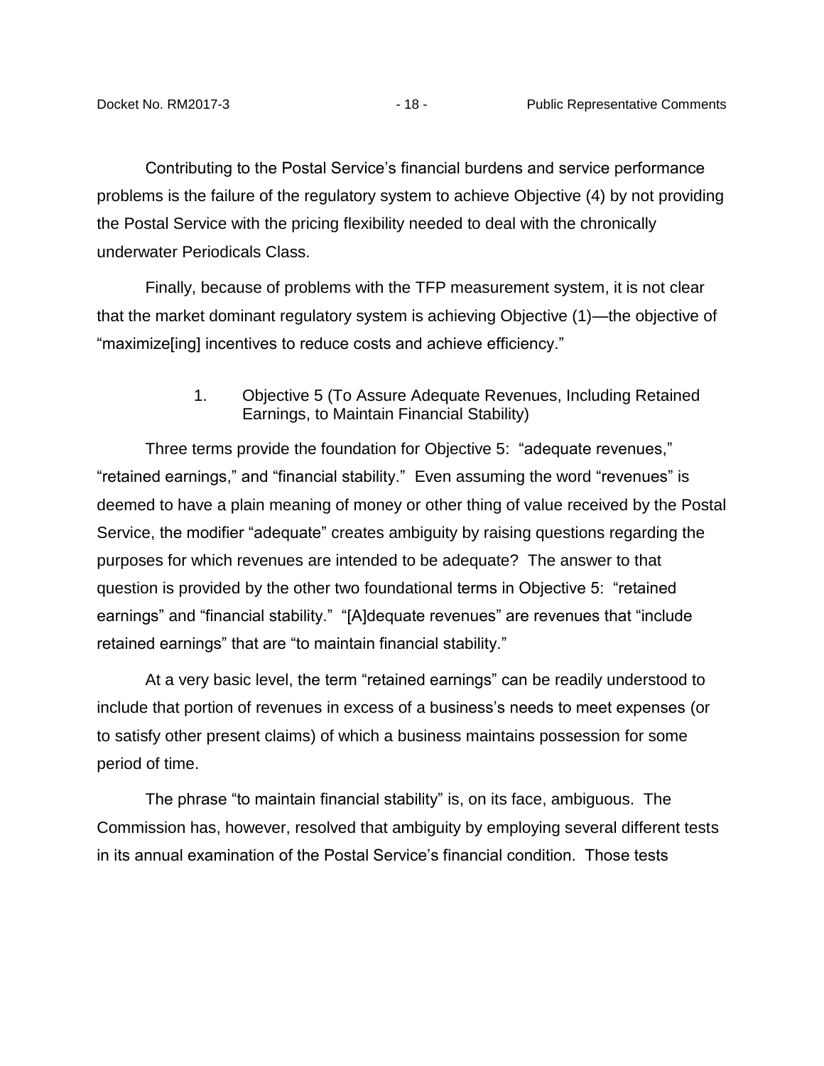Contributing to the Postal Service's financial burdens and service performance problems is the failure of the regulatory system to achieve Objective (4) by not providing the Postal Service with the pricing flexibility needed to deal with the chronically underwater Periodicals Class.

Finally, because of problems with the TFP measurement system, it is not clear that the market dominant regulatory system is achieving Objective (1)—the objective of "maximize[ing] incentives to reduce costs and achieve efficiency."

### 1. Objective 5 (To Assure Adequate Revenues, Including Retained Earnings, to Maintain Financial Stability)

Three terms provide the foundation for Objective 5: "adequate revenues," "retained earnings," and "financial stability." Even assuming the word "revenues" is deemed to have a plain meaning of money or other thing of value received by the Postal Service, the modifier "adequate" creates ambiguity by raising questions regarding the purposes for which revenues are intended to be adequate? The answer to that question is provided by the other two foundational terms in Objective 5: "retained earnings" and "financial stability." "[A]dequate revenues" are revenues that "include retained earnings" that are "to maintain financial stability."

At a very basic level, the term "retained earnings" can be readily understood to include that portion of revenues in excess of a business's needs to meet expenses (or to satisfy other present claims) of which a business maintains possession for some period of time.

The phrase "to maintain financial stability" is, on its face, ambiguous. The Commission has, however, resolved that ambiguity by employing several different tests in its annual examination of the Postal Service's financial condition. Those tests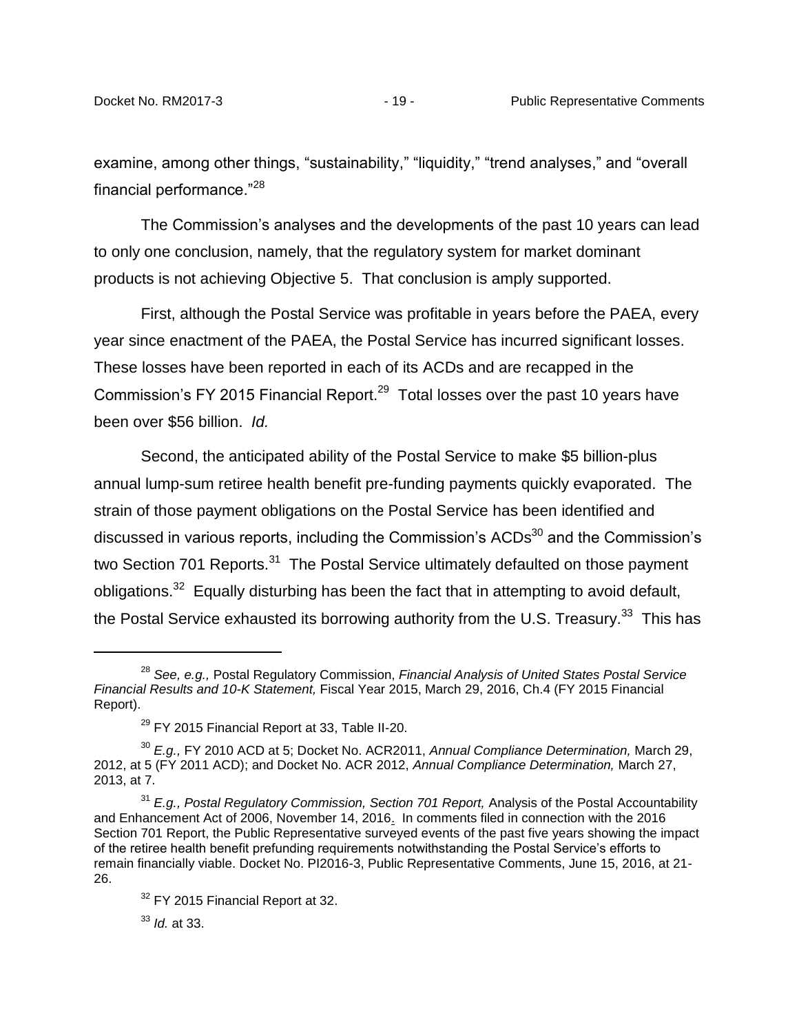examine, among other things, “sustainability,” “liquidity,” “trend analyses,” and “overall financial performance.”[28]

The Commission’s analyses and the developments of the past 10 years can lead to only one conclusion, namely, that the regulatory system for market dominant products is not achieving Objective 5. That conclusion is amply supported.

First, although the Postal Service was profitable in years before the PAEA, every year since enactment of the PAEA, the Postal Service has incurred significant losses. These losses have been reported in each of its ACDs and are recapped in the Commission’s FY 2015 Financial Report.[29] Total losses over the past 10 years have been over $56 billion. *Id.*

Second, the anticipated ability of the Postal Service to make $5 billion-plus annual lump-sum retiree health benefit pre-funding payments quickly evaporated. The strain of those payment obligations on the Postal Service has been identified and discussed in various reports, including the Commission’s ACDs[30] and the Commission’s two Section 701 Reports.[31] The Postal Service ultimately defaulted on those payment obligations.[32] Equally disturbing has been the fact that in attempting to avoid default, the Postal Service exhausted its borrowing authority from the U.S. Treasury.[33] This has

---

[28] *See, e.g.,* Postal Regulatory Commission, *Financial Analysis of United States Postal Service Financial Results and 10-K Statement,* Fiscal Year 2015, March 29, 2016, Ch.4 (FY 2015 Financial Report).

[29] FY 2015 Financial Report at 33, Table II-20.

[30] *E.g.,* FY 2010 ACD at 5; Docket No. ACR2011, *Annual Compliance Determination,* March 29, 2012, at 5 (FY 2011 ACD); and Docket No. ACR 2012, *Annual Compliance Determination,* March 27, 2013, at 7.

[31] *E.g., Postal Regulatory Commission, Section 701 Report,* Analysis of the Postal Accountability and Enhancement Act of 2006, November 14, 2016. In comments filed in connection with the 2016 Section 701 Report, the Public Representative surveyed events of the past five years showing the impact of the retiree health benefit prefunding requirements notwithstanding the Postal Service’s efforts to remain financially viable. Docket No. PI2016-3, Public Representative Comments, June 15, 2016, at 21-26.

[32] FY 2015 Financial Report at 32.

[33] *Id.* at 33.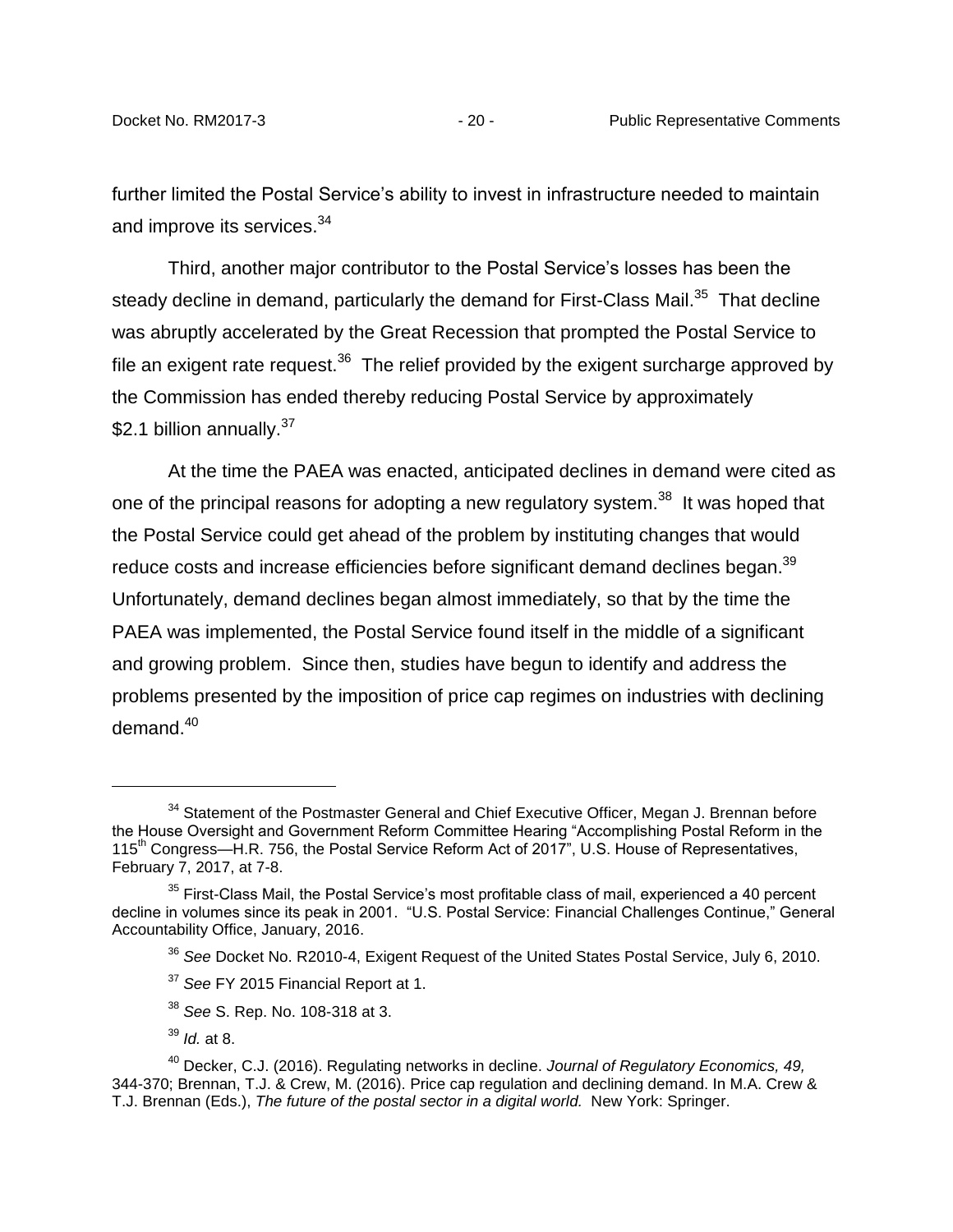further limited the Postal Service's ability to invest in infrastructure needed to maintain and improve its services.[34]

Third, another major contributor to the Postal Service's losses has been the steady decline in demand, particularly the demand for First-Class Mail.[35] That decline was abruptly accelerated by the Great Recession that prompted the Postal Service to file an exigent rate request.[36] The relief provided by the exigent surcharge approved by the Commission has ended thereby reducing Postal Service by approximately $2.1 billion annually.[37]

At the time the PAEA was enacted, anticipated declines in demand were cited as one of the principal reasons for adopting a new regulatory system.[38] It was hoped that the Postal Service could get ahead of the problem by instituting changes that would reduce costs and increase efficiencies before significant demand declines began.[39] Unfortunately, demand declines began almost immediately, so that by the time the PAEA was implemented, the Postal Service found itself in the middle of a significant and growing problem. Since then, studies have begun to identify and address the problems presented by the imposition of price cap regimes on industries with declining demand.[40]

---

[34] Statement of the Postmaster General and Chief Executive Officer, Megan J. Brennan before the House Oversight and Government Reform Committee Hearing "Accomplishing Postal Reform in the 115th Congress—H.R. 756, the Postal Service Reform Act of 2017", U.S. House of Representatives, February 7, 2017, at 7-8.

[35] First-Class Mail, the Postal Service's most profitable class of mail, experienced a 40 percent decline in volumes since its peak in 2001. "U.S. Postal Service: Financial Challenges Continue," General Accountability Office, January, 2016.

[36] *See* Docket No. R2010-4, Exigent Request of the United States Postal Service, July 6, 2010.

[37] *See* FY 2015 Financial Report at 1.

[38] *See* S. Rep. No. 108-318 at 3.

[39] *Id.* at 8.

[40] Decker, C.J. (2016). Regulating networks in decline. *Journal of Regulatory Economics, 49,* 344-370; Brennan, T.J. & Crew, M. (2016). Price cap regulation and declining demand. In M.A. Crew & T.J. Brennan (Eds.), *The future of the postal sector in a digital world.* New York: Springer.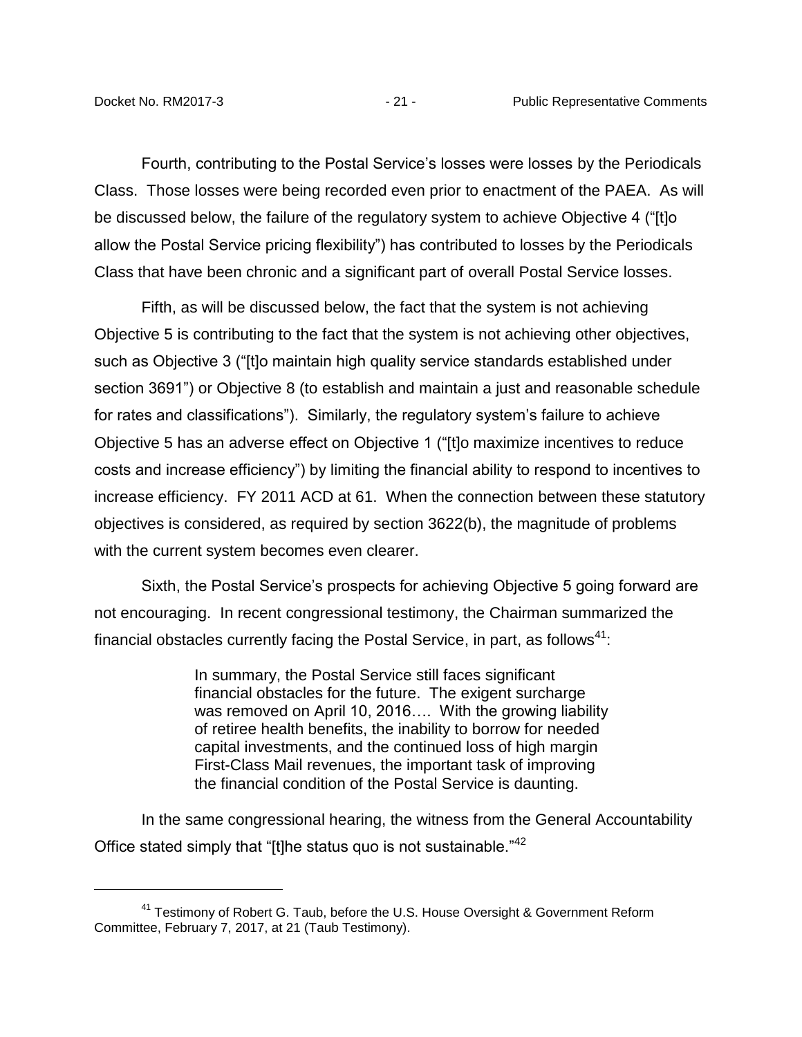Fourth, contributing to the Postal Service's losses were losses by the Periodicals Class. Those losses were being recorded even prior to enactment of the PAEA. As will be discussed below, the failure of the regulatory system to achieve Objective 4 ("[t]o allow the Postal Service pricing flexibility") has contributed to losses by the Periodicals Class that have been chronic and a significant part of overall Postal Service losses.

Fifth, as will be discussed below, the fact that the system is not achieving Objective 5 is contributing to the fact that the system is not achieving other objectives, such as Objective 3 ("[t]o maintain high quality service standards established under section 3691") or Objective 8 (to establish and maintain a just and reasonable schedule for rates and classifications"). Similarly, the regulatory system's failure to achieve Objective 5 has an adverse effect on Objective 1 ("[t]o maximize incentives to reduce costs and increase efficiency") by limiting the financial ability to respond to incentives to increase efficiency. FY 2011 ACD at 61. When the connection between these statutory objectives is considered, as required by section 3622(b), the magnitude of problems with the current system becomes even clearer.

Sixth, the Postal Service's prospects for achieving Objective 5 going forward are not encouraging. In recent congressional testimony, the Chairman summarized the financial obstacles currently facing the Postal Service, in part, as follows[41]:

> In summary, the Postal Service still faces significant financial obstacles for the future. The exigent surcharge was removed on April 10, 2016…. With the growing liability of retiree health benefits, the inability to borrow for needed capital investments, and the continued loss of high margin First-Class Mail revenues, the important task of improving the financial condition of the Postal Service is daunting.

In the same congressional hearing, the witness from the General Accountability Office stated simply that "[t]he status quo is not sustainable."[42]

---

[41] Testimony of Robert G. Taub, before the U.S. House Oversight & Government Reform Committee, February 7, 2017, at 21 (Taub Testimony).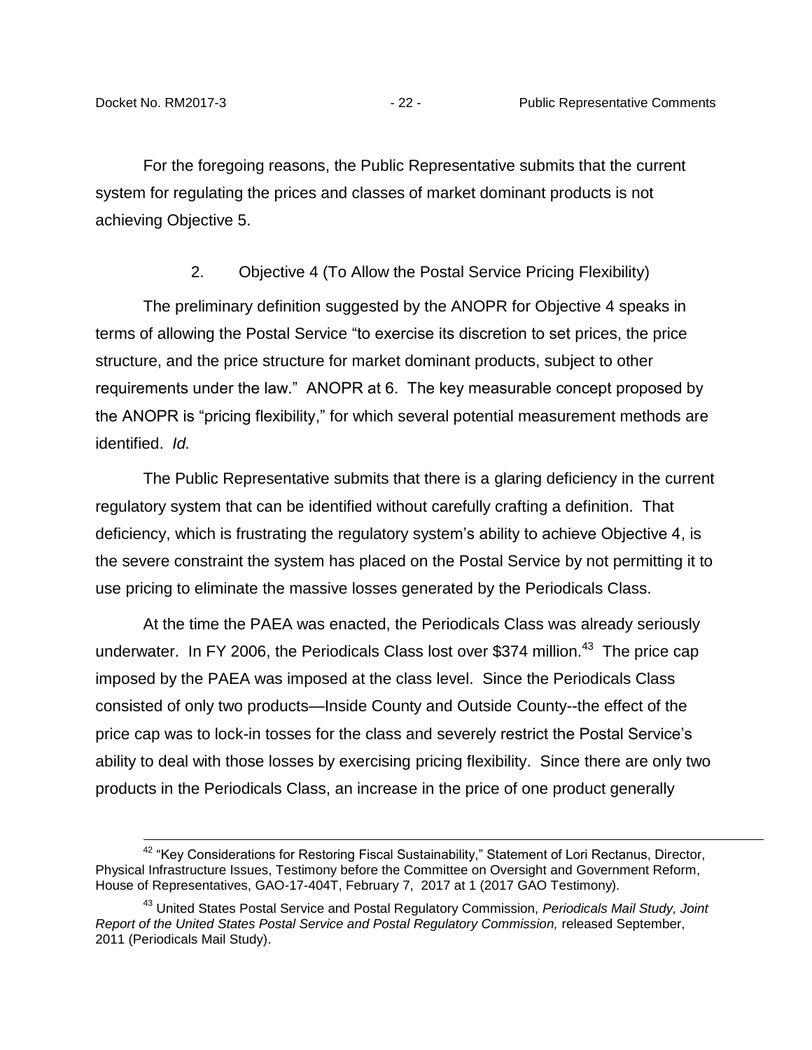For the foregoing reasons, the Public Representative submits that the current system for regulating the prices and classes of market dominant products is not achieving Objective 5.

2. Objective 4 (To Allow the Postal Service Pricing Flexibility)

The preliminary definition suggested by the ANOPR for Objective 4 speaks in terms of allowing the Postal Service "to exercise its discretion to set prices, the price structure, and the price structure for market dominant products, subject to other requirements under the law." ANOPR at 6. The key measurable concept proposed by the ANOPR is "pricing flexibility," for which several potential measurement methods are identified. *Id.*

The Public Representative submits that there is a glaring deficiency in the current regulatory system that can be identified without carefully crafting a definition. That deficiency, which is frustrating the regulatory system's ability to achieve Objective 4, is the severe constraint the system has placed on the Postal Service by not permitting it to use pricing to eliminate the massive losses generated by the Periodicals Class.

At the time the PAEA was enacted, the Periodicals Class was already seriously underwater. In FY 2006, the Periodicals Class lost over $374 million.[43] The price cap imposed by the PAEA was imposed at the class level. Since the Periodicals Class consisted of only two products—Inside County and Outside County--the effect of the price cap was to lock-in tosses for the class and severely restrict the Postal Service's ability to deal with those losses by exercising pricing flexibility. Since there are only two products in the Periodicals Class, an increase in the price of one product generally

---

[42] "Key Considerations for Restoring Fiscal Sustainability," Statement of Lori Rectanus, Director, Physical Infrastructure Issues, Testimony before the Committee on Oversight and Government Reform, House of Representatives, GAO-17-404T, February 7, 2017 at 1 (2017 GAO Testimony).

[43] United States Postal Service and Postal Regulatory Commission, *Periodicals Mail Study, Joint Report of the United States Postal Service and Postal Regulatory Commission,* released September, 2011 (Periodicals Mail Study).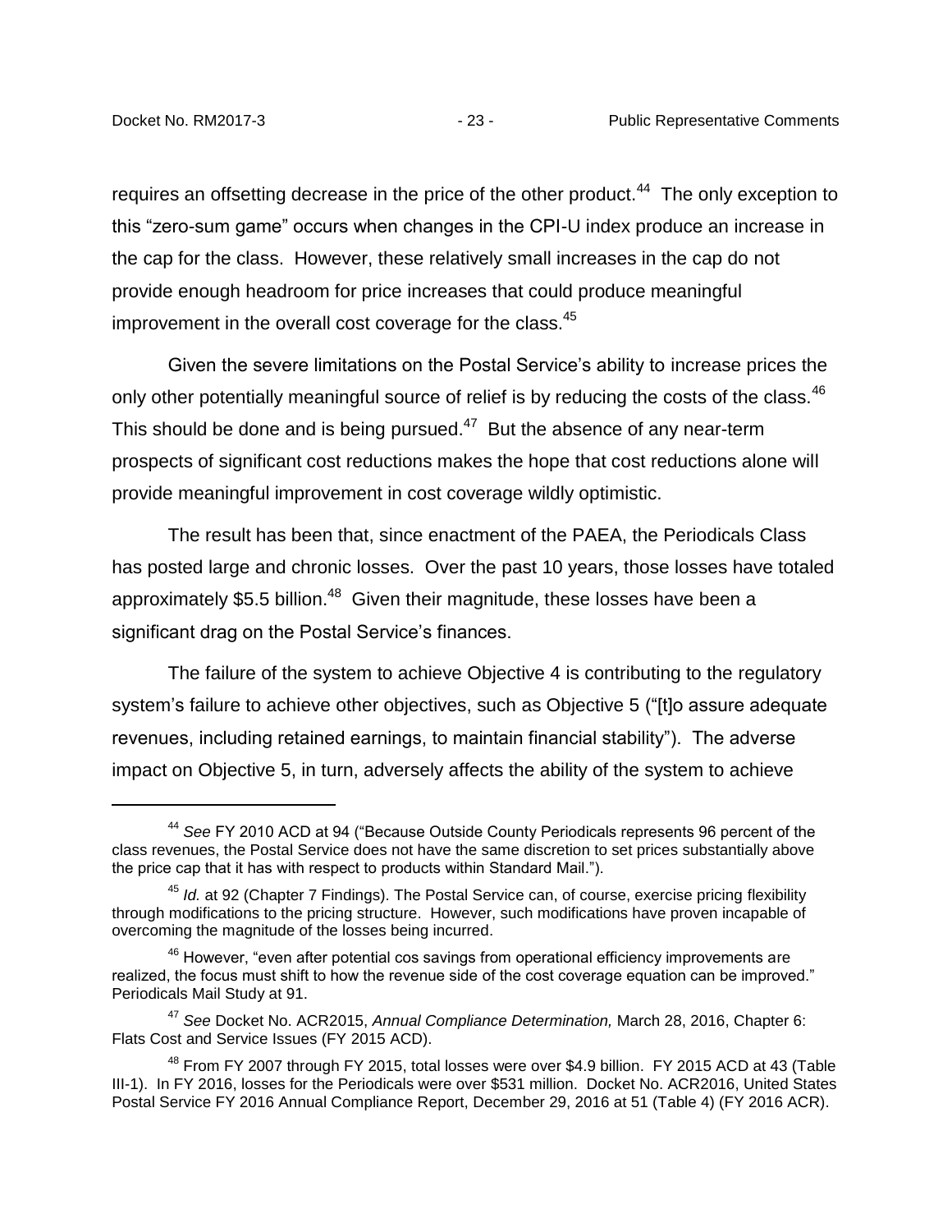requires an offsetting decrease in the price of the other product.[44] The only exception to this "zero-sum game" occurs when changes in the CPI-U index produce an increase in the cap for the class. However, these relatively small increases in the cap do not provide enough headroom for price increases that could produce meaningful improvement in the overall cost coverage for the class.[45]

Given the severe limitations on the Postal Service's ability to increase prices the only other potentially meaningful source of relief is by reducing the costs of the class.[46] This should be done and is being pursued.[47] But the absence of any near-term prospects of significant cost reductions makes the hope that cost reductions alone will provide meaningful improvement in cost coverage wildly optimistic.

The result has been that, since enactment of the PAEA, the Periodicals Class has posted large and chronic losses. Over the past 10 years, those losses have totaled approximately $5.5 billion.[48] Given their magnitude, these losses have been a significant drag on the Postal Service's finances.

The failure of the system to achieve Objective 4 is contributing to the regulatory system's failure to achieve other objectives, such as Objective 5 ("[t]o assure adequate revenues, including retained earnings, to maintain financial stability"). The adverse impact on Objective 5, in turn, adversely affects the ability of the system to achieve

---

[44] *See* FY 2010 ACD at 94 ("Because Outside County Periodicals represents 96 percent of the class revenues, the Postal Service does not have the same discretion to set prices substantially above the price cap that it has with respect to products within Standard Mail.").

[45] *Id.* at 92 (Chapter 7 Findings). The Postal Service can, of course, exercise pricing flexibility through modifications to the pricing structure. However, such modifications have proven incapable of overcoming the magnitude of the losses being incurred.

[46] However, "even after potential cos savings from operational efficiency improvements are realized, the focus must shift to how the revenue side of the cost coverage equation can be improved." Periodicals Mail Study at 91.

[47] *See* Docket No. ACR2015, *Annual Compliance Determination,* March 28, 2016, Chapter 6: Flats Cost and Service Issues (FY 2015 ACD).

[48] From FY 2007 through FY 2015, total losses were over $4.9 billion. FY 2015 ACD at 43 (Table III-1). In FY 2016, losses for the Periodicals were over $531 million. Docket No. ACR2016, United States Postal Service FY 2016 Annual Compliance Report, December 29, 2016 at 51 (Table 4) (FY 2016 ACR).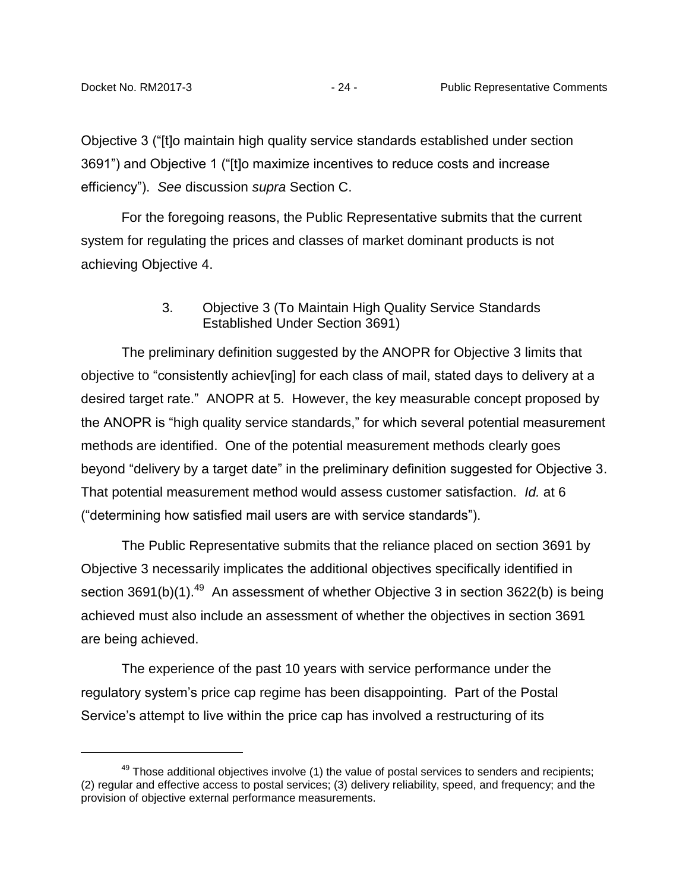Objective 3 ("[t]o maintain high quality service standards established under section 3691") and Objective 1 ("[t]o maximize incentives to reduce costs and increase efficiency"). *See* discussion *supra* Section C.

For the foregoing reasons, the Public Representative submits that the current system for regulating the prices and classes of market dominant products is not achieving Objective 4.

### 3. Objective 3 (To Maintain High Quality Service Standards Established Under Section 3691)

The preliminary definition suggested by the ANOPR for Objective 3 limits that objective to "consistently achiev[ing] for each class of mail, stated days to delivery at a desired target rate." ANOPR at 5. However, the key measurable concept proposed by the ANOPR is "high quality service standards," for which several potential measurement methods are identified. One of the potential measurement methods clearly goes beyond "delivery by a target date" in the preliminary definition suggested for Objective 3. That potential measurement method would assess customer satisfaction. *Id.* at 6 ("determining how satisfied mail users are with service standards").

The Public Representative submits that the reliance placed on section 3691 by Objective 3 necessarily implicates the additional objectives specifically identified in section 3691(b)(1).[49] An assessment of whether Objective 3 in section 3622(b) is being achieved must also include an assessment of whether the objectives in section 3691 are being achieved.

The experience of the past 10 years with service performance under the regulatory system's price cap regime has been disappointing. Part of the Postal Service's attempt to live within the price cap has involved a restructuring of its

[49] Those additional objectives involve (1) the value of postal services to senders and recipients; (2) regular and effective access to postal services; (3) delivery reliability, speed, and frequency; and the provision of objective external performance measurements.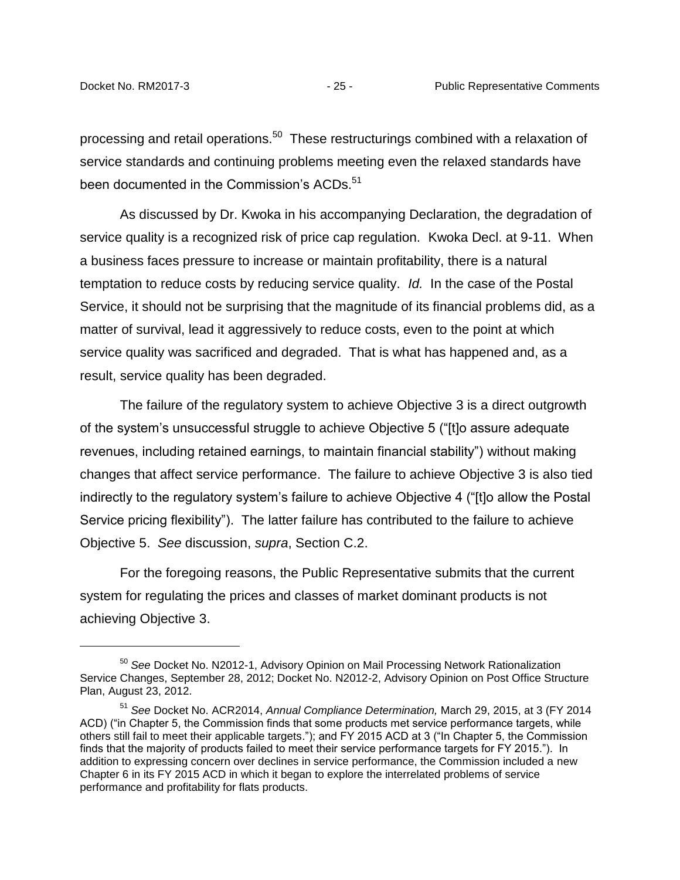processing and retail operations.[50] These restructurings combined with a relaxation of service standards and continuing problems meeting even the relaxed standards have been documented in the Commission's ACDs.[51]

As discussed by Dr. Kwoka in his accompanying Declaration, the degradation of service quality is a recognized risk of price cap regulation. Kwoka Decl. at 9-11. When a business faces pressure to increase or maintain profitability, there is a natural temptation to reduce costs by reducing service quality. *Id.* In the case of the Postal Service, it should not be surprising that the magnitude of its financial problems did, as a matter of survival, lead it aggressively to reduce costs, even to the point at which service quality was sacrificed and degraded. That is what has happened and, as a result, service quality has been degraded.

The failure of the regulatory system to achieve Objective 3 is a direct outgrowth of the system's unsuccessful struggle to achieve Objective 5 ("[t]o assure adequate revenues, including retained earnings, to maintain financial stability") without making changes that affect service performance. The failure to achieve Objective 3 is also tied indirectly to the regulatory system's failure to achieve Objective 4 ("[t]o allow the Postal Service pricing flexibility"). The latter failure has contributed to the failure to achieve Objective 5. *See* discussion, *supra*, Section C.2.

For the foregoing reasons, the Public Representative submits that the current system for regulating the prices and classes of market dominant products is not achieving Objective 3.

---

[50] *See* Docket No. N2012-1, Advisory Opinion on Mail Processing Network Rationalization Service Changes, September 28, 2012; Docket No. N2012-2, Advisory Opinion on Post Office Structure Plan, August 23, 2012.

[51] *See* Docket No. ACR2014, *Annual Compliance Determination,* March 29, 2015, at 3 (FY 2014 ACD) ("in Chapter 5, the Commission finds that some products met service performance targets, while others still fail to meet their applicable targets."); and FY 2015 ACD at 3 ("In Chapter 5, the Commission finds that the majority of products failed to meet their service performance targets for FY 2015."). In addition to expressing concern over declines in service performance, the Commission included a new Chapter 6 in its FY 2015 ACD in which it began to explore the interrelated problems of service performance and profitability for flats products.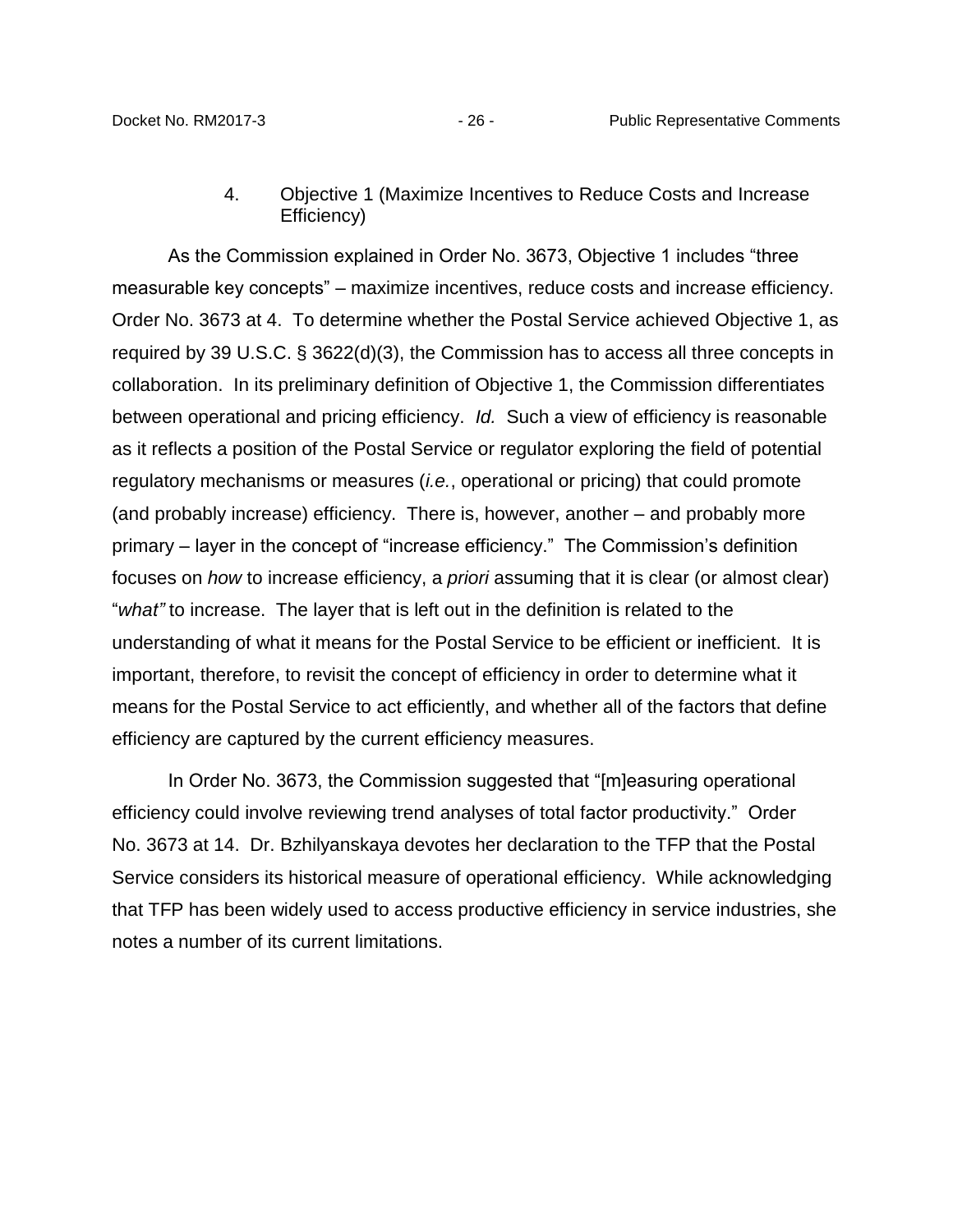### 4. Objective 1 (Maximize Incentives to Reduce Costs and Increase Efficiency)

As the Commission explained in Order No. 3673, Objective 1 includes "three measurable key concepts" – maximize incentives, reduce costs and increase efficiency. Order No. 3673 at 4. To determine whether the Postal Service achieved Objective 1, as required by 39 U.S.C. § 3622(d)(3), the Commission has to access all three concepts in collaboration. In its preliminary definition of Objective 1, the Commission differentiates between operational and pricing efficiency. *Id.* Such a view of efficiency is reasonable as it reflects a position of the Postal Service or regulator exploring the field of potential regulatory mechanisms or measures (*i.e.*, operational or pricing) that could promote (and probably increase) efficiency. There is, however, another – and probably more primary – layer in the concept of "increase efficiency." The Commission's definition focuses on *how* to increase efficiency, a *priori* assuming that it is clear (or almost clear) "*what"* to increase. The layer that is left out in the definition is related to the understanding of what it means for the Postal Service to be efficient or inefficient. It is important, therefore, to revisit the concept of efficiency in order to determine what it means for the Postal Service to act efficiently, and whether all of the factors that define efficiency are captured by the current efficiency measures.

In Order No. 3673, the Commission suggested that "[m]easuring operational efficiency could involve reviewing trend analyses of total factor productivity." Order No. 3673 at 14. Dr. Bzhilyanskaya devotes her declaration to the TFP that the Postal Service considers its historical measure of operational efficiency. While acknowledging that TFP has been widely used to access productive efficiency in service industries, she notes a number of its current limitations.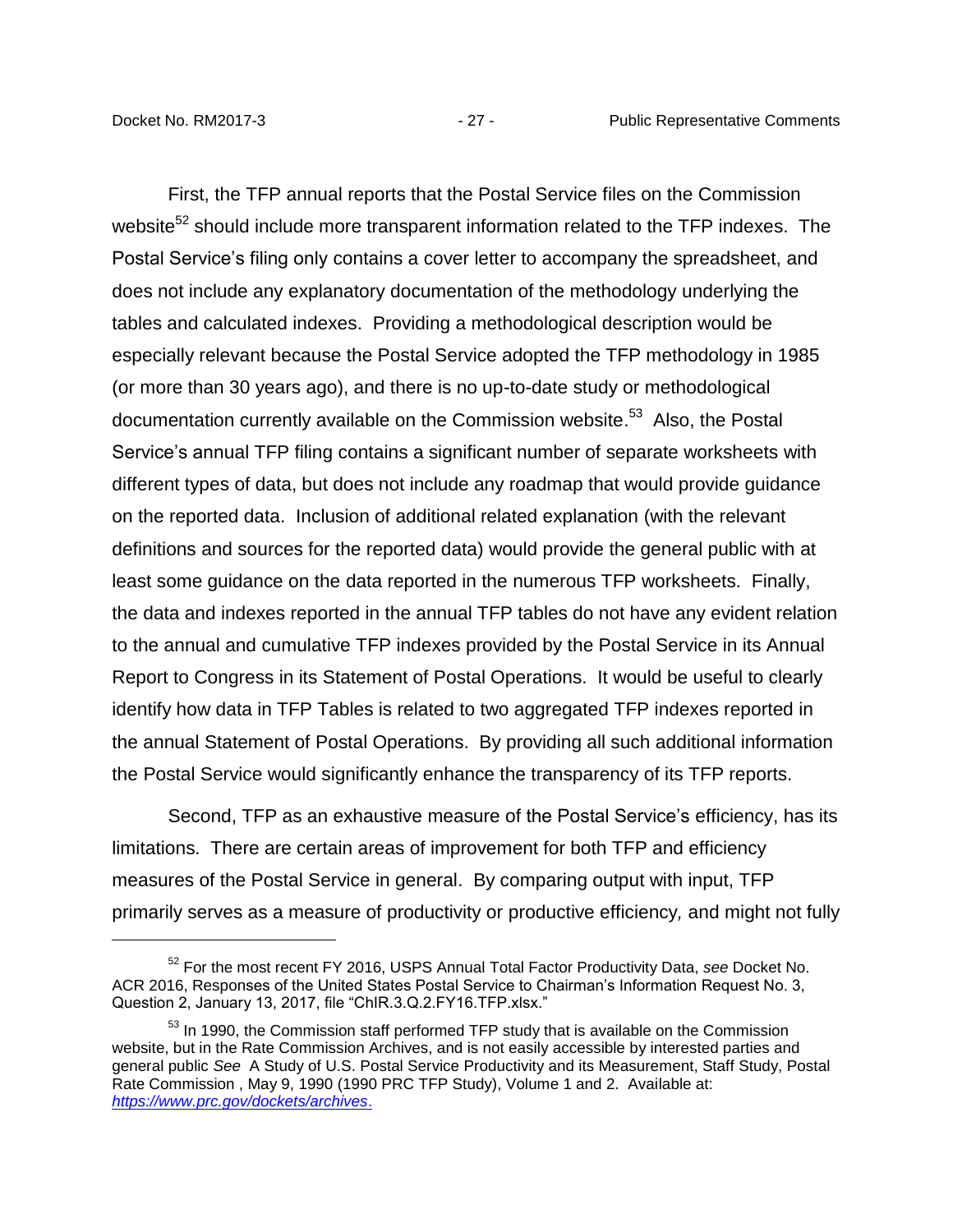First, the TFP annual reports that the Postal Service files on the Commission website[52] should include more transparent information related to the TFP indexes. The Postal Service's filing only contains a cover letter to accompany the spreadsheet, and does not include any explanatory documentation of the methodology underlying the tables and calculated indexes. Providing a methodological description would be especially relevant because the Postal Service adopted the TFP methodology in 1985 (or more than 30 years ago), and there is no up-to-date study or methodological documentation currently available on the Commission website.[53] Also, the Postal Service's annual TFP filing contains a significant number of separate worksheets with different types of data, but does not include any roadmap that would provide guidance on the reported data. Inclusion of additional related explanation (with the relevant definitions and sources for the reported data) would provide the general public with at least some guidance on the data reported in the numerous TFP worksheets. Finally, the data and indexes reported in the annual TFP tables do not have any evident relation to the annual and cumulative TFP indexes provided by the Postal Service in its Annual Report to Congress in its Statement of Postal Operations. It would be useful to clearly identify how data in TFP Tables is related to two aggregated TFP indexes reported in the annual Statement of Postal Operations. By providing all such additional information the Postal Service would significantly enhance the transparency of its TFP reports.

Second, TFP as an exhaustive measure of the Postal Service's efficiency, has its limitations. There are certain areas of improvement for both TFP and efficiency measures of the Postal Service in general. By comparing output with input, TFP primarily serves as a measure of productivity or productive efficiency, and might not fully

---

[52] For the most recent FY 2016, USPS Annual Total Factor Productivity Data, *see* Docket No. ACR 2016, Responses of the United States Postal Service to Chairman's Information Request No. 3, Question 2, January 13, 2017, file "ChIR.3.Q.2.FY16.TFP.xlsx."

[53] In 1990, the Commission staff performed TFP study that is available on the Commission website, but in the Rate Commission Archives, and is not easily accessible by interested parties and general public *See* A Study of U.S. Postal Service Productivity and its Measurement, Staff Study, Postal Rate Commission , May 9, 1990 (1990 PRC TFP Study), Volume 1 and 2. Available at: *https://www.prc.gov/dockets/archives*.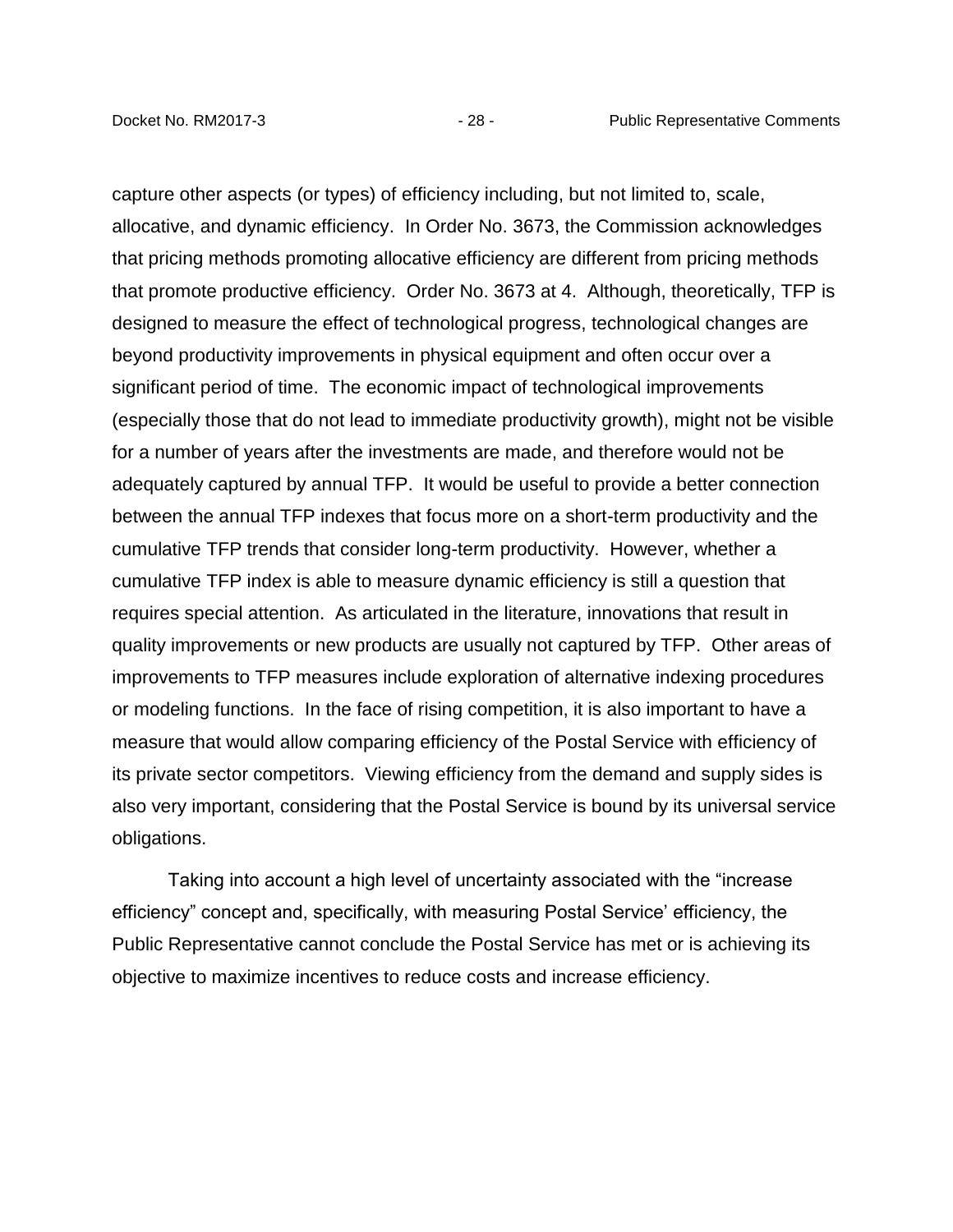capture other aspects (or types) of efficiency including, but not limited to, scale, allocative, and dynamic efficiency. In Order No. 3673, the Commission acknowledges that pricing methods promoting allocative efficiency are different from pricing methods that promote productive efficiency. Order No. 3673 at 4. Although, theoretically, TFP is designed to measure the effect of technological progress, technological changes are beyond productivity improvements in physical equipment and often occur over a significant period of time. The economic impact of technological improvements (especially those that do not lead to immediate productivity growth), might not be visible for a number of years after the investments are made, and therefore would not be adequately captured by annual TFP. It would be useful to provide a better connection between the annual TFP indexes that focus more on a short-term productivity and the cumulative TFP trends that consider long-term productivity. However, whether a cumulative TFP index is able to measure dynamic efficiency is still a question that requires special attention. As articulated in the literature, innovations that result in quality improvements or new products are usually not captured by TFP. Other areas of improvements to TFP measures include exploration of alternative indexing procedures or modeling functions. In the face of rising competition, it is also important to have a measure that would allow comparing efficiency of the Postal Service with efficiency of its private sector competitors. Viewing efficiency from the demand and supply sides is also very important, considering that the Postal Service is bound by its universal service obligations.

Taking into account a high level of uncertainty associated with the "increase efficiency" concept and, specifically, with measuring Postal Service' efficiency, the Public Representative cannot conclude the Postal Service has met or is achieving its objective to maximize incentives to reduce costs and increase efficiency.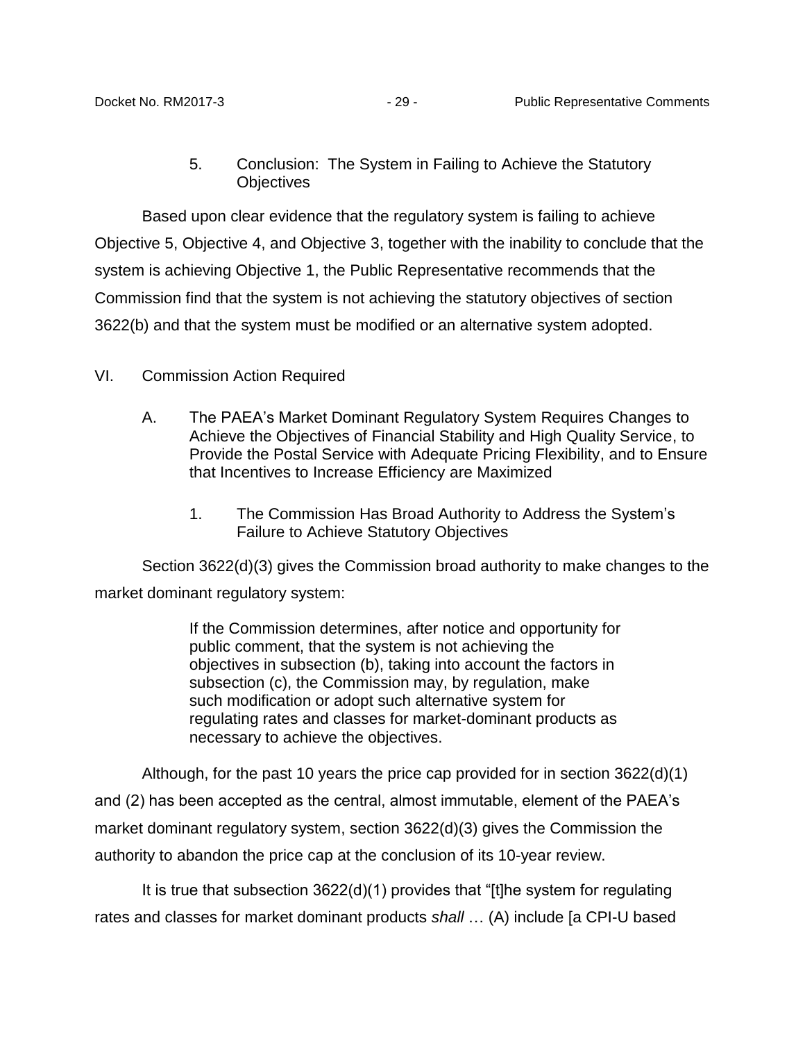### 5. Conclusion: The System in Failing to Achieve the Statutory Objectives

Based upon clear evidence that the regulatory system is failing to achieve Objective 5, Objective 4, and Objective 3, together with the inability to conclude that the system is achieving Objective 1, the Public Representative recommends that the Commission find that the system is not achieving the statutory objectives of section 3622(b) and that the system must be modified or an alternative system adopted.

# VI. Commission Action Required

## A. The PAEA's Market Dominant Regulatory System Requires Changes to Achieve the Objectives of Financial Stability and High Quality Service, to Provide the Postal Service with Adequate Pricing Flexibility, and to Ensure that Incentives to Increase Efficiency are Maximized

### 1. The Commission Has Broad Authority to Address the System's Failure to Achieve Statutory Objectives

Section 3622(d)(3) gives the Commission broad authority to make changes to the market dominant regulatory system:

> If the Commission determines, after notice and opportunity for public comment, that the system is not achieving the objectives in subsection (b), taking into account the factors in subsection (c), the Commission may, by regulation, make such modification or adopt such alternative system for regulating rates and classes for market-dominant products as necessary to achieve the objectives.

Although, for the past 10 years the price cap provided for in section 3622(d)(1) and (2) has been accepted as the central, almost immutable, element of the PAEA's market dominant regulatory system, section 3622(d)(3) gives the Commission the authority to abandon the price cap at the conclusion of its 10-year review.

It is true that subsection 3622(d)(1) provides that "[t]he system for regulating rates and classes for market dominant products *shall* … (A) include [a CPI-U based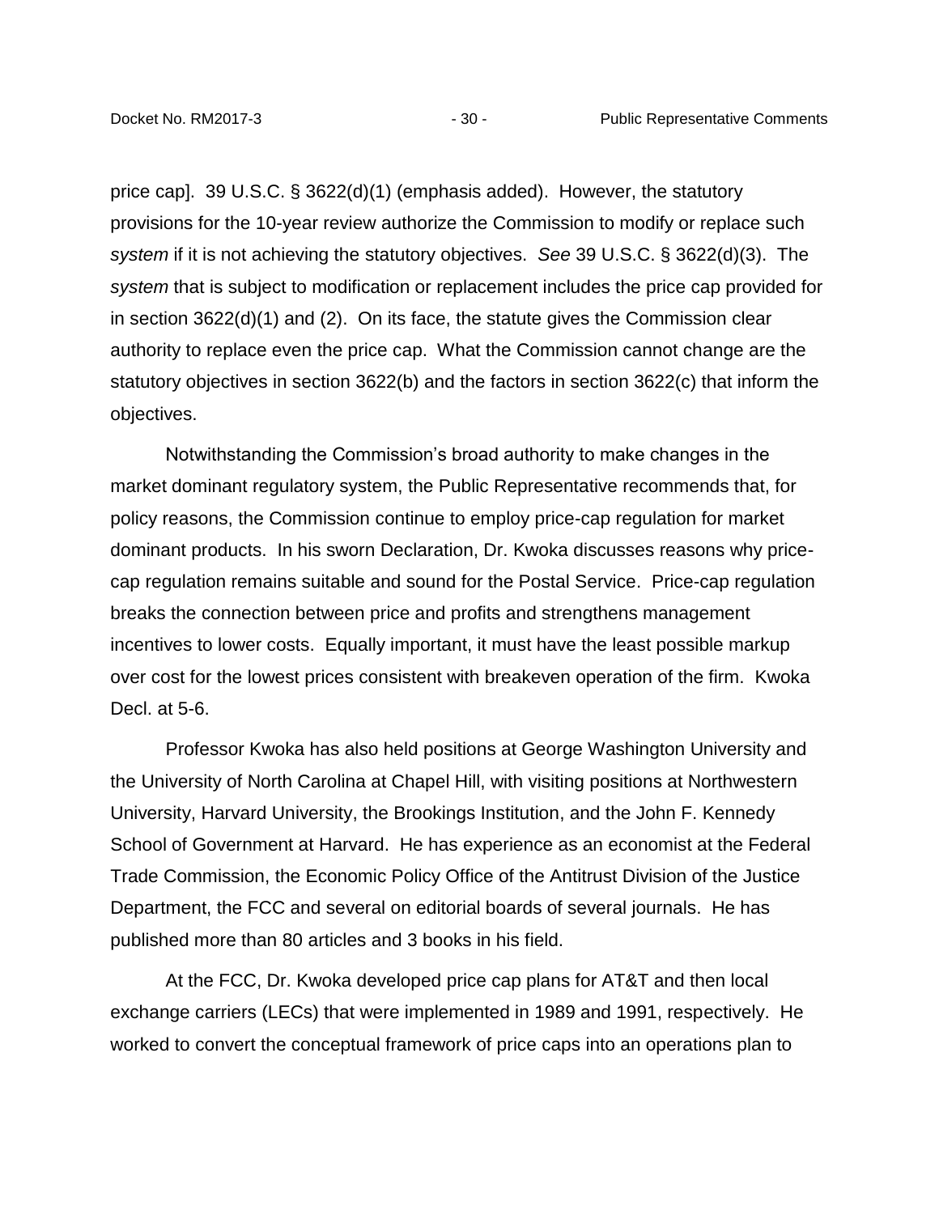price cap]. 39 U.S.C. § 3622(d)(1) (emphasis added). However, the statutory provisions for the 10-year review authorize the Commission to modify or replace such *system* if it is not achieving the statutory objectives. *See* 39 U.S.C. § 3622(d)(3). The *system* that is subject to modification or replacement includes the price cap provided for in section 3622(d)(1) and (2). On its face, the statute gives the Commission clear authority to replace even the price cap. What the Commission cannot change are the statutory objectives in section 3622(b) and the factors in section 3622(c) that inform the objectives.

Notwithstanding the Commission's broad authority to make changes in the market dominant regulatory system, the Public Representative recommends that, for policy reasons, the Commission continue to employ price-cap regulation for market dominant products. In his sworn Declaration, Dr. Kwoka discusses reasons why price-cap regulation remains suitable and sound for the Postal Service. Price-cap regulation breaks the connection between price and profits and strengthens management incentives to lower costs. Equally important, it must have the least possible markup over cost for the lowest prices consistent with breakeven operation of the firm. Kwoka Decl. at 5-6.

Professor Kwoka has also held positions at George Washington University and the University of North Carolina at Chapel Hill, with visiting positions at Northwestern University, Harvard University, the Brookings Institution, and the John F. Kennedy School of Government at Harvard. He has experience as an economist at the Federal Trade Commission, the Economic Policy Office of the Antitrust Division of the Justice Department, the FCC and several on editorial boards of several journals. He has published more than 80 articles and 3 books in his field.

At the FCC, Dr. Kwoka developed price cap plans for AT&T and then local exchange carriers (LECs) that were implemented in 1989 and 1991, respectively. He worked to convert the conceptual framework of price caps into an operations plan to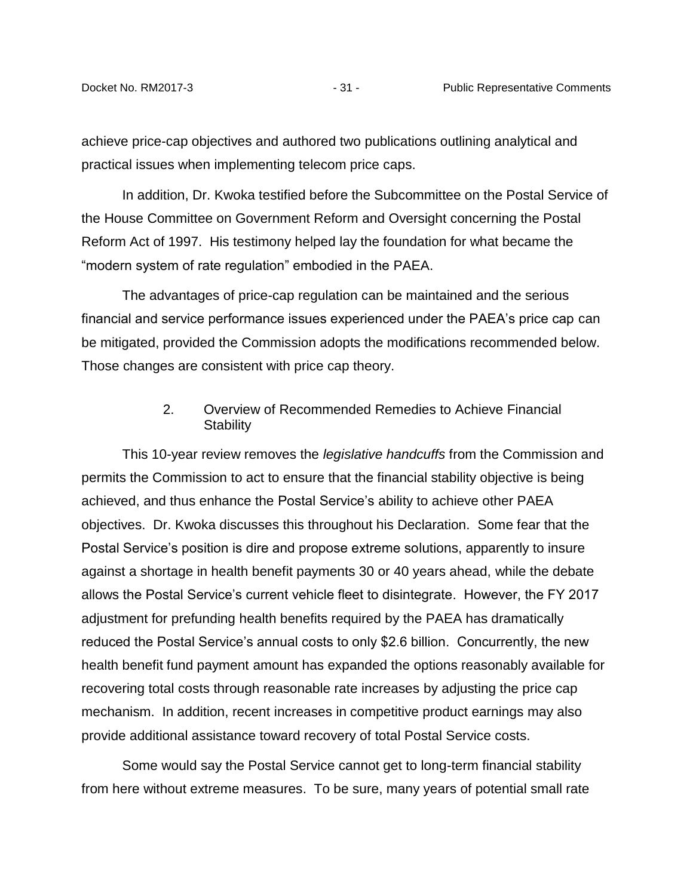achieve price-cap objectives and authored two publications outlining analytical and practical issues when implementing telecom price caps.

In addition, Dr. Kwoka testified before the Subcommittee on the Postal Service of the House Committee on Government Reform and Oversight concerning the Postal Reform Act of 1997. His testimony helped lay the foundation for what became the "modern system of rate regulation" embodied in the PAEA.

The advantages of price-cap regulation can be maintained and the serious financial and service performance issues experienced under the PAEA's price cap can be mitigated, provided the Commission adopts the modifications recommended below. Those changes are consistent with price cap theory.

### 2. Overview of Recommended Remedies to Achieve Financial Stability

This 10-year review removes the *legislative handcuffs* from the Commission and permits the Commission to act to ensure that the financial stability objective is being achieved, and thus enhance the Postal Service's ability to achieve other PAEA objectives. Dr. Kwoka discusses this throughout his Declaration. Some fear that the Postal Service's position is dire and propose extreme solutions, apparently to insure against a shortage in health benefit payments 30 or 40 years ahead, while the debate allows the Postal Service's current vehicle fleet to disintegrate. However, the FY 2017 adjustment for prefunding health benefits required by the PAEA has dramatically reduced the Postal Service's annual costs to only $2.6 billion. Concurrently, the new health benefit fund payment amount has expanded the options reasonably available for recovering total costs through reasonable rate increases by adjusting the price cap mechanism. In addition, recent increases in competitive product earnings may also provide additional assistance toward recovery of total Postal Service costs.

Some would say the Postal Service cannot get to long-term financial stability from here without extreme measures. To be sure, many years of potential small rate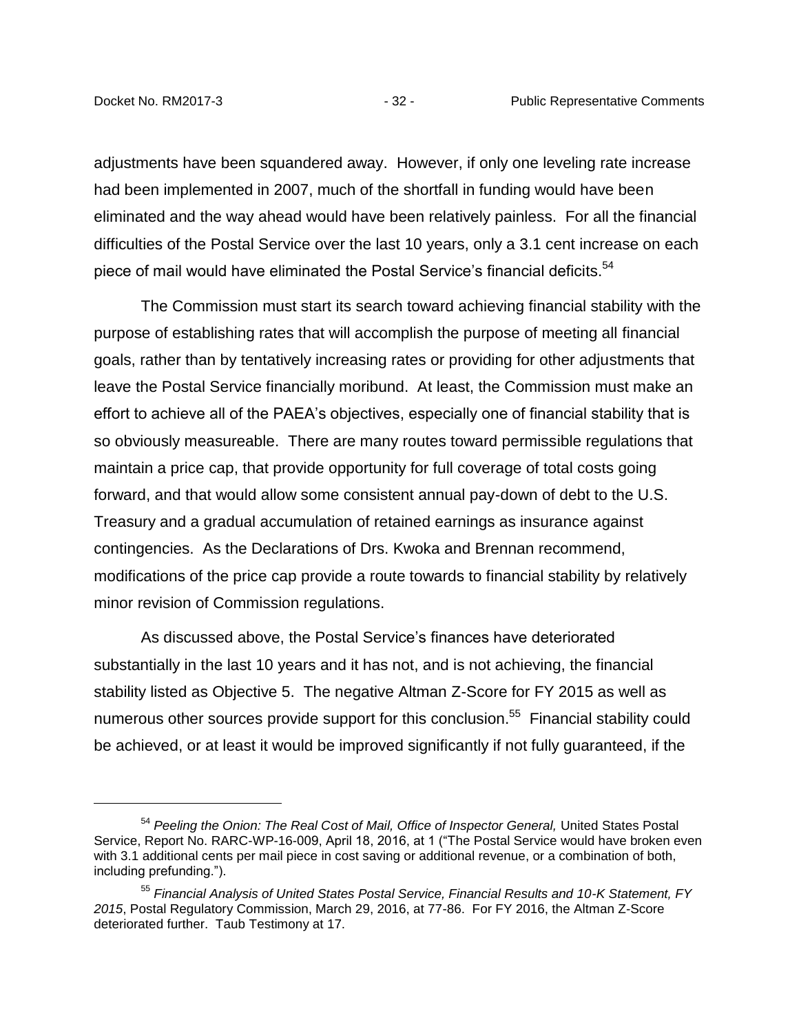adjustments have been squandered away. However, if only one leveling rate increase had been implemented in 2007, much of the shortfall in funding would have been eliminated and the way ahead would have been relatively painless. For all the financial difficulties of the Postal Service over the last 10 years, only a 3.1 cent increase on each piece of mail would have eliminated the Postal Service's financial deficits.[54]

The Commission must start its search toward achieving financial stability with the purpose of establishing rates that will accomplish the purpose of meeting all financial goals, rather than by tentatively increasing rates or providing for other adjustments that leave the Postal Service financially moribund. At least, the Commission must make an effort to achieve all of the PAEA's objectives, especially one of financial stability that is so obviously measureable. There are many routes toward permissible regulations that maintain a price cap, that provide opportunity for full coverage of total costs going forward, and that would allow some consistent annual pay-down of debt to the U.S. Treasury and a gradual accumulation of retained earnings as insurance against contingencies. As the Declarations of Drs. Kwoka and Brennan recommend, modifications of the price cap provide a route towards to financial stability by relatively minor revision of Commission regulations.

As discussed above, the Postal Service's finances have deteriorated substantially in the last 10 years and it has not, and is not achieving, the financial stability listed as Objective 5. The negative Altman Z-Score for FY 2015 as well as numerous other sources provide support for this conclusion.[55] Financial stability could be achieved, or at least it would be improved significantly if not fully guaranteed, if the

---

[54] *Peeling the Onion: The Real Cost of Mail, Office of Inspector General,* United States Postal Service, Report No. RARC-WP-16-009, April 18, 2016, at 1 ("The Postal Service would have broken even with 3.1 additional cents per mail piece in cost saving or additional revenue, or a combination of both, including prefunding.").

[55] *Financial Analysis of United States Postal Service, Financial Results and 10-K Statement, FY 2015*, Postal Regulatory Commission, March 29, 2016, at 77-86. For FY 2016, the Altman Z-Score deteriorated further. Taub Testimony at 17.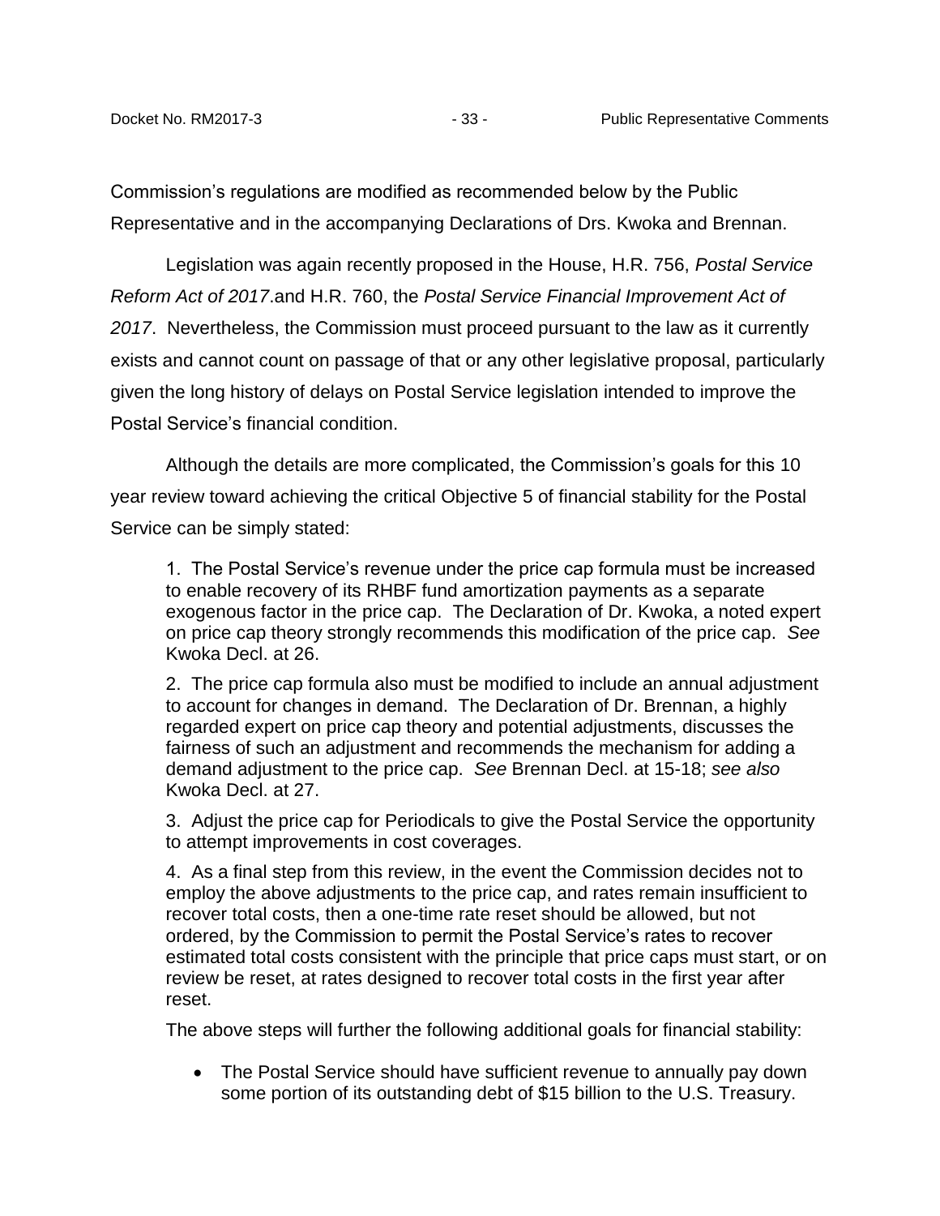Commission's regulations are modified as recommended below by the Public Representative and in the accompanying Declarations of Drs. Kwoka and Brennan.

Legislation was again recently proposed in the House, H.R. 756, *Postal Service Reform Act of 2017*.and H.R. 760, the *Postal Service Financial Improvement Act of 2017*. Nevertheless, the Commission must proceed pursuant to the law as it currently exists and cannot count on passage of that or any other legislative proposal, particularly given the long history of delays on Postal Service legislation intended to improve the Postal Service's financial condition.

Although the details are more complicated, the Commission's goals for this 10 year review toward achieving the critical Objective 5 of financial stability for the Postal Service can be simply stated:

> 1. The Postal Service's revenue under the price cap formula must be increased to enable recovery of its RHBF fund amortization payments as a separate exogenous factor in the price cap. The Declaration of Dr. Kwoka, a noted expert on price cap theory strongly recommends this modification of the price cap. *See* Kwoka Decl. at 26.
>
> 2. The price cap formula also must be modified to include an annual adjustment to account for changes in demand. The Declaration of Dr. Brennan, a highly regarded expert on price cap theory and potential adjustments, discusses the fairness of such an adjustment and recommends the mechanism for adding a demand adjustment to the price cap. *See* Brennan Decl. at 15-18; *see also* Kwoka Decl. at 27.
>
> 3. Adjust the price cap for Periodicals to give the Postal Service the opportunity to attempt improvements in cost coverages.
>
> 4. As a final step from this review, in the event the Commission decides not to employ the above adjustments to the price cap, and rates remain insufficient to recover total costs, then a one-time rate reset should be allowed, but not ordered, by the Commission to permit the Postal Service's rates to recover estimated total costs consistent with the principle that price caps must start, or on review be reset, at rates designed to recover total costs in the first year after reset.
>
> The above steps will further the following additional goals for financial stability:
>
> - The Postal Service should have sufficient revenue to annually pay down some portion of its outstanding debt of $15 billion to the U.S. Treasury.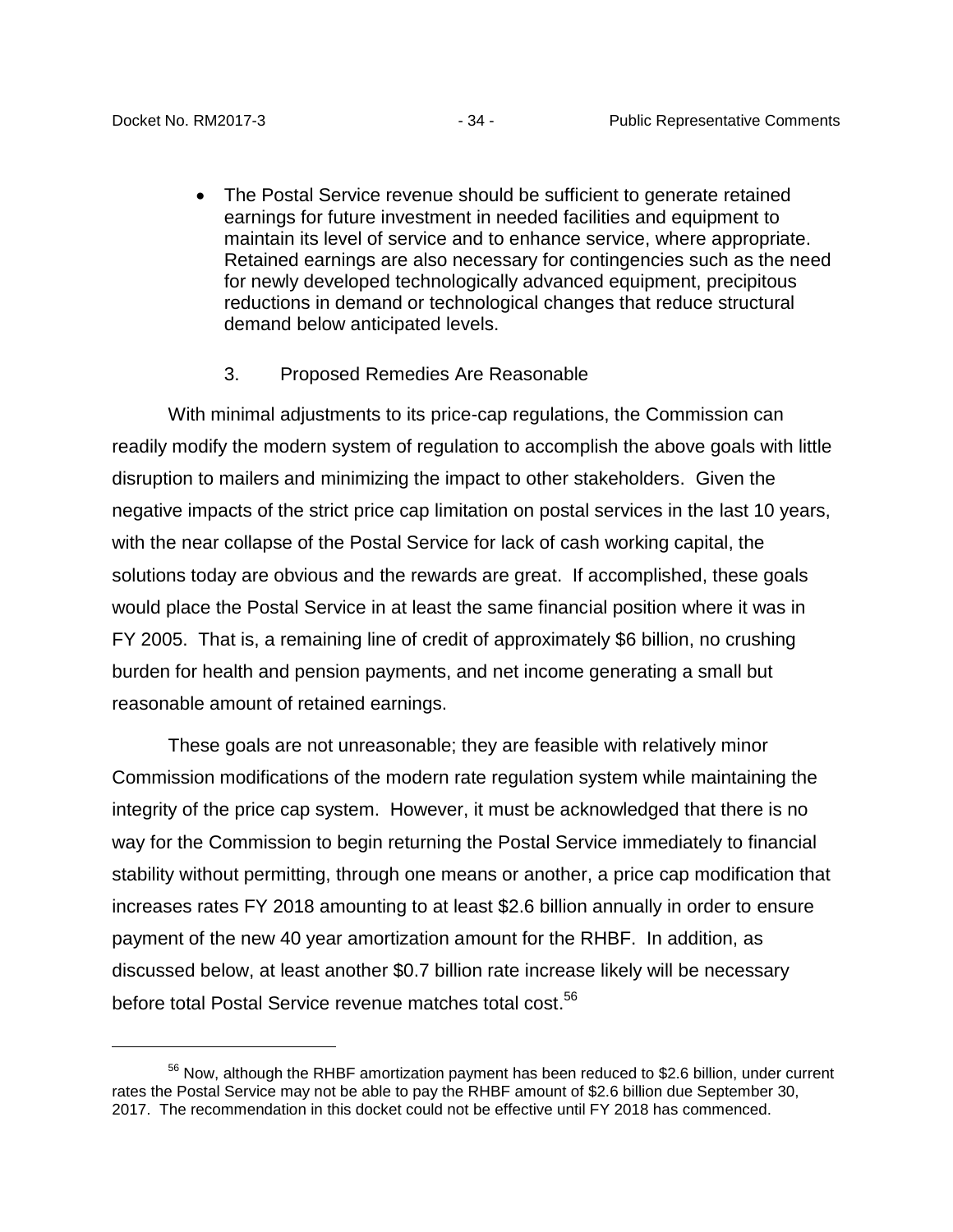- The Postal Service revenue should be sufficient to generate retained earnings for future investment in needed facilities and equipment to maintain its level of service and to enhance service, where appropriate. Retained earnings are also necessary for contingencies such as the need for newly developed technologically advanced equipment, precipitous reductions in demand or technological changes that reduce structural demand below anticipated levels.

### 3. Proposed Remedies Are Reasonable

With minimal adjustments to its price-cap regulations, the Commission can readily modify the modern system of regulation to accomplish the above goals with little disruption to mailers and minimizing the impact to other stakeholders. Given the negative impacts of the strict price cap limitation on postal services in the last 10 years, with the near collapse of the Postal Service for lack of cash working capital, the solutions today are obvious and the rewards are great. If accomplished, these goals would place the Postal Service in at least the same financial position where it was in FY 2005. That is, a remaining line of credit of approximately $6 billion, no crushing burden for health and pension payments, and net income generating a small but reasonable amount of retained earnings.

These goals are not unreasonable; they are feasible with relatively minor Commission modifications of the modern rate regulation system while maintaining the integrity of the price cap system. However, it must be acknowledged that there is no way for the Commission to begin returning the Postal Service immediately to financial stability without permitting, through one means or another, a price cap modification that increases rates FY 2018 amounting to at least $2.6 billion annually in order to ensure payment of the new 40 year amortization amount for the RHBF. In addition, as discussed below, at least another $0.7 billion rate increase likely will be necessary before total Postal Service revenue matches total cost.[56]

[56] Now, although the RHBF amortization payment has been reduced to $2.6 billion, under current rates the Postal Service may not be able to pay the RHBF amount of $2.6 billion due September 30, 2017. The recommendation in this docket could not be effective until FY 2018 has commenced.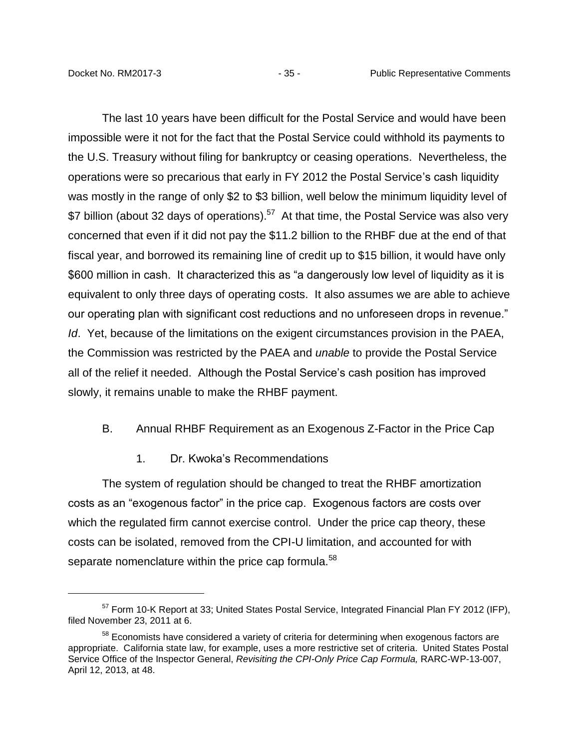The last 10 years have been difficult for the Postal Service and would have been impossible were it not for the fact that the Postal Service could withhold its payments to the U.S. Treasury without filing for bankruptcy or ceasing operations. Nevertheless, the operations were so precarious that early in FY 2012 the Postal Service's cash liquidity was mostly in the range of only $2 to $3 billion, well below the minimum liquidity level of $7 billion (about 32 days of operations).[57] At that time, the Postal Service was also very concerned that even if it did not pay the $11.2 billion to the RHBF due at the end of that fiscal year, and borrowed its remaining line of credit up to $15 billion, it would have only $600 million in cash. It characterized this as "a dangerously low level of liquidity as it is equivalent to only three days of operating costs. It also assumes we are able to achieve our operating plan with significant cost reductions and no unforeseen drops in revenue." *Id*. Yet, because of the limitations on the exigent circumstances provision in the PAEA, the Commission was restricted by the PAEA and *unable* to provide the Postal Service all of the relief it needed. Although the Postal Service's cash position has improved slowly, it remains unable to make the RHBF payment.

## B. Annual RHBF Requirement as an Exogenous Z-Factor in the Price Cap

### 1. Dr. Kwoka's Recommendations

The system of regulation should be changed to treat the RHBF amortization costs as an "exogenous factor" in the price cap. Exogenous factors are costs over which the regulated firm cannot exercise control. Under the price cap theory, these costs can be isolated, removed from the CPI-U limitation, and accounted for with separate nomenclature within the price cap formula.[58]

---

[57] Form 10-K Report at 33; United States Postal Service, Integrated Financial Plan FY 2012 (IFP), filed November 23, 2011 at 6.

[58] Economists have considered a variety of criteria for determining when exogenous factors are appropriate. California state law, for example, uses a more restrictive set of criteria. United States Postal Service Office of the Inspector General, *Revisiting the CPI-Only Price Cap Formula,* RARC-WP-13-007, April 12, 2013, at 48.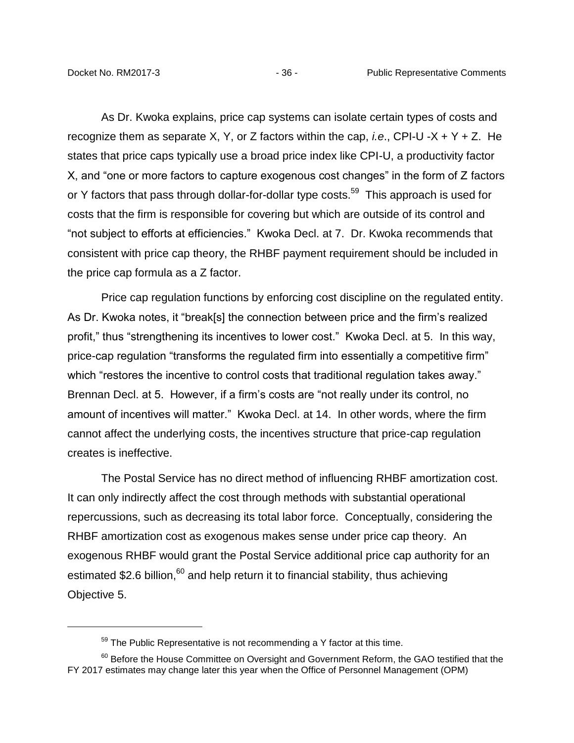As Dr. Kwoka explains, price cap systems can isolate certain types of costs and recognize them as separate X, Y, or Z factors within the cap, *i.e*., CPI-U -X + Y + Z. He states that price caps typically use a broad price index like CPI-U, a productivity factor X, and "one or more factors to capture exogenous cost changes" in the form of Z factors or Y factors that pass through dollar-for-dollar type costs.[59] This approach is used for costs that the firm is responsible for covering but which are outside of its control and "not subject to efforts at efficiencies." Kwoka Decl. at 7. Dr. Kwoka recommends that consistent with price cap theory, the RHBF payment requirement should be included in the price cap formula as a Z factor.

Price cap regulation functions by enforcing cost discipline on the regulated entity. As Dr. Kwoka notes, it "break[s] the connection between price and the firm's realized profit," thus "strengthening its incentives to lower cost." Kwoka Decl. at 5. In this way, price-cap regulation "transforms the regulated firm into essentially a competitive firm" which "restores the incentive to control costs that traditional regulation takes away." Brennan Decl. at 5. However, if a firm's costs are "not really under its control, no amount of incentives will matter." Kwoka Decl. at 14. In other words, where the firm cannot affect the underlying costs, the incentives structure that price-cap regulation creates is ineffective.

The Postal Service has no direct method of influencing RHBF amortization cost. It can only indirectly affect the cost through methods with substantial operational repercussions, such as decreasing its total labor force. Conceptually, considering the RHBF amortization cost as exogenous makes sense under price cap theory. An exogenous RHBF would grant the Postal Service additional price cap authority for an estimated $2.6 billion,[60] and help return it to financial stability, thus achieving Objective 5.

---

[59] The Public Representative is not recommending a Y factor at this time.

[60] Before the House Committee on Oversight and Government Reform, the GAO testified that the FY 2017 estimates may change later this year when the Office of Personnel Management (OPM)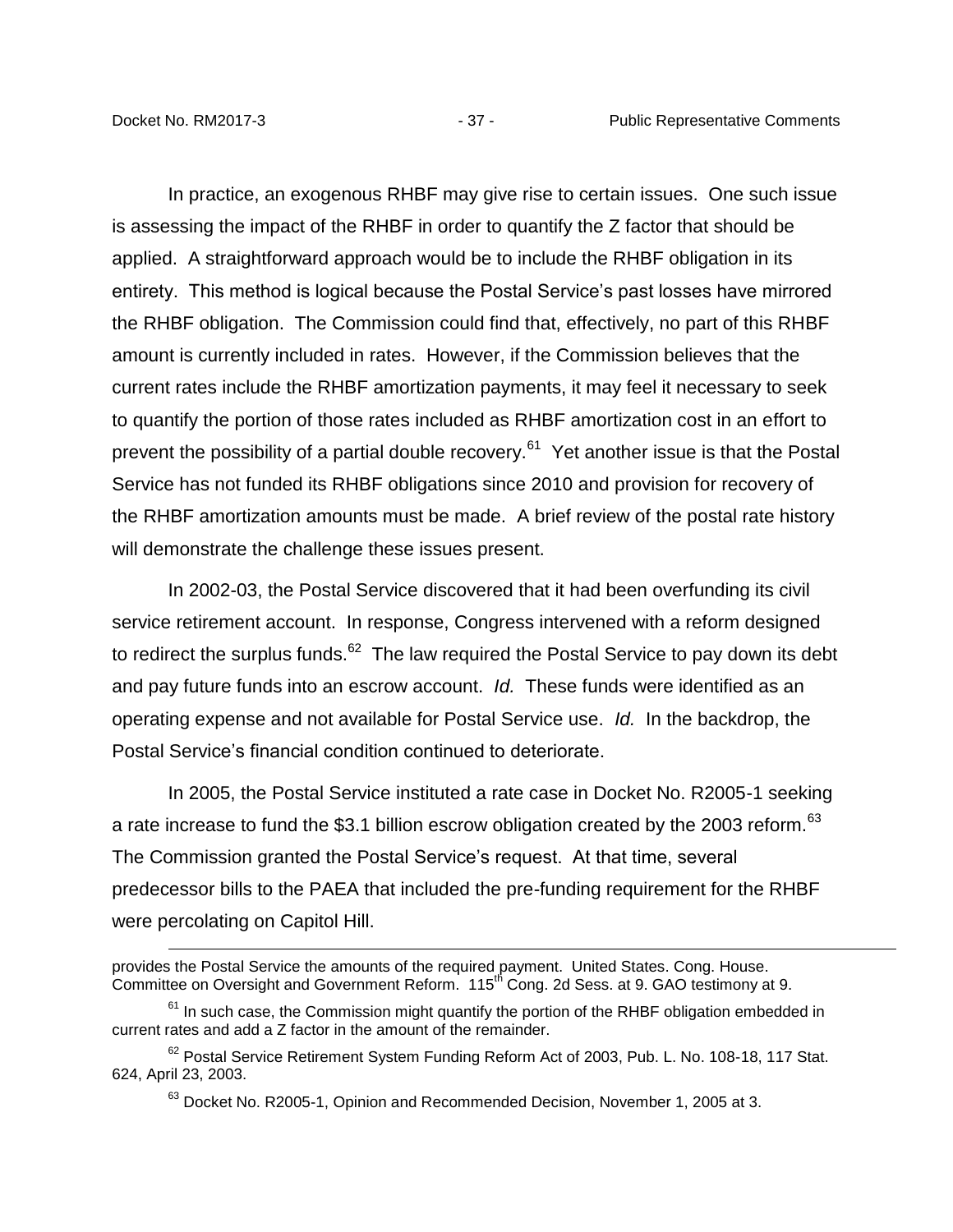In practice, an exogenous RHBF may give rise to certain issues. One such issue is assessing the impact of the RHBF in order to quantify the Z factor that should be applied. A straightforward approach would be to include the RHBF obligation in its entirety. This method is logical because the Postal Service's past losses have mirrored the RHBF obligation. The Commission could find that, effectively, no part of this RHBF amount is currently included in rates. However, if the Commission believes that the current rates include the RHBF amortization payments, it may feel it necessary to seek to quantify the portion of those rates included as RHBF amortization cost in an effort to prevent the possibility of a partial double recovery.[61] Yet another issue is that the Postal Service has not funded its RHBF obligations since 2010 and provision for recovery of the RHBF amortization amounts must be made. A brief review of the postal rate history will demonstrate the challenge these issues present.

In 2002-03, the Postal Service discovered that it had been overfunding its civil service retirement account. In response, Congress intervened with a reform designed to redirect the surplus funds.[62] The law required the Postal Service to pay down its debt and pay future funds into an escrow account. *Id.* These funds were identified as an operating expense and not available for Postal Service use. *Id.* In the backdrop, the Postal Service's financial condition continued to deteriorate.

In 2005, the Postal Service instituted a rate case in Docket No. R2005-1 seeking a rate increase to fund the $3.1 billion escrow obligation created by the 2003 reform.[63] The Commission granted the Postal Service's request. At that time, several predecessor bills to the PAEA that included the pre-funding requirement for the RHBF were percolating on Capitol Hill.

---

provides the Postal Service the amounts of the required payment. United States. Cong. House. Committee on Oversight and Government Reform. 115th Cong. 2d Sess. at 9. GAO testimony at 9.

[61] In such case, the Commission might quantify the portion of the RHBF obligation embedded in current rates and add a Z factor in the amount of the remainder.

[62] Postal Service Retirement System Funding Reform Act of 2003, Pub. L. No. 108-18, 117 Stat. 624, April 23, 2003.

[63] Docket No. R2005-1, Opinion and Recommended Decision, November 1, 2005 at 3.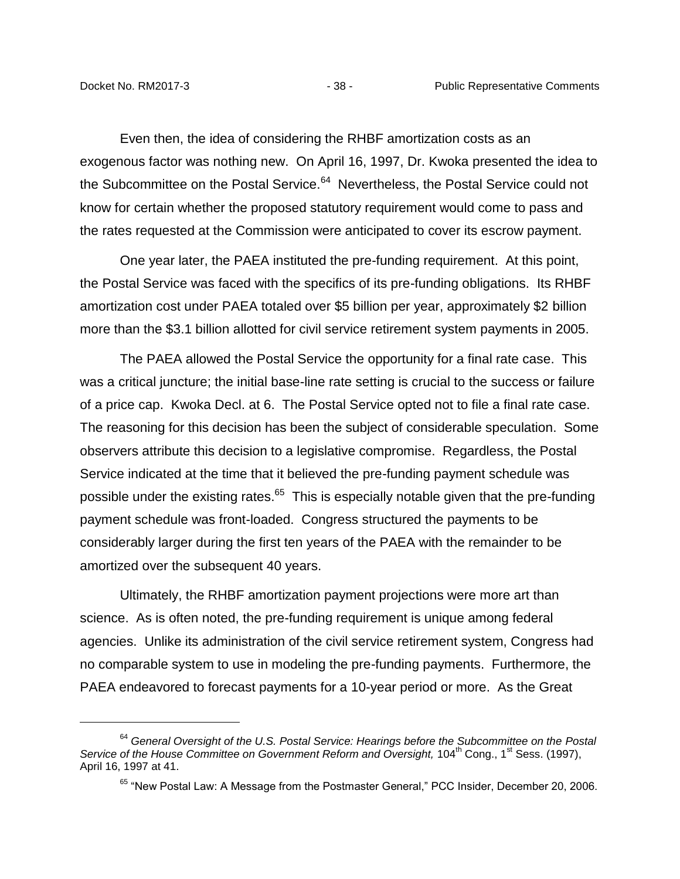Even then, the idea of considering the RHBF amortization costs as an exogenous factor was nothing new. On April 16, 1997, Dr. Kwoka presented the idea to the Subcommittee on the Postal Service.[64] Nevertheless, the Postal Service could not know for certain whether the proposed statutory requirement would come to pass and the rates requested at the Commission were anticipated to cover its escrow payment.

One year later, the PAEA instituted the pre-funding requirement. At this point, the Postal Service was faced with the specifics of its pre-funding obligations. Its RHBF amortization cost under PAEA totaled over $5 billion per year, approximately $2 billion more than the $3.1 billion allotted for civil service retirement system payments in 2005.

The PAEA allowed the Postal Service the opportunity for a final rate case. This was a critical juncture; the initial base-line rate setting is crucial to the success or failure of a price cap. Kwoka Decl. at 6. The Postal Service opted not to file a final rate case. The reasoning for this decision has been the subject of considerable speculation. Some observers attribute this decision to a legislative compromise. Regardless, the Postal Service indicated at the time that it believed the pre-funding payment schedule was possible under the existing rates.[65] This is especially notable given that the pre-funding payment schedule was front-loaded. Congress structured the payments to be considerably larger during the first ten years of the PAEA with the remainder to be amortized over the subsequent 40 years.

Ultimately, the RHBF amortization payment projections were more art than science. As is often noted, the pre-funding requirement is unique among federal agencies. Unlike its administration of the civil service retirement system, Congress had no comparable system to use in modeling the pre-funding payments. Furthermore, the PAEA endeavored to forecast payments for a 10-year period or more. As the Great

---

[64] *General Oversight of the U.S. Postal Service: Hearings before the Subcommittee on the Postal Service of the House Committee on Government Reform and Oversight,* 104th Cong., 1st Sess. (1997), April 16, 1997 at 41.

[65] "New Postal Law: A Message from the Postmaster General," PCC Insider, December 20, 2006.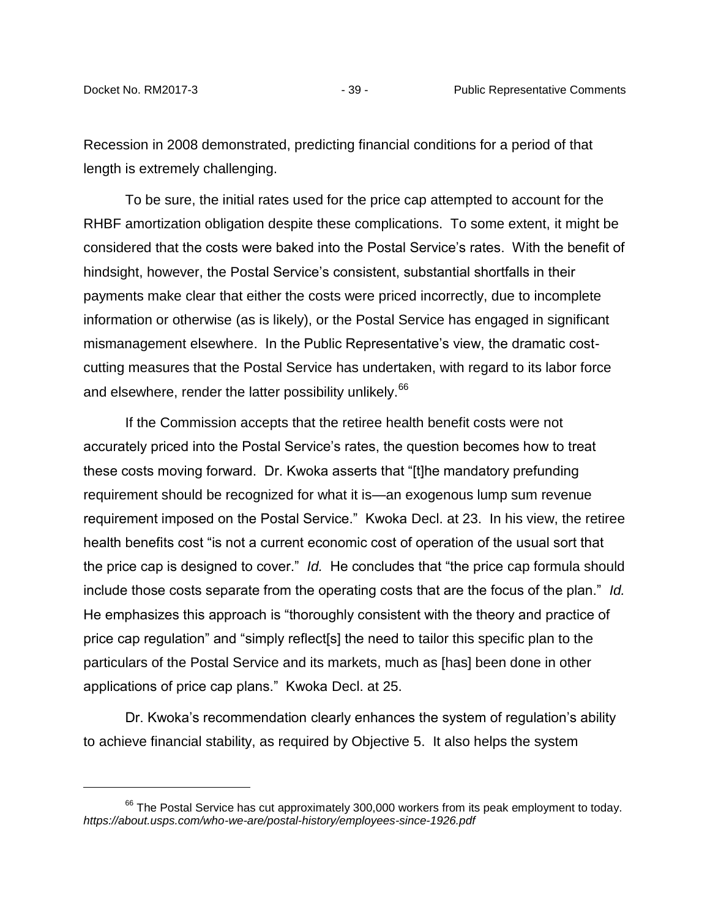Recession in 2008 demonstrated, predicting financial conditions for a period of that length is extremely challenging.

To be sure, the initial rates used for the price cap attempted to account for the RHBF amortization obligation despite these complications. To some extent, it might be considered that the costs were baked into the Postal Service's rates. With the benefit of hindsight, however, the Postal Service's consistent, substantial shortfalls in their payments make clear that either the costs were priced incorrectly, due to incomplete information or otherwise (as is likely), or the Postal Service has engaged in significant mismanagement elsewhere. In the Public Representative's view, the dramatic cost-cutting measures that the Postal Service has undertaken, with regard to its labor force and elsewhere, render the latter possibility unlikely.[66]

If the Commission accepts that the retiree health benefit costs were not accurately priced into the Postal Service's rates, the question becomes how to treat these costs moving forward. Dr. Kwoka asserts that "[t]he mandatory prefunding requirement should be recognized for what it is—an exogenous lump sum revenue requirement imposed on the Postal Service." Kwoka Decl. at 23. In his view, the retiree health benefits cost "is not a current economic cost of operation of the usual sort that the price cap is designed to cover." *Id.* He concludes that "the price cap formula should include those costs separate from the operating costs that are the focus of the plan." *Id.* He emphasizes this approach is "thoroughly consistent with the theory and practice of price cap regulation" and "simply reflect[s] the need to tailor this specific plan to the particulars of the Postal Service and its markets, much as [has] been done in other applications of price cap plans." Kwoka Decl. at 25.

Dr. Kwoka's recommendation clearly enhances the system of regulation's ability to achieve financial stability, as required by Objective 5. It also helps the system

---

[66] The Postal Service has cut approximately 300,000 workers from its peak employment to today. *https://about.usps.com/who-we-are/postal-history/employees-since-1926.pdf*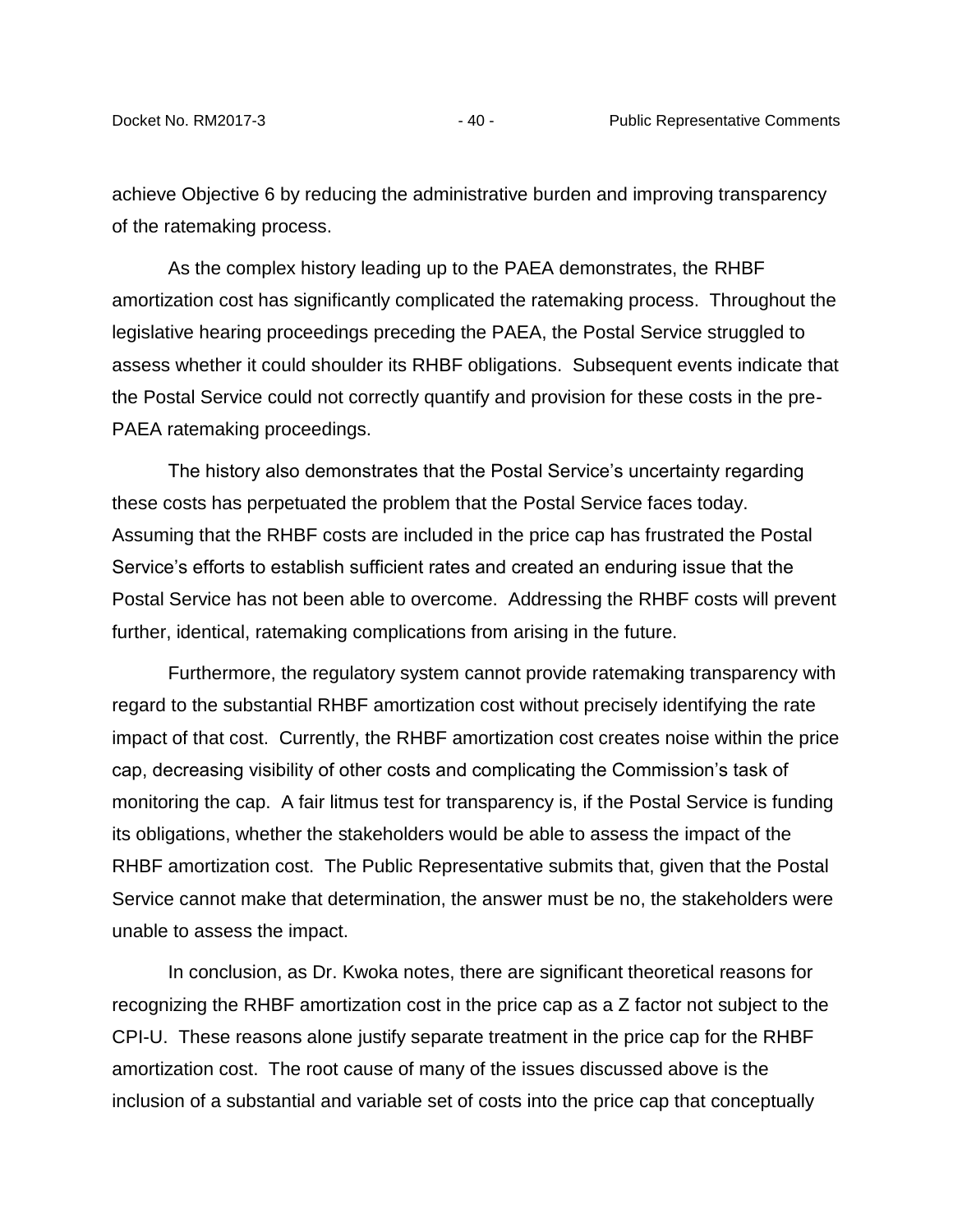achieve Objective 6 by reducing the administrative burden and improving transparency of the ratemaking process.

As the complex history leading up to the PAEA demonstrates, the RHBF amortization cost has significantly complicated the ratemaking process. Throughout the legislative hearing proceedings preceding the PAEA, the Postal Service struggled to assess whether it could shoulder its RHBF obligations. Subsequent events indicate that the Postal Service could not correctly quantify and provision for these costs in the pre-PAEA ratemaking proceedings.

The history also demonstrates that the Postal Service's uncertainty regarding these costs has perpetuated the problem that the Postal Service faces today. Assuming that the RHBF costs are included in the price cap has frustrated the Postal Service's efforts to establish sufficient rates and created an enduring issue that the Postal Service has not been able to overcome. Addressing the RHBF costs will prevent further, identical, ratemaking complications from arising in the future.

Furthermore, the regulatory system cannot provide ratemaking transparency with regard to the substantial RHBF amortization cost without precisely identifying the rate impact of that cost. Currently, the RHBF amortization cost creates noise within the price cap, decreasing visibility of other costs and complicating the Commission's task of monitoring the cap. A fair litmus test for transparency is, if the Postal Service is funding its obligations, whether the stakeholders would be able to assess the impact of the RHBF amortization cost. The Public Representative submits that, given that the Postal Service cannot make that determination, the answer must be no, the stakeholders were unable to assess the impact.

In conclusion, as Dr. Kwoka notes, there are significant theoretical reasons for recognizing the RHBF amortization cost in the price cap as a Z factor not subject to the CPI-U. These reasons alone justify separate treatment in the price cap for the RHBF amortization cost. The root cause of many of the issues discussed above is the inclusion of a substantial and variable set of costs into the price cap that conceptually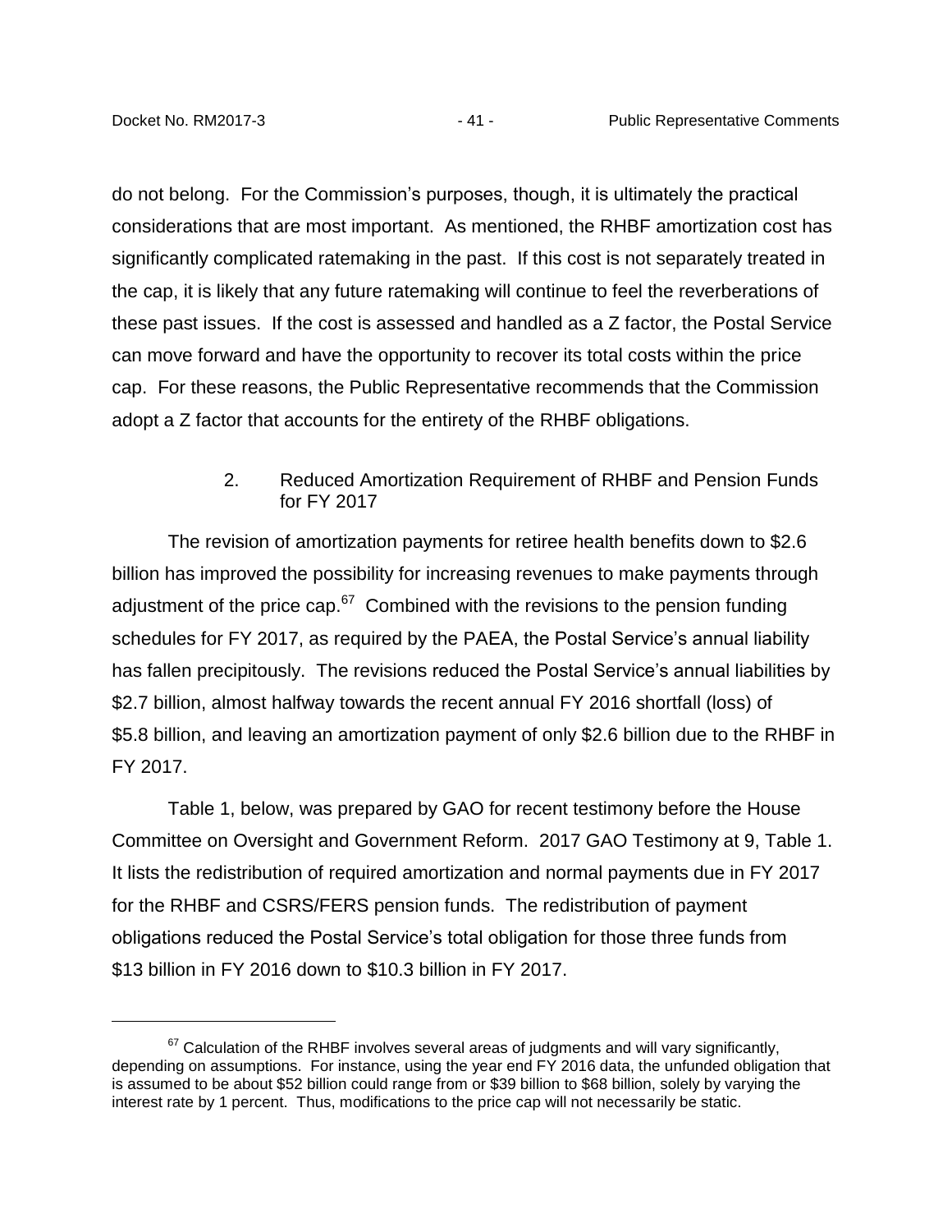do not belong. For the Commission's purposes, though, it is ultimately the practical considerations that are most important. As mentioned, the RHBF amortization cost has significantly complicated ratemaking in the past. If this cost is not separately treated in the cap, it is likely that any future ratemaking will continue to feel the reverberations of these past issues. If the cost is assessed and handled as a Z factor, the Postal Service can move forward and have the opportunity to recover its total costs within the price cap. For these reasons, the Public Representative recommends that the Commission adopt a Z factor that accounts for the entirety of the RHBF obligations.

### 2. Reduced Amortization Requirement of RHBF and Pension Funds for FY 2017

The revision of amortization payments for retiree health benefits down to \$2.6 billion has improved the possibility for increasing revenues to make payments through adjustment of the price cap.[67] Combined with the revisions to the pension funding schedules for FY 2017, as required by the PAEA, the Postal Service's annual liability has fallen precipitously. The revisions reduced the Postal Service's annual liabilities by \$2.7 billion, almost halfway towards the recent annual FY 2016 shortfall (loss) of \$5.8 billion, and leaving an amortization payment of only \$2.6 billion due to the RHBF in FY 2017.

Table 1, below, was prepared by GAO for recent testimony before the House Committee on Oversight and Government Reform. 2017 GAO Testimony at 9, Table 1. It lists the redistribution of required amortization and normal payments due in FY 2017 for the RHBF and CSRS/FERS pension funds. The redistribution of payment obligations reduced the Postal Service's total obligation for those three funds from \$13 billion in FY 2016 down to \$10.3 billion in FY 2017.

---

[67] Calculation of the RHBF involves several areas of judgments and will vary significantly, depending on assumptions. For instance, using the year end FY 2016 data, the unfunded obligation that is assumed to be about \$52 billion could range from or \$39 billion to \$68 billion, solely by varying the interest rate by 1 percent. Thus, modifications to the price cap will not necessarily be static.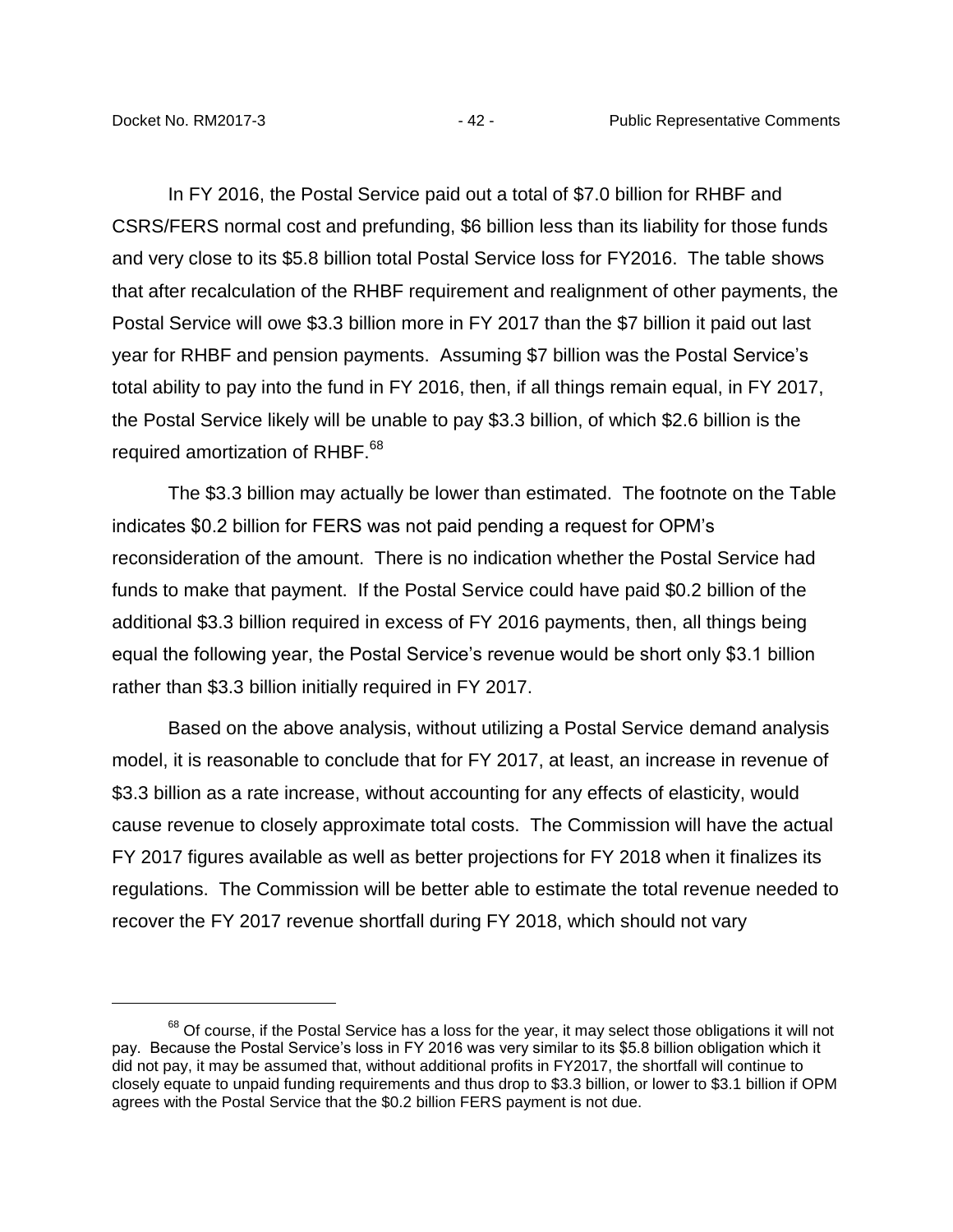In FY 2016, the Postal Service paid out a total of $7.0 billion for RHBF and CSRS/FERS normal cost and prefunding, $6 billion less than its liability for those funds and very close to its $5.8 billion total Postal Service loss for FY2016. The table shows that after recalculation of the RHBF requirement and realignment of other payments, the Postal Service will owe $3.3 billion more in FY 2017 than the $7 billion it paid out last year for RHBF and pension payments. Assuming $7 billion was the Postal Service's total ability to pay into the fund in FY 2016, then, if all things remain equal, in FY 2017, the Postal Service likely will be unable to pay $3.3 billion, of which $2.6 billion is the required amortization of RHBF.[68]

The $3.3 billion may actually be lower than estimated. The footnote on the Table indicates $0.2 billion for FERS was not paid pending a request for OPM's reconsideration of the amount. There is no indication whether the Postal Service had funds to make that payment. If the Postal Service could have paid $0.2 billion of the additional $3.3 billion required in excess of FY 2016 payments, then, all things being equal the following year, the Postal Service's revenue would be short only $3.1 billion rather than $3.3 billion initially required in FY 2017.

Based on the above analysis, without utilizing a Postal Service demand analysis model, it is reasonable to conclude that for FY 2017, at least, an increase in revenue of $3.3 billion as a rate increase, without accounting for any effects of elasticity, would cause revenue to closely approximate total costs. The Commission will have the actual FY 2017 figures available as well as better projections for FY 2018 when it finalizes its regulations. The Commission will be better able to estimate the total revenue needed to recover the FY 2017 revenue shortfall during FY 2018, which should not vary

[68] Of course, if the Postal Service has a loss for the year, it may select those obligations it will not pay. Because the Postal Service's loss in FY 2016 was very similar to its $5.8 billion obligation which it did not pay, it may be assumed that, without additional profits in FY2017, the shortfall will continue to closely equate to unpaid funding requirements and thus drop to $3.3 billion, or lower to $3.1 billion if OPM agrees with the Postal Service that the $0.2 billion FERS payment is not due.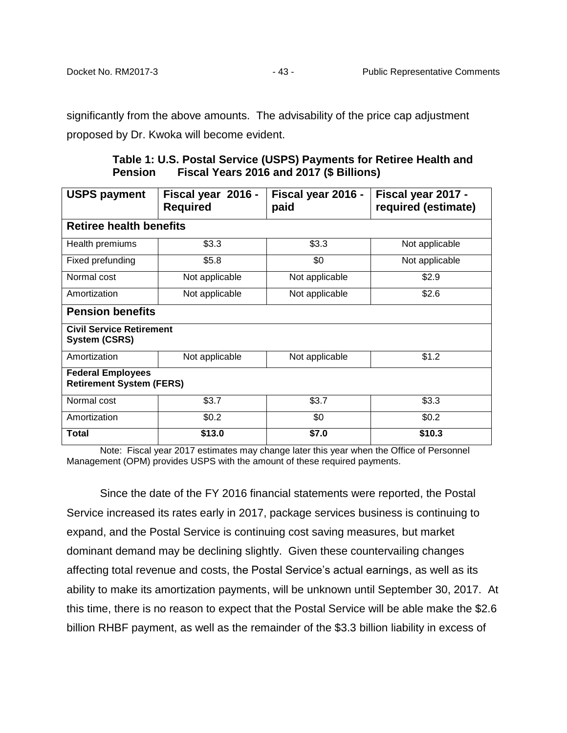significantly from the above amounts. The advisability of the price cap adjustment proposed by Dr. Kwoka will become evident.

**Table 1: U.S. Postal Service (USPS) Payments for Retiree Health and Pension Fiscal Years 2016 and 2017 ($ Billions)**

| USPS payment | Fiscal year 2016 - Required | Fiscal year 2016 - paid | Fiscal year 2017 - required (estimate) |
|---|---|---|---|
| **Retiree health benefits** | | | |
| Health premiums | $3.3 | $3.3 | Not applicable |
| Fixed prefunding | $5.8 | $0 | Not applicable |
| Normal cost | Not applicable | Not applicable | $2.9 |
| Amortization | Not applicable | Not applicable | $2.6 |
| **Pension benefits** | | | |
| **Civil Service Retirement System (CSRS)** | | | |
| Amortization | Not applicable | Not applicable | $1.2 |
| **Federal Employees Retirement System (FERS)** | | | |
| Normal cost | $3.7 | $3.7 | $3.3 |
| Amortization | $0.2 | $0 | $0.2 |
| **Total** | **$13.0** | **$7.0** | **$10.3** |

Note: Fiscal year 2017 estimates may change later this year when the Office of Personnel Management (OPM) provides USPS with the amount of these required payments.

Since the date of the FY 2016 financial statements were reported, the Postal Service increased its rates early in 2017, package services business is continuing to expand, and the Postal Service is continuing cost saving measures, but market dominant demand may be declining slightly. Given these countervailing changes affecting total revenue and costs, the Postal Service's actual earnings, as well as its ability to make its amortization payments, will be unknown until September 30, 2017. At this time, there is no reason to expect that the Postal Service will be able make the $2.6 billion RHBF payment, as well as the remainder of the $3.3 billion liability in excess of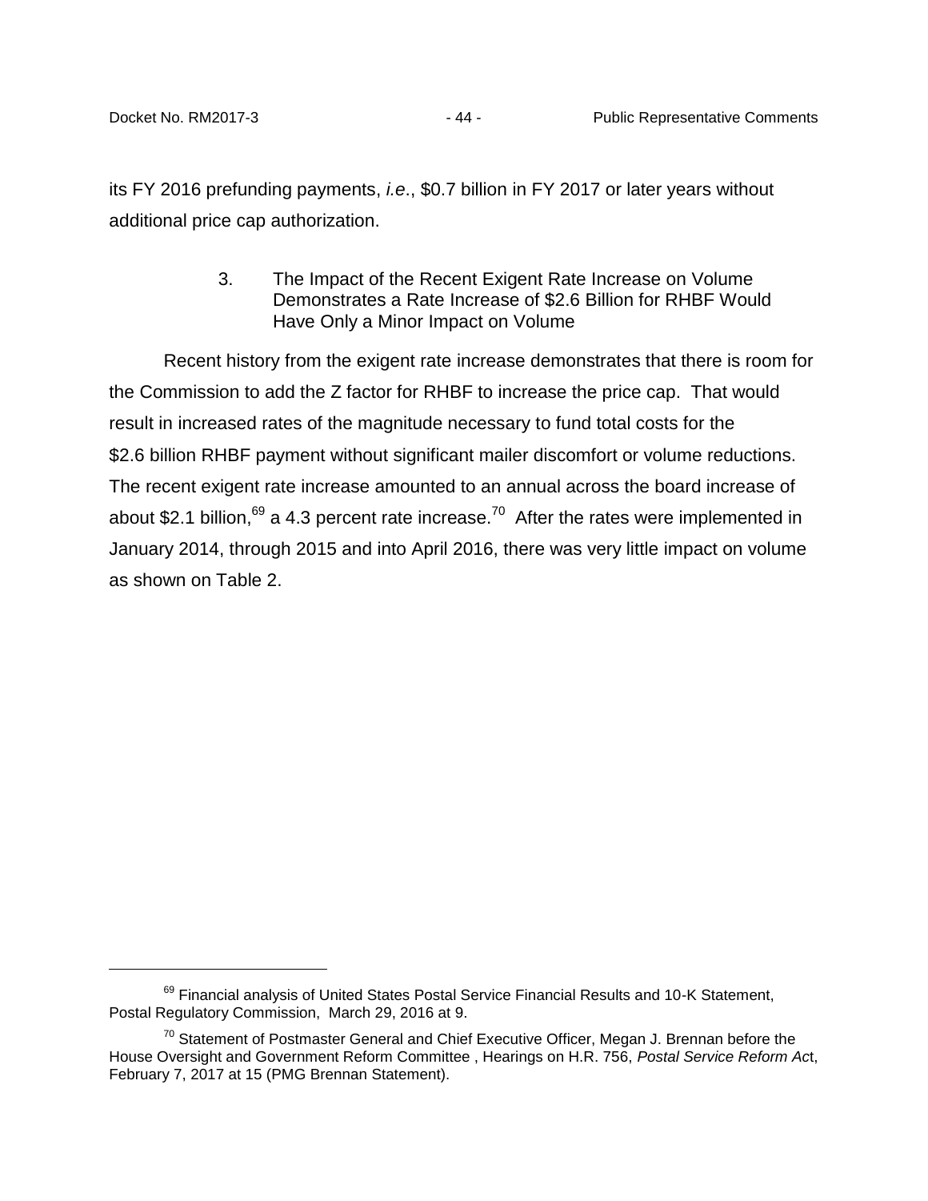its FY 2016 prefunding payments, *i.e*., $0.7 billion in FY 2017 or later years without additional price cap authorization.

### 3. The Impact of the Recent Exigent Rate Increase on Volume Demonstrates a Rate Increase of $2.6 Billion for RHBF Would Have Only a Minor Impact on Volume

Recent history from the exigent rate increase demonstrates that there is room for the Commission to add the Z factor for RHBF to increase the price cap. That would result in increased rates of the magnitude necessary to fund total costs for the $2.6 billion RHBF payment without significant mailer discomfort or volume reductions. The recent exigent rate increase amounted to an annual across the board increase of about $2.1 billion,[69] a 4.3 percent rate increase.[70] After the rates were implemented in January 2014, through 2015 and into April 2016, there was very little impact on volume as shown on Table 2.

[69] Financial analysis of United States Postal Service Financial Results and 10-K Statement, Postal Regulatory Commission, March 29, 2016 at 9.

[70] Statement of Postmaster General and Chief Executive Officer, Megan J. Brennan before the House Oversight and Government Reform Committee , Hearings on H.R. 756, *Postal Service Reform Ac*t, February 7, 2017 at 15 (PMG Brennan Statement).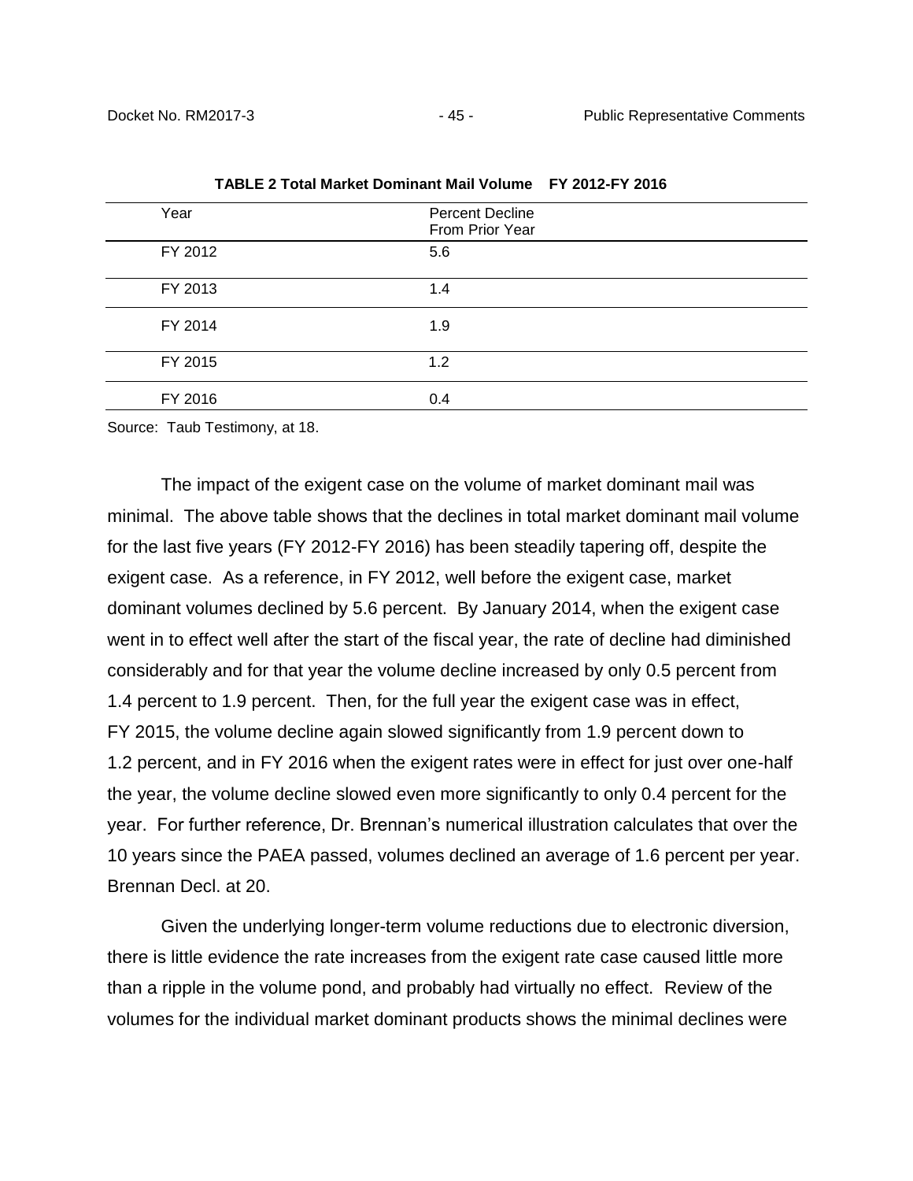**TABLE 2 Total Market Dominant Mail Volume FY 2012-FY 2016**

| Year | Percent Decline From Prior Year |
|---|---|
| FY 2012 | 5.6 |
| FY 2013 | 1.4 |
| FY 2014 | 1.9 |
| FY 2015 | 1.2 |
| FY 2016 | 0.4 |

Source: Taub Testimony, at 18.

The impact of the exigent case on the volume of market dominant mail was minimal. The above table shows that the declines in total market dominant mail volume for the last five years (FY 2012-FY 2016) has been steadily tapering off, despite the exigent case. As a reference, in FY 2012, well before the exigent case, market dominant volumes declined by 5.6 percent. By January 2014, when the exigent case went in to effect well after the start of the fiscal year, the rate of decline had diminished considerably and for that year the volume decline increased by only 0.5 percent from 1.4 percent to 1.9 percent. Then, for the full year the exigent case was in effect, FY 2015, the volume decline again slowed significantly from 1.9 percent down to 1.2 percent, and in FY 2016 when the exigent rates were in effect for just over one-half the year, the volume decline slowed even more significantly to only 0.4 percent for the year. For further reference, Dr. Brennan's numerical illustration calculates that over the 10 years since the PAEA passed, volumes declined an average of 1.6 percent per year. Brennan Decl. at 20.

Given the underlying longer-term volume reductions due to electronic diversion, there is little evidence the rate increases from the exigent rate case caused little more than a ripple in the volume pond, and probably had virtually no effect. Review of the volumes for the individual market dominant products shows the minimal declines were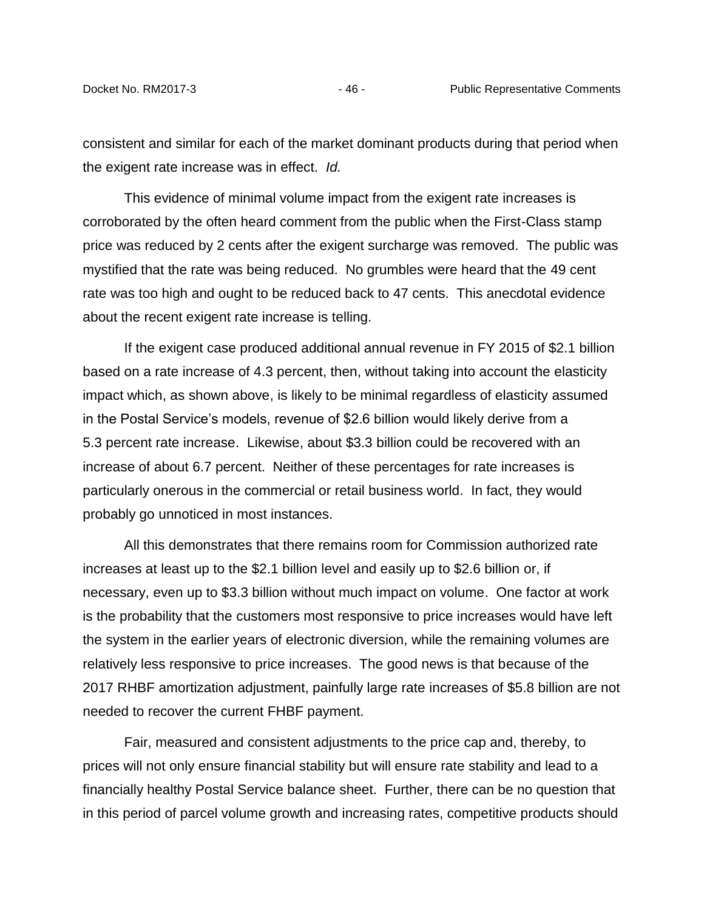consistent and similar for each of the market dominant products during that period when the exigent rate increase was in effect. *Id.*

This evidence of minimal volume impact from the exigent rate increases is corroborated by the often heard comment from the public when the First-Class stamp price was reduced by 2 cents after the exigent surcharge was removed. The public was mystified that the rate was being reduced. No grumbles were heard that the 49 cent rate was too high and ought to be reduced back to 47 cents. This anecdotal evidence about the recent exigent rate increase is telling.

If the exigent case produced additional annual revenue in FY 2015 of $2.1 billion based on a rate increase of 4.3 percent, then, without taking into account the elasticity impact which, as shown above, is likely to be minimal regardless of elasticity assumed in the Postal Service's models, revenue of $2.6 billion would likely derive from a 5.3 percent rate increase. Likewise, about $3.3 billion could be recovered with an increase of about 6.7 percent. Neither of these percentages for rate increases is particularly onerous in the commercial or retail business world. In fact, they would probably go unnoticed in most instances.

All this demonstrates that there remains room for Commission authorized rate increases at least up to the $2.1 billion level and easily up to $2.6 billion or, if necessary, even up to $3.3 billion without much impact on volume. One factor at work is the probability that the customers most responsive to price increases would have left the system in the earlier years of electronic diversion, while the remaining volumes are relatively less responsive to price increases. The good news is that because of the 2017 RHBF amortization adjustment, painfully large rate increases of $5.8 billion are not needed to recover the current FHBF payment.

Fair, measured and consistent adjustments to the price cap and, thereby, to prices will not only ensure financial stability but will ensure rate stability and lead to a financially healthy Postal Service balance sheet. Further, there can be no question that in this period of parcel volume growth and increasing rates, competitive products should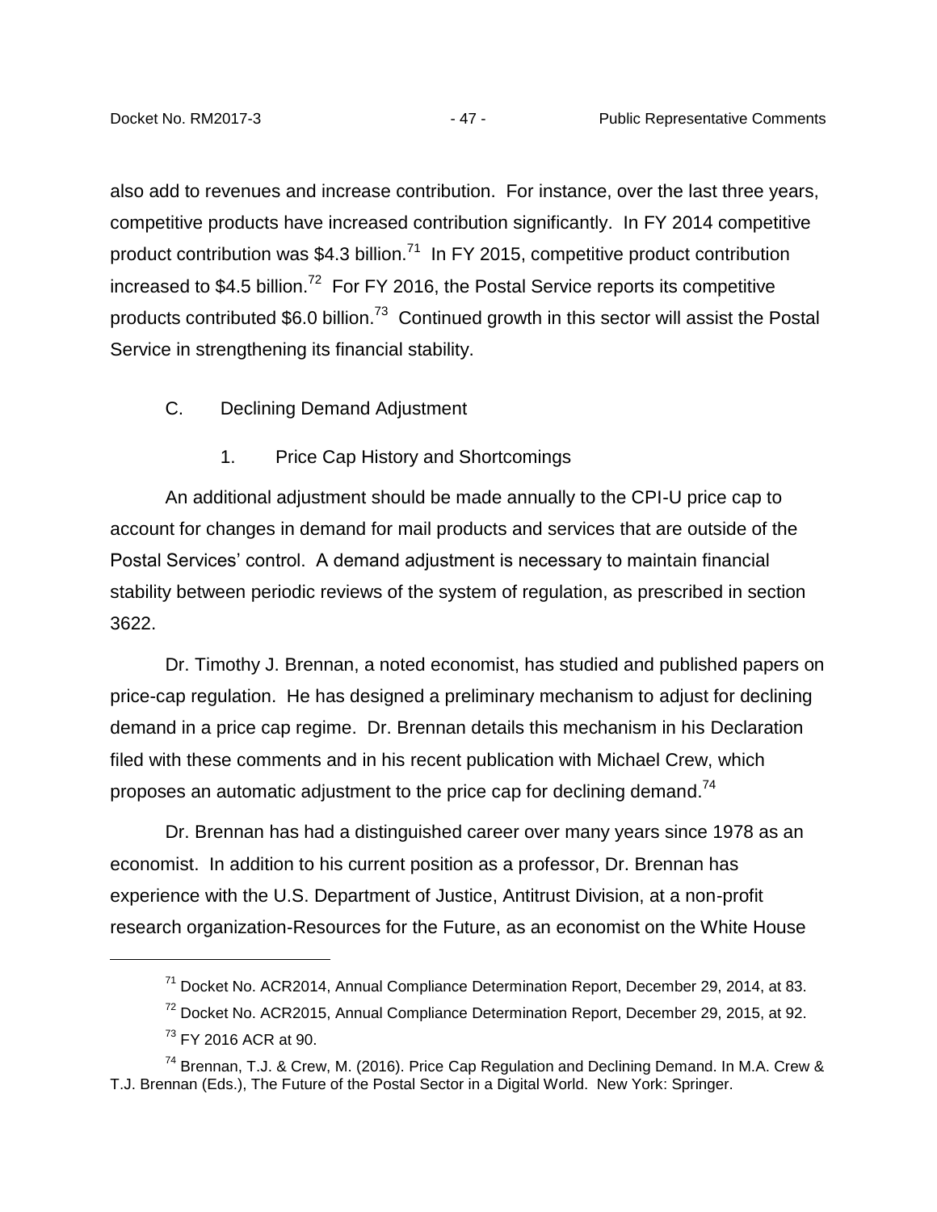also add to revenues and increase contribution. For instance, over the last three years, competitive products have increased contribution significantly. In FY 2014 competitive product contribution was $4.3 billion.[71] In FY 2015, competitive product contribution increased to $4.5 billion.[72] For FY 2016, the Postal Service reports its competitive products contributed $6.0 billion.[73] Continued growth in this sector will assist the Postal Service in strengthening its financial stability.

## C. Declining Demand Adjustment

### 1. Price Cap History and Shortcomings

An additional adjustment should be made annually to the CPI-U price cap to account for changes in demand for mail products and services that are outside of the Postal Services' control. A demand adjustment is necessary to maintain financial stability between periodic reviews of the system of regulation, as prescribed in section 3622.

Dr. Timothy J. Brennan, a noted economist, has studied and published papers on price-cap regulation. He has designed a preliminary mechanism to adjust for declining demand in a price cap regime. Dr. Brennan details this mechanism in his Declaration filed with these comments and in his recent publication with Michael Crew, which proposes an automatic adjustment to the price cap for declining demand.[74]

Dr. Brennan has had a distinguished career over many years since 1978 as an economist. In addition to his current position as a professor, Dr. Brennan has experience with the U.S. Department of Justice, Antitrust Division, at a non-profit research organization-Resources for the Future, as an economist on the White House

---

[71] Docket No. ACR2014, Annual Compliance Determination Report, December 29, 2014, at 83.

[72] Docket No. ACR2015, Annual Compliance Determination Report, December 29, 2015, at 92.

[73] FY 2016 ACR at 90.

[74] Brennan, T.J. & Crew, M. (2016). Price Cap Regulation and Declining Demand. In M.A. Crew & T.J. Brennan (Eds.), The Future of the Postal Sector in a Digital World. New York: Springer.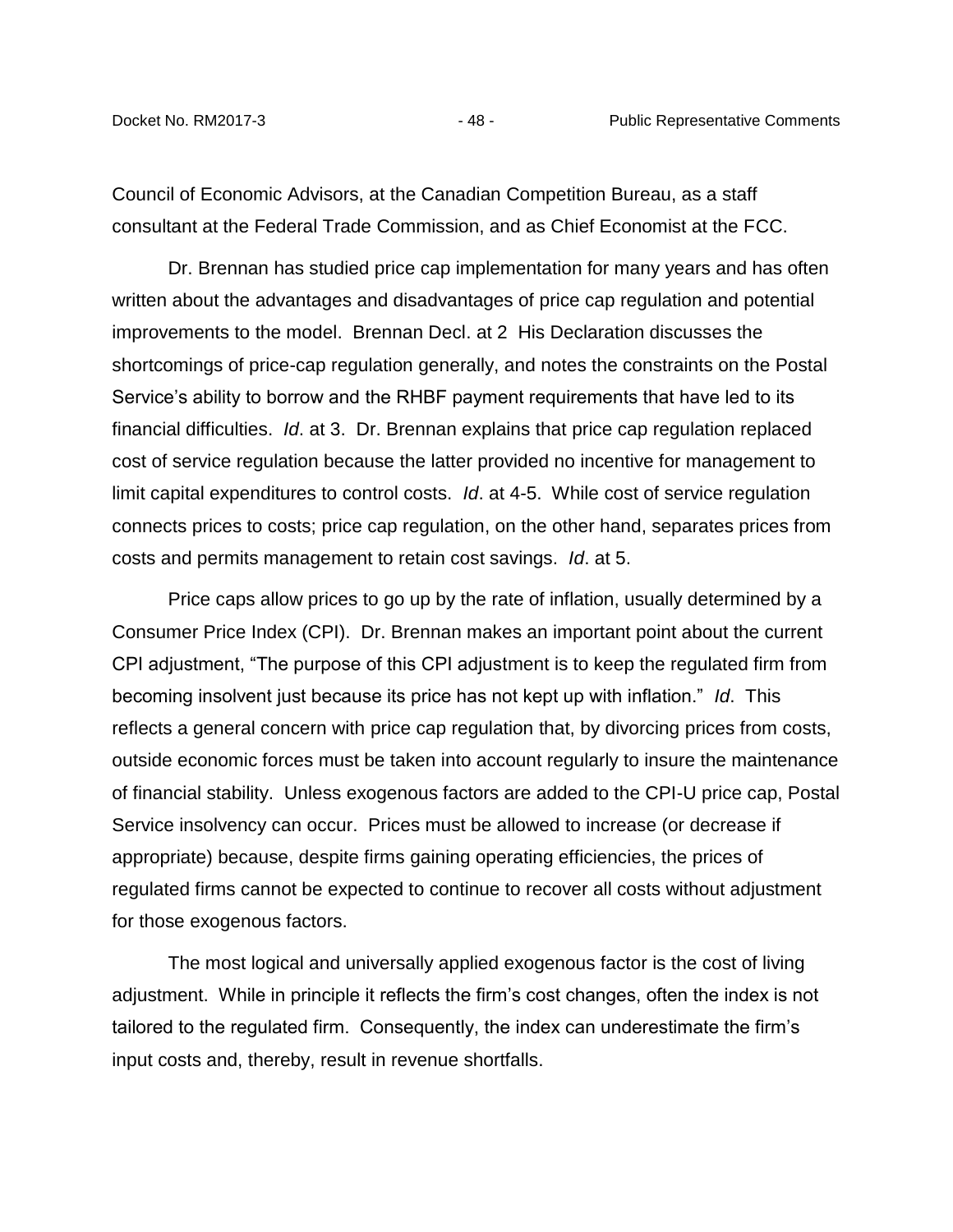Council of Economic Advisors, at the Canadian Competition Bureau, as a staff consultant at the Federal Trade Commission, and as Chief Economist at the FCC.

Dr. Brennan has studied price cap implementation for many years and has often written about the advantages and disadvantages of price cap regulation and potential improvements to the model. Brennan Decl. at 2 His Declaration discusses the shortcomings of price-cap regulation generally, and notes the constraints on the Postal Service's ability to borrow and the RHBF payment requirements that have led to its financial difficulties. *Id*. at 3. Dr. Brennan explains that price cap regulation replaced cost of service regulation because the latter provided no incentive for management to limit capital expenditures to control costs. *Id*. at 4-5. While cost of service regulation connects prices to costs; price cap regulation, on the other hand, separates prices from costs and permits management to retain cost savings. *Id*. at 5.

Price caps allow prices to go up by the rate of inflation, usually determined by a Consumer Price Index (CPI). Dr. Brennan makes an important point about the current CPI adjustment, "The purpose of this CPI adjustment is to keep the regulated firm from becoming insolvent just because its price has not kept up with inflation." *Id*. This reflects a general concern with price cap regulation that, by divorcing prices from costs, outside economic forces must be taken into account regularly to insure the maintenance of financial stability. Unless exogenous factors are added to the CPI-U price cap, Postal Service insolvency can occur. Prices must be allowed to increase (or decrease if appropriate) because, despite firms gaining operating efficiencies, the prices of regulated firms cannot be expected to continue to recover all costs without adjustment for those exogenous factors.

The most logical and universally applied exogenous factor is the cost of living adjustment. While in principle it reflects the firm's cost changes, often the index is not tailored to the regulated firm. Consequently, the index can underestimate the firm's input costs and, thereby, result in revenue shortfalls.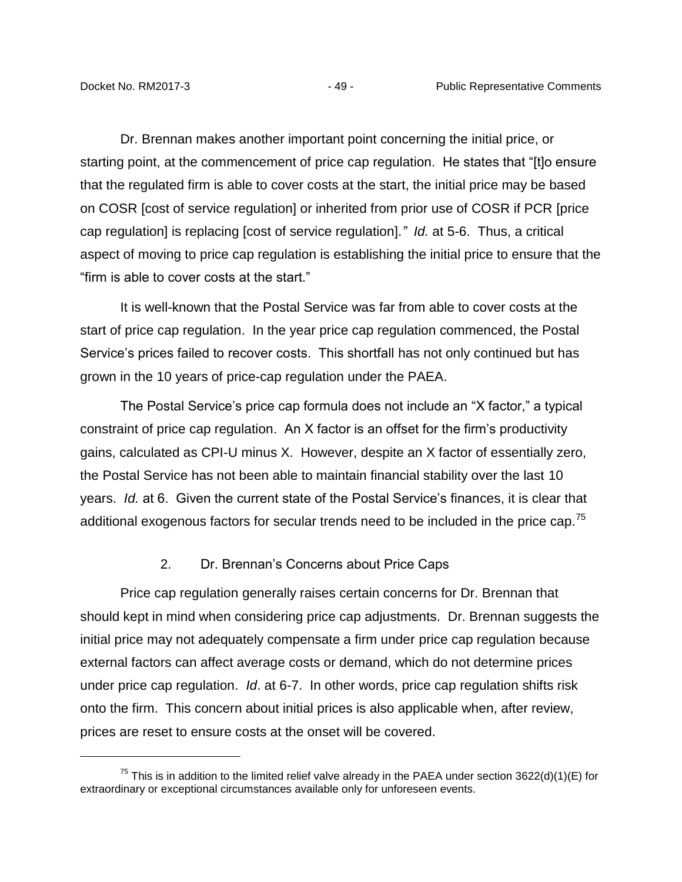Dr. Brennan makes another important point concerning the initial price, or starting point, at the commencement of price cap regulation. He states that "[t]o ensure that the regulated firm is able to cover costs at the start, the initial price may be based on COSR [cost of service regulation] or inherited from prior use of COSR if PCR [price cap regulation] is replacing [cost of service regulation].*"* *Id.* at 5-6. Thus, a critical aspect of moving to price cap regulation is establishing the initial price to ensure that the "firm is able to cover costs at the start."

It is well-known that the Postal Service was far from able to cover costs at the start of price cap regulation. In the year price cap regulation commenced, the Postal Service's prices failed to recover costs. This shortfall has not only continued but has grown in the 10 years of price-cap regulation under the PAEA.

The Postal Service's price cap formula does not include an "X factor," a typical constraint of price cap regulation. An X factor is an offset for the firm's productivity gains, calculated as CPI-U minus X. However, despite an X factor of essentially zero, the Postal Service has not been able to maintain financial stability over the last 10 years. *Id.* at 6. Given the current state of the Postal Service's finances, it is clear that additional exogenous factors for secular trends need to be included in the price cap.[75]

### 2. Dr. Brennan's Concerns about Price Caps

Price cap regulation generally raises certain concerns for Dr. Brennan that should kept in mind when considering price cap adjustments. Dr. Brennan suggests the initial price may not adequately compensate a firm under price cap regulation because external factors can affect average costs or demand, which do not determine prices under price cap regulation. *Id*. at 6-7. In other words, price cap regulation shifts risk onto the firm. This concern about initial prices is also applicable when, after review, prices are reset to ensure costs at the onset will be covered.

---

[75] This is in addition to the limited relief valve already in the PAEA under section 3622(d)(1)(E) for extraordinary or exceptional circumstances available only for unforeseen events.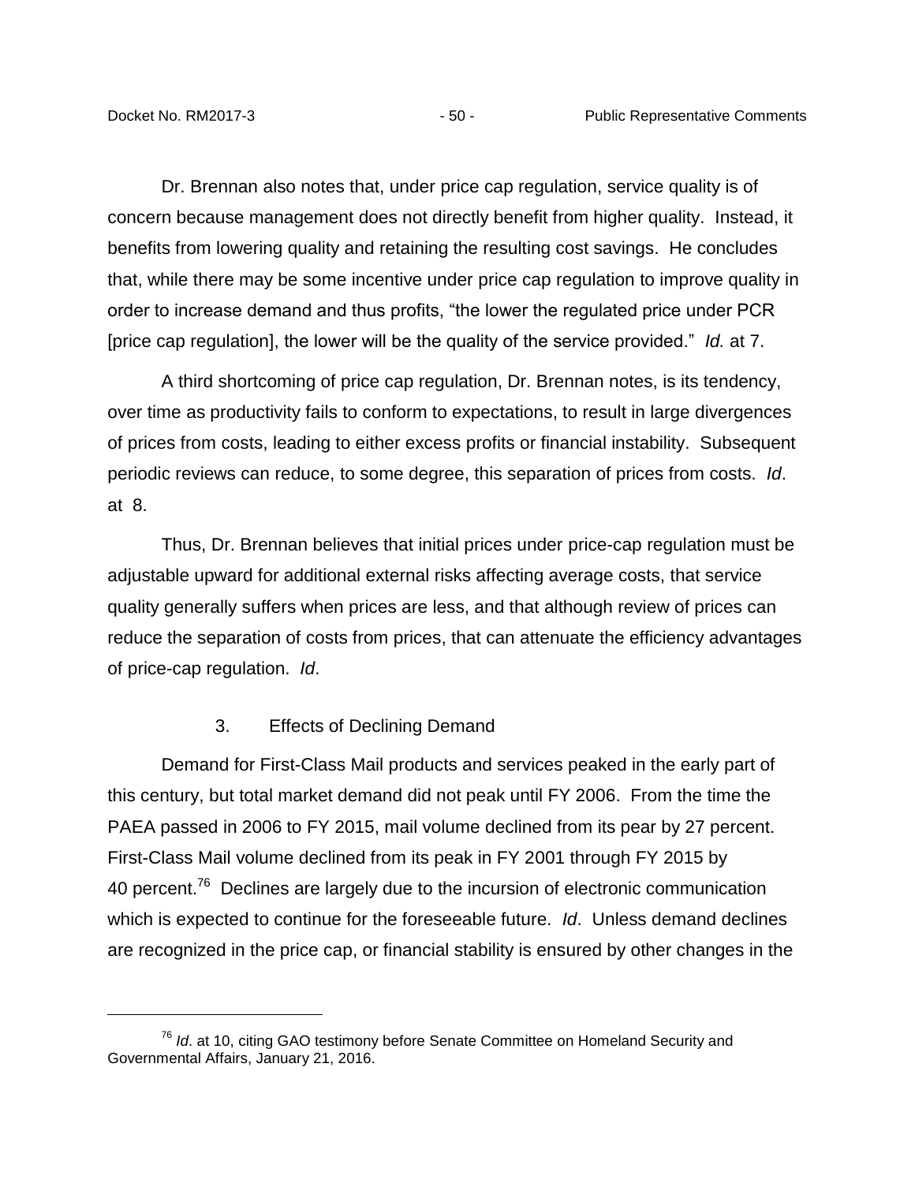Dr. Brennan also notes that, under price cap regulation, service quality is of concern because management does not directly benefit from higher quality. Instead, it benefits from lowering quality and retaining the resulting cost savings. He concludes that, while there may be some incentive under price cap regulation to improve quality in order to increase demand and thus profits, "the lower the regulated price under PCR [price cap regulation], the lower will be the quality of the service provided." *Id.* at 7.

A third shortcoming of price cap regulation, Dr. Brennan notes, is its tendency, over time as productivity fails to conform to expectations, to result in large divergences of prices from costs, leading to either excess profits or financial instability. Subsequent periodic reviews can reduce, to some degree, this separation of prices from costs. *Id*. at 8.

Thus, Dr. Brennan believes that initial prices under price-cap regulation must be adjustable upward for additional external risks affecting average costs, that service quality generally suffers when prices are less, and that although review of prices can reduce the separation of costs from prices, that can attenuate the efficiency advantages of price-cap regulation. *Id*.

### 3. Effects of Declining Demand

Demand for First-Class Mail products and services peaked in the early part of this century, but total market demand did not peak until FY 2006. From the time the PAEA passed in 2006 to FY 2015, mail volume declined from its pear by 27 percent. First-Class Mail volume declined from its peak in FY 2001 through FY 2015 by 40 percent.[76] Declines are largely due to the incursion of electronic communication which is expected to continue for the foreseeable future. *Id*. Unless demand declines are recognized in the price cap, or financial stability is ensured by other changes in the

---

[76] *Id*. at 10, citing GAO testimony before Senate Committee on Homeland Security and Governmental Affairs, January 21, 2016.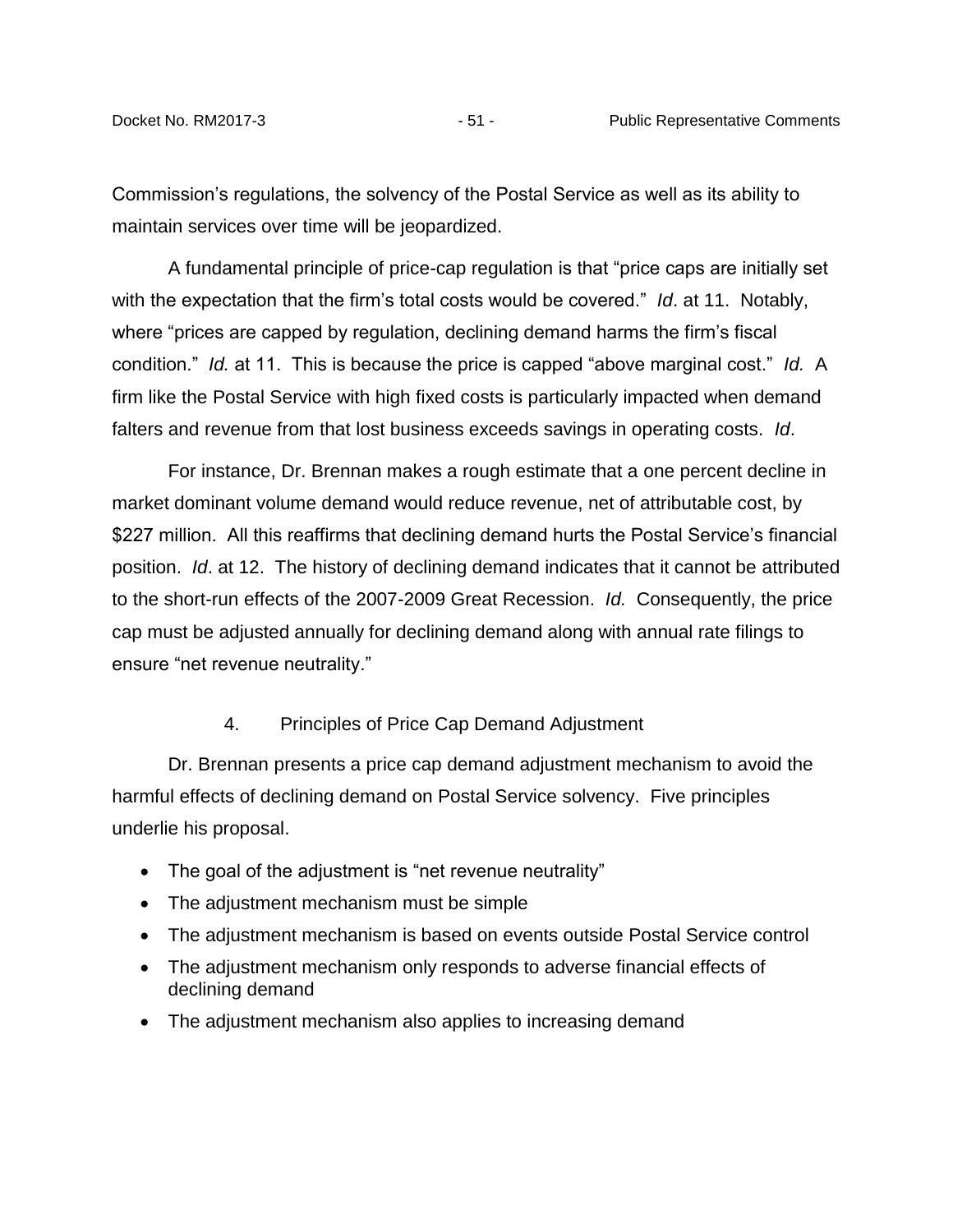Commission's regulations, the solvency of the Postal Service as well as its ability to maintain services over time will be jeopardized.

A fundamental principle of price-cap regulation is that "price caps are initially set with the expectation that the firm's total costs would be covered." *Id*. at 11. Notably, where "prices are capped by regulation, declining demand harms the firm's fiscal condition." *Id.* at 11. This is because the price is capped "above marginal cost." *Id.* A firm like the Postal Service with high fixed costs is particularly impacted when demand falters and revenue from that lost business exceeds savings in operating costs. *Id*.

For instance, Dr. Brennan makes a rough estimate that a one percent decline in market dominant volume demand would reduce revenue, net of attributable cost, by $227 million. All this reaffirms that declining demand hurts the Postal Service's financial position. *Id*. at 12. The history of declining demand indicates that it cannot be attributed to the short-run effects of the 2007-2009 Great Recession. *Id.* Consequently, the price cap must be adjusted annually for declining demand along with annual rate filings to ensure "net revenue neutrality."

#### 4. Principles of Price Cap Demand Adjustment

Dr. Brennan presents a price cap demand adjustment mechanism to avoid the harmful effects of declining demand on Postal Service solvency. Five principles underlie his proposal.

- The goal of the adjustment is "net revenue neutrality"
- The adjustment mechanism must be simple
- The adjustment mechanism is based on events outside Postal Service control
- The adjustment mechanism only responds to adverse financial effects of declining demand
- The adjustment mechanism also applies to increasing demand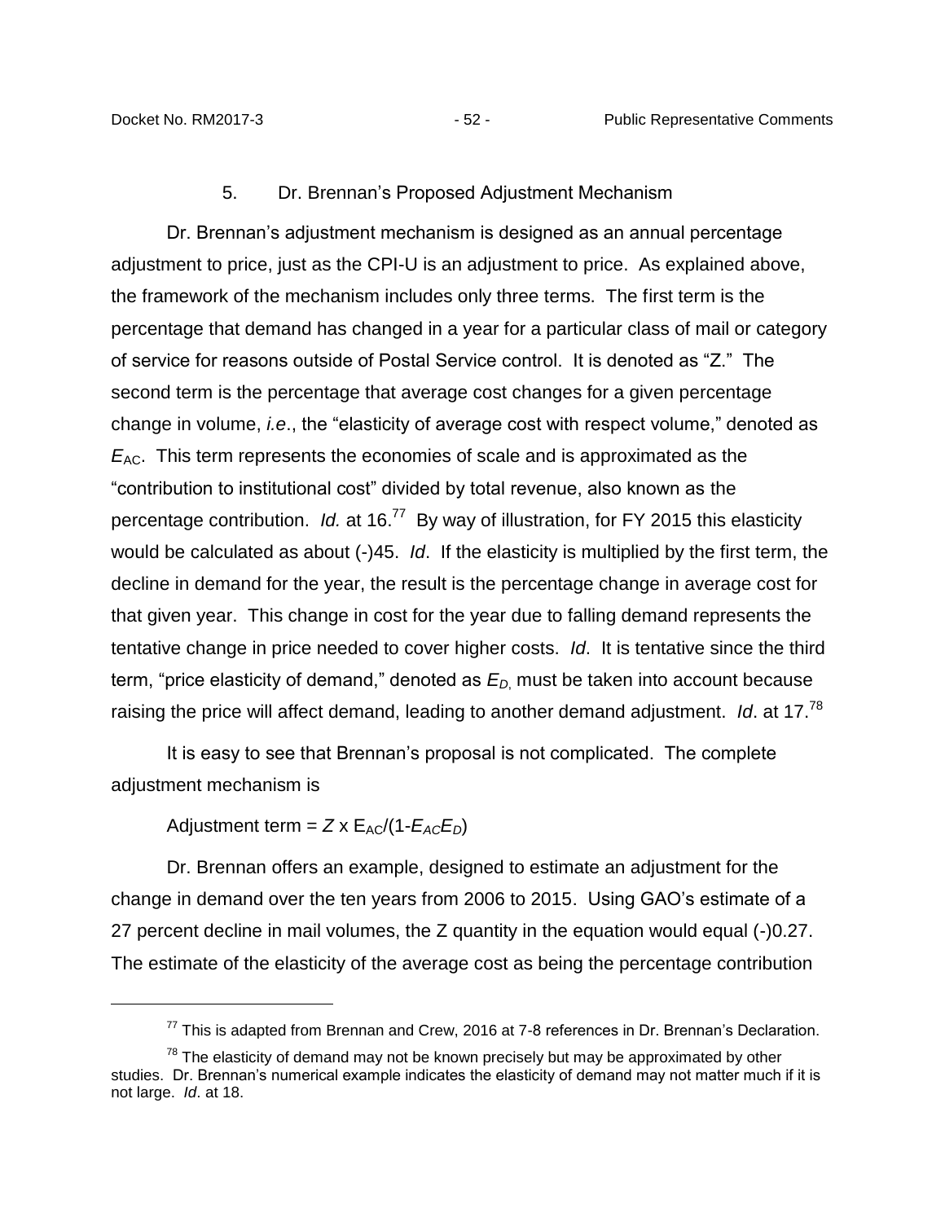### 5. Dr. Brennan's Proposed Adjustment Mechanism

Dr. Brennan's adjustment mechanism is designed as an annual percentage adjustment to price, just as the CPI-U is an adjustment to price. As explained above, the framework of the mechanism includes only three terms. The first term is the percentage that demand has changed in a year for a particular class of mail or category of service for reasons outside of Postal Service control. It is denoted as "Z." The second term is the percentage that average cost changes for a given percentage change in volume, *i.e*., the "elasticity of average cost with respect volume," denoted as $E_{AC}$. This term represents the economies of scale and is approximated as the "contribution to institutional cost" divided by total revenue, also known as the percentage contribution. *Id.* at 16.[77] By way of illustration, for FY 2015 this elasticity would be calculated as about (-)45. *Id*. If the elasticity is multiplied by the first term, the decline in demand for the year, the result is the percentage change in average cost for that given year. This change in cost for the year due to falling demand represents the tentative change in price needed to cover higher costs. *Id*. It is tentative since the third term, "price elasticity of demand," denoted as $E_D$, must be taken into account because raising the price will affect demand, leading to another demand adjustment. *Id*. at 17.[78]

It is easy to see that Brennan's proposal is not complicated. The complete adjustment mechanism is

Adjustment term = $Z \times E_{AC}/(1-E_{AC}E_D)$

Dr. Brennan offers an example, designed to estimate an adjustment for the change in demand over the ten years from 2006 to 2015. Using GAO's estimate of a 27 percent decline in mail volumes, the Z quantity in the equation would equal (-)0.27. The estimate of the elasticity of the average cost as being the percentage contribution

---

[77] This is adapted from Brennan and Crew, 2016 at 7-8 references in Dr. Brennan's Declaration.

[78] The elasticity of demand may not be known precisely but may be approximated by other studies. Dr. Brennan's numerical example indicates the elasticity of demand may not matter much if it is not large. *Id*. at 18.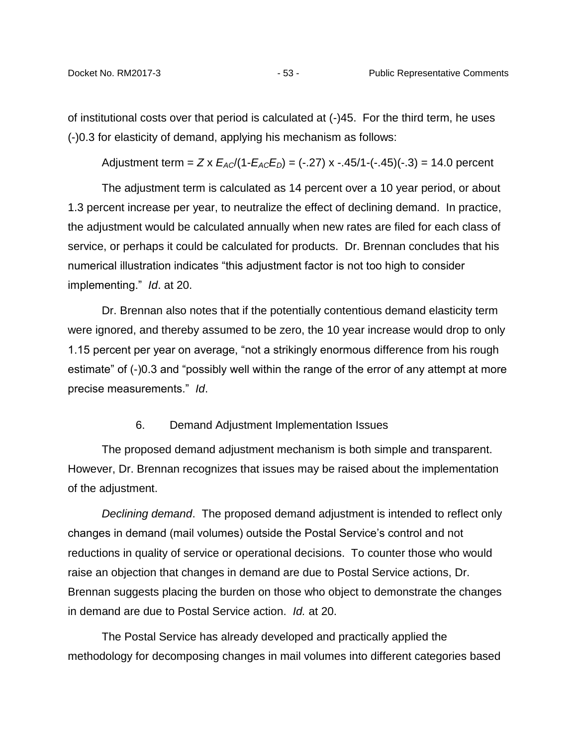of institutional costs over that period is calculated at (-)45. For the third term, he uses (-)0.3 for elasticity of demand, applying his mechanism as follows:

Adjustment term = $Z \times E_{AC}/(1\text{-}E_{AC}E_D)$ = (-.27) x -.45/1-(-.45)(-.3) = 14.0 percent

The adjustment term is calculated as 14 percent over a 10 year period, or about 1.3 percent increase per year, to neutralize the effect of declining demand. In practice, the adjustment would be calculated annually when new rates are filed for each class of service, or perhaps it could be calculated for products. Dr. Brennan concludes that his numerical illustration indicates "this adjustment factor is not too high to consider implementing." *Id*. at 20.

Dr. Brennan also notes that if the potentially contentious demand elasticity term were ignored, and thereby assumed to be zero, the 10 year increase would drop to only 1.15 percent per year on average, "not a strikingly enormous difference from his rough estimate" of (-)0.3 and "possibly well within the range of the error of any attempt at more precise measurements." *Id*.

### 6. Demand Adjustment Implementation Issues

The proposed demand adjustment mechanism is both simple and transparent. However, Dr. Brennan recognizes that issues may be raised about the implementation of the adjustment.

*Declining demand*. The proposed demand adjustment is intended to reflect only changes in demand (mail volumes) outside the Postal Service's control and not reductions in quality of service or operational decisions. To counter those who would raise an objection that changes in demand are due to Postal Service actions, Dr. Brennan suggests placing the burden on those who object to demonstrate the changes in demand are due to Postal Service action. *Id.* at 20.

The Postal Service has already developed and practically applied the methodology for decomposing changes in mail volumes into different categories based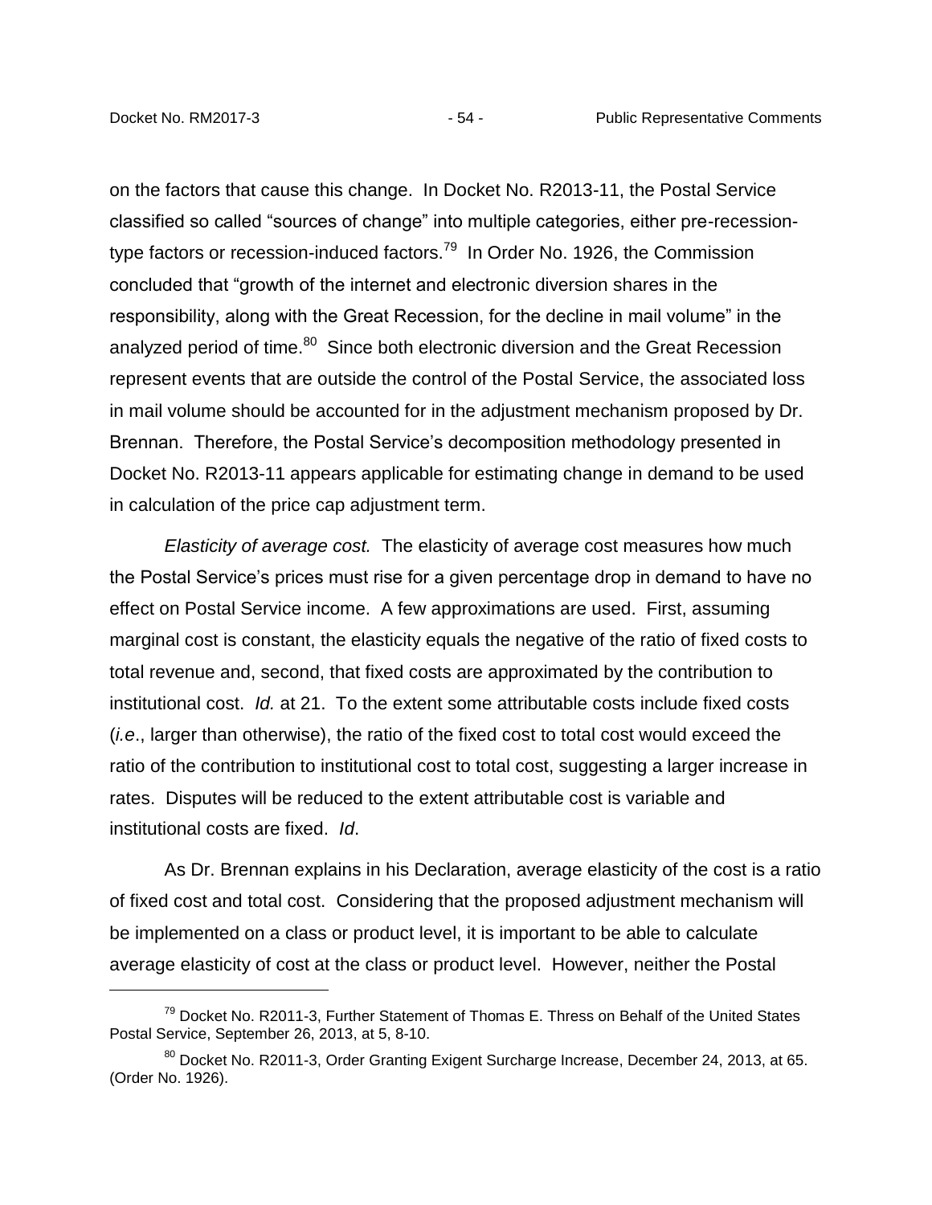on the factors that cause this change. In Docket No. R2013-11, the Postal Service classified so called "sources of change" into multiple categories, either pre-recession-type factors or recession-induced factors.[79] In Order No. 1926, the Commission concluded that "growth of the internet and electronic diversion shares in the responsibility, along with the Great Recession, for the decline in mail volume" in the analyzed period of time.[80] Since both electronic diversion and the Great Recession represent events that are outside the control of the Postal Service, the associated loss in mail volume should be accounted for in the adjustment mechanism proposed by Dr. Brennan. Therefore, the Postal Service's decomposition methodology presented in Docket No. R2013-11 appears applicable for estimating change in demand to be used in calculation of the price cap adjustment term.

*Elasticity of average cost.* The elasticity of average cost measures how much the Postal Service's prices must rise for a given percentage drop in demand to have no effect on Postal Service income. A few approximations are used. First, assuming marginal cost is constant, the elasticity equals the negative of the ratio of fixed costs to total revenue and, second, that fixed costs are approximated by the contribution to institutional cost. *Id.* at 21. To the extent some attributable costs include fixed costs (*i.e*., larger than otherwise), the ratio of the fixed cost to total cost would exceed the ratio of the contribution to institutional cost to total cost, suggesting a larger increase in rates. Disputes will be reduced to the extent attributable cost is variable and institutional costs are fixed. *Id*.

As Dr. Brennan explains in his Declaration, average elasticity of the cost is a ratio of fixed cost and total cost. Considering that the proposed adjustment mechanism will be implemented on a class or product level, it is important to be able to calculate average elasticity of cost at the class or product level. However, neither the Postal

---

[79] Docket No. R2011-3, Further Statement of Thomas E. Thress on Behalf of the United States Postal Service, September 26, 2013, at 5, 8-10.

[80] Docket No. R2011-3, Order Granting Exigent Surcharge Increase, December 24, 2013, at 65. (Order No. 1926).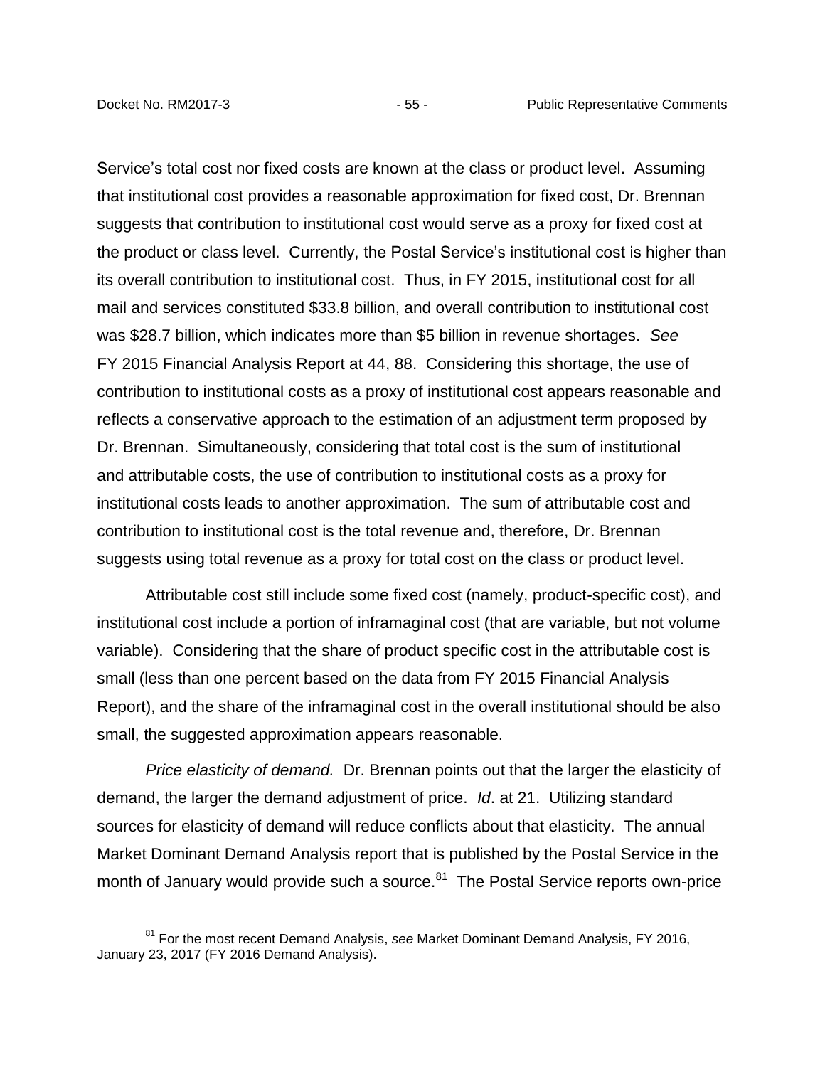Service's total cost nor fixed costs are known at the class or product level. Assuming that institutional cost provides a reasonable approximation for fixed cost, Dr. Brennan suggests that contribution to institutional cost would serve as a proxy for fixed cost at the product or class level. Currently, the Postal Service's institutional cost is higher than its overall contribution to institutional cost. Thus, in FY 2015, institutional cost for all mail and services constituted $33.8 billion, and overall contribution to institutional cost was $28.7 billion, which indicates more than $5 billion in revenue shortages. *See* FY 2015 Financial Analysis Report at 44, 88. Considering this shortage, the use of contribution to institutional costs as a proxy of institutional cost appears reasonable and reflects a conservative approach to the estimation of an adjustment term proposed by Dr. Brennan. Simultaneously, considering that total cost is the sum of institutional and attributable costs, the use of contribution to institutional costs as a proxy for institutional costs leads to another approximation. The sum of attributable cost and contribution to institutional cost is the total revenue and, therefore, Dr. Brennan suggests using total revenue as a proxy for total cost on the class or product level.

Attributable cost still include some fixed cost (namely, product-specific cost), and institutional cost include a portion of inframaginal cost (that are variable, but not volume variable). Considering that the share of product specific cost in the attributable cost is small (less than one percent based on the data from FY 2015 Financial Analysis Report), and the share of the inframaginal cost in the overall institutional should be also small, the suggested approximation appears reasonable.

*Price elasticity of demand.* Dr. Brennan points out that the larger the elasticity of demand, the larger the demand adjustment of price. *Id*. at 21. Utilizing standard sources for elasticity of demand will reduce conflicts about that elasticity. The annual Market Dominant Demand Analysis report that is published by the Postal Service in the month of January would provide such a source.[81] The Postal Service reports own-price

[81] For the most recent Demand Analysis, *see* Market Dominant Demand Analysis, FY 2016, January 23, 2017 (FY 2016 Demand Analysis).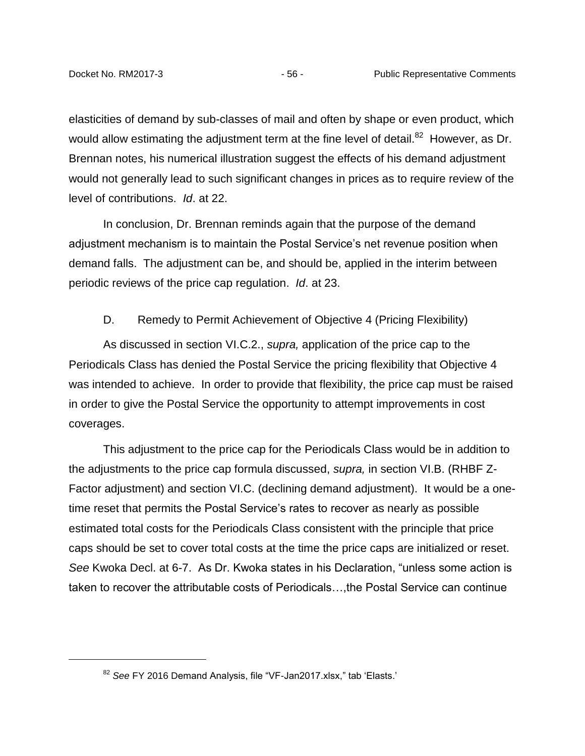elasticities of demand by sub-classes of mail and often by shape or even product, which would allow estimating the adjustment term at the fine level of detail.[82] However, as Dr. Brennan notes, his numerical illustration suggest the effects of his demand adjustment would not generally lead to such significant changes in prices as to require review of the level of contributions. *Id*. at 22.

In conclusion, Dr. Brennan reminds again that the purpose of the demand adjustment mechanism is to maintain the Postal Service's net revenue position when demand falls. The adjustment can be, and should be, applied in the interim between periodic reviews of the price cap regulation. *Id*. at 23.

### D. Remedy to Permit Achievement of Objective 4 (Pricing Flexibility)

As discussed in section VI.C.2., *supra,* application of the price cap to the Periodicals Class has denied the Postal Service the pricing flexibility that Objective 4 was intended to achieve. In order to provide that flexibility, the price cap must be raised in order to give the Postal Service the opportunity to attempt improvements in cost coverages.

This adjustment to the price cap for the Periodicals Class would be in addition to the adjustments to the price cap formula discussed, *supra,* in section VI.B. (RHBF Z-Factor adjustment) and section VI.C. (declining demand adjustment). It would be a one-time reset that permits the Postal Service's rates to recover as nearly as possible estimated total costs for the Periodicals Class consistent with the principle that price caps should be set to cover total costs at the time the price caps are initialized or reset. *See* Kwoka Decl. at 6-7. As Dr. Kwoka states in his Declaration, "unless some action is taken to recover the attributable costs of Periodicals…,the Postal Service can continue

[82] *See* FY 2016 Demand Analysis, file "VF-Jan2017.xlsx," tab 'Elasts.'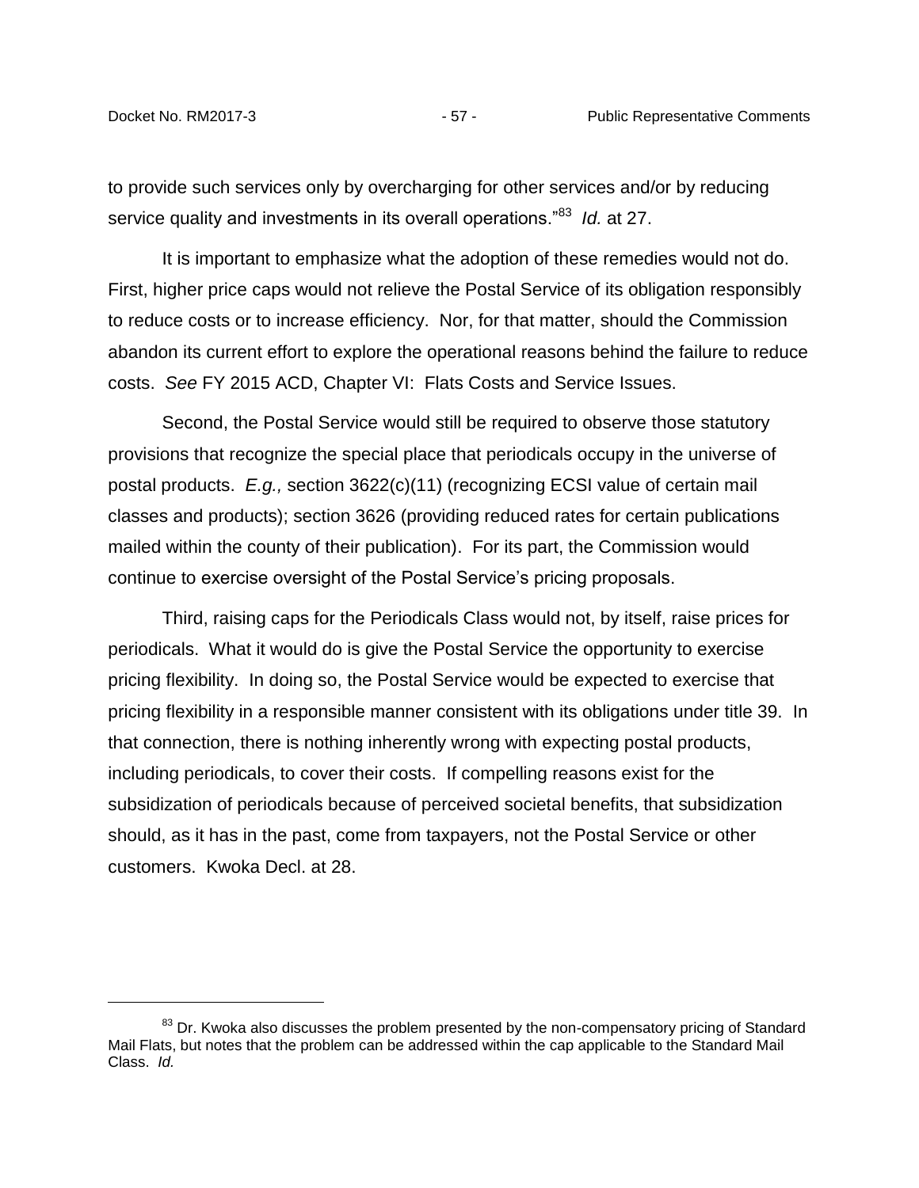to provide such services only by overcharging for other services and/or by reducing service quality and investments in its overall operations."[83] *Id.* at 27.

It is important to emphasize what the adoption of these remedies would not do. First, higher price caps would not relieve the Postal Service of its obligation responsibly to reduce costs or to increase efficiency. Nor, for that matter, should the Commission abandon its current effort to explore the operational reasons behind the failure to reduce costs. *See* FY 2015 ACD, Chapter VI: Flats Costs and Service Issues.

Second, the Postal Service would still be required to observe those statutory provisions that recognize the special place that periodicals occupy in the universe of postal products. *E.g.,* section 3622(c)(11) (recognizing ECSI value of certain mail classes and products); section 3626 (providing reduced rates for certain publications mailed within the county of their publication). For its part, the Commission would continue to exercise oversight of the Postal Service's pricing proposals.

Third, raising caps for the Periodicals Class would not, by itself, raise prices for periodicals. What it would do is give the Postal Service the opportunity to exercise pricing flexibility. In doing so, the Postal Service would be expected to exercise that pricing flexibility in a responsible manner consistent with its obligations under title 39. In that connection, there is nothing inherently wrong with expecting postal products, including periodicals, to cover their costs. If compelling reasons exist for the subsidization of periodicals because of perceived societal benefits, that subsidization should, as it has in the past, come from taxpayers, not the Postal Service or other customers. Kwoka Decl. at 28.

---

[83] Dr. Kwoka also discusses the problem presented by the non-compensatory pricing of Standard Mail Flats, but notes that the problem can be addressed within the cap applicable to the Standard Mail Class. *Id.*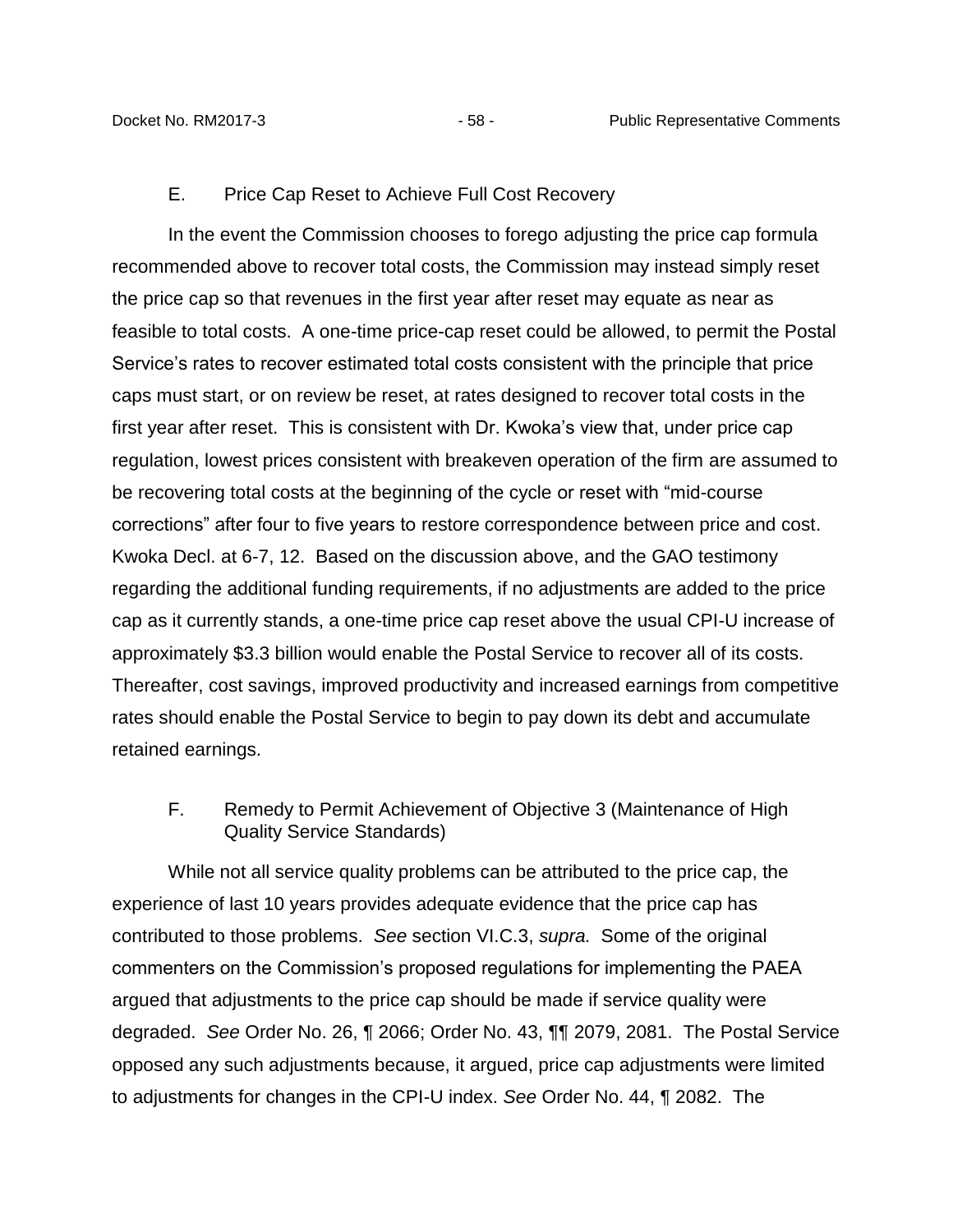### E. Price Cap Reset to Achieve Full Cost Recovery

In the event the Commission chooses to forego adjusting the price cap formula recommended above to recover total costs, the Commission may instead simply reset the price cap so that revenues in the first year after reset may equate as near as feasible to total costs. A one-time price-cap reset could be allowed, to permit the Postal Service's rates to recover estimated total costs consistent with the principle that price caps must start, or on review be reset, at rates designed to recover total costs in the first year after reset. This is consistent with Dr. Kwoka's view that, under price cap regulation, lowest prices consistent with breakeven operation of the firm are assumed to be recovering total costs at the beginning of the cycle or reset with "mid-course corrections" after four to five years to restore correspondence between price and cost. Kwoka Decl. at 6-7, 12. Based on the discussion above, and the GAO testimony regarding the additional funding requirements, if no adjustments are added to the price cap as it currently stands, a one-time price cap reset above the usual CPI-U increase of approximately $3.3 billion would enable the Postal Service to recover all of its costs. Thereafter, cost savings, improved productivity and increased earnings from competitive rates should enable the Postal Service to begin to pay down its debt and accumulate retained earnings.

### F. Remedy to Permit Achievement of Objective 3 (Maintenance of High Quality Service Standards)

While not all service quality problems can be attributed to the price cap, the experience of last 10 years provides adequate evidence that the price cap has contributed to those problems. *See* section VI.C.3, *supra.* Some of the original commenters on the Commission's proposed regulations for implementing the PAEA argued that adjustments to the price cap should be made if service quality were degraded. *See* Order No. 26, ¶ 2066; Order No. 43, ¶¶ 2079, 2081. The Postal Service opposed any such adjustments because, it argued, price cap adjustments were limited to adjustments for changes in the CPI-U index. *See* Order No. 44, ¶ 2082. The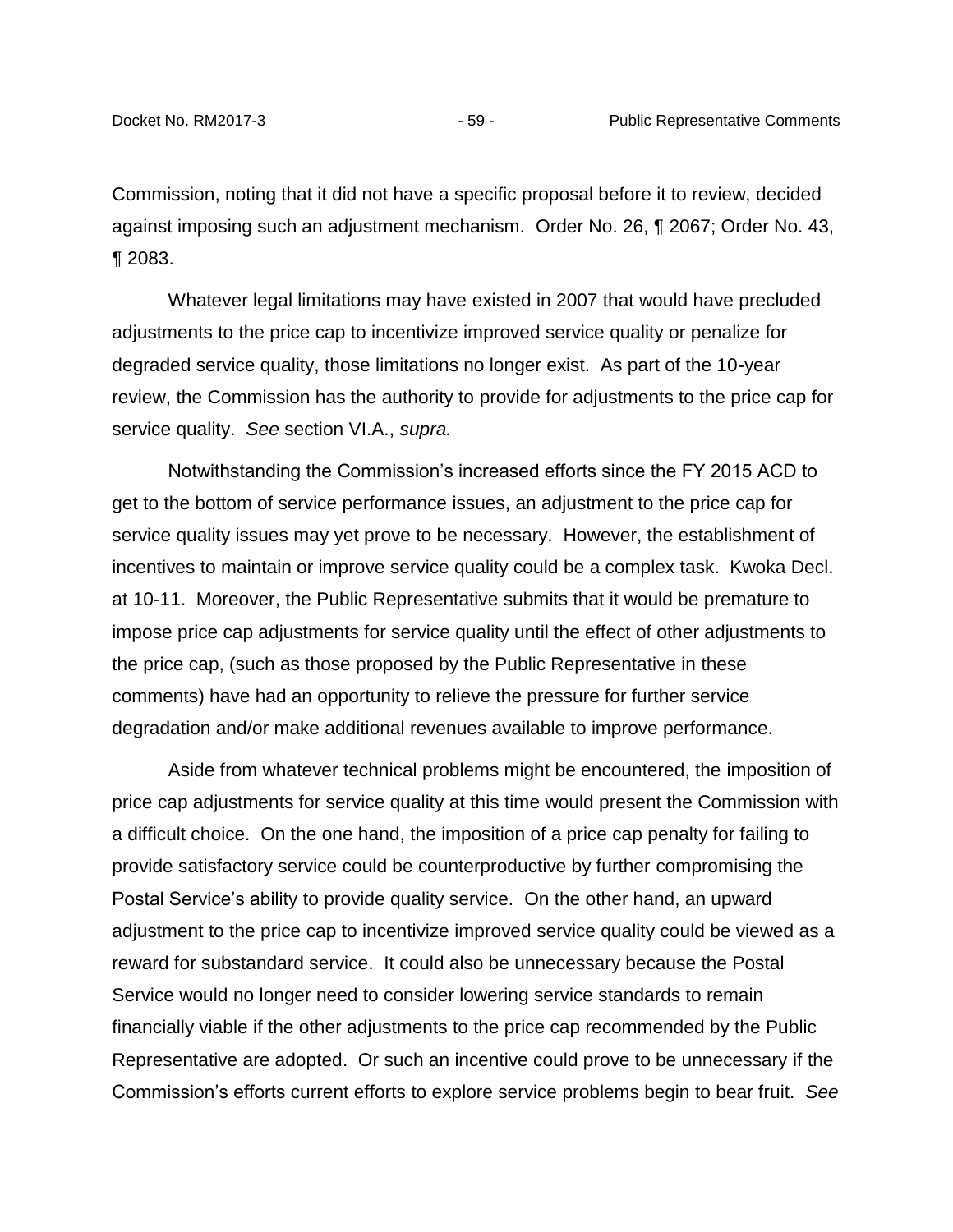Commission, noting that it did not have a specific proposal before it to review, decided against imposing such an adjustment mechanism. Order No. 26, ¶ 2067; Order No. 43, ¶ 2083.

Whatever legal limitations may have existed in 2007 that would have precluded adjustments to the price cap to incentivize improved service quality or penalize for degraded service quality, those limitations no longer exist. As part of the 10-year review, the Commission has the authority to provide for adjustments to the price cap for service quality. *See* section VI.A., *supra.*

Notwithstanding the Commission's increased efforts since the FY 2015 ACD to get to the bottom of service performance issues, an adjustment to the price cap for service quality issues may yet prove to be necessary. However, the establishment of incentives to maintain or improve service quality could be a complex task. Kwoka Decl. at 10-11. Moreover, the Public Representative submits that it would be premature to impose price cap adjustments for service quality until the effect of other adjustments to the price cap, (such as those proposed by the Public Representative in these comments) have had an opportunity to relieve the pressure for further service degradation and/or make additional revenues available to improve performance.

Aside from whatever technical problems might be encountered, the imposition of price cap adjustments for service quality at this time would present the Commission with a difficult choice. On the one hand, the imposition of a price cap penalty for failing to provide satisfactory service could be counterproductive by further compromising the Postal Service's ability to provide quality service. On the other hand, an upward adjustment to the price cap to incentivize improved service quality could be viewed as a reward for substandard service. It could also be unnecessary because the Postal Service would no longer need to consider lowering service standards to remain financially viable if the other adjustments to the price cap recommended by the Public Representative are adopted. Or such an incentive could prove to be unnecessary if the Commission's efforts current efforts to explore service problems begin to bear fruit. *See*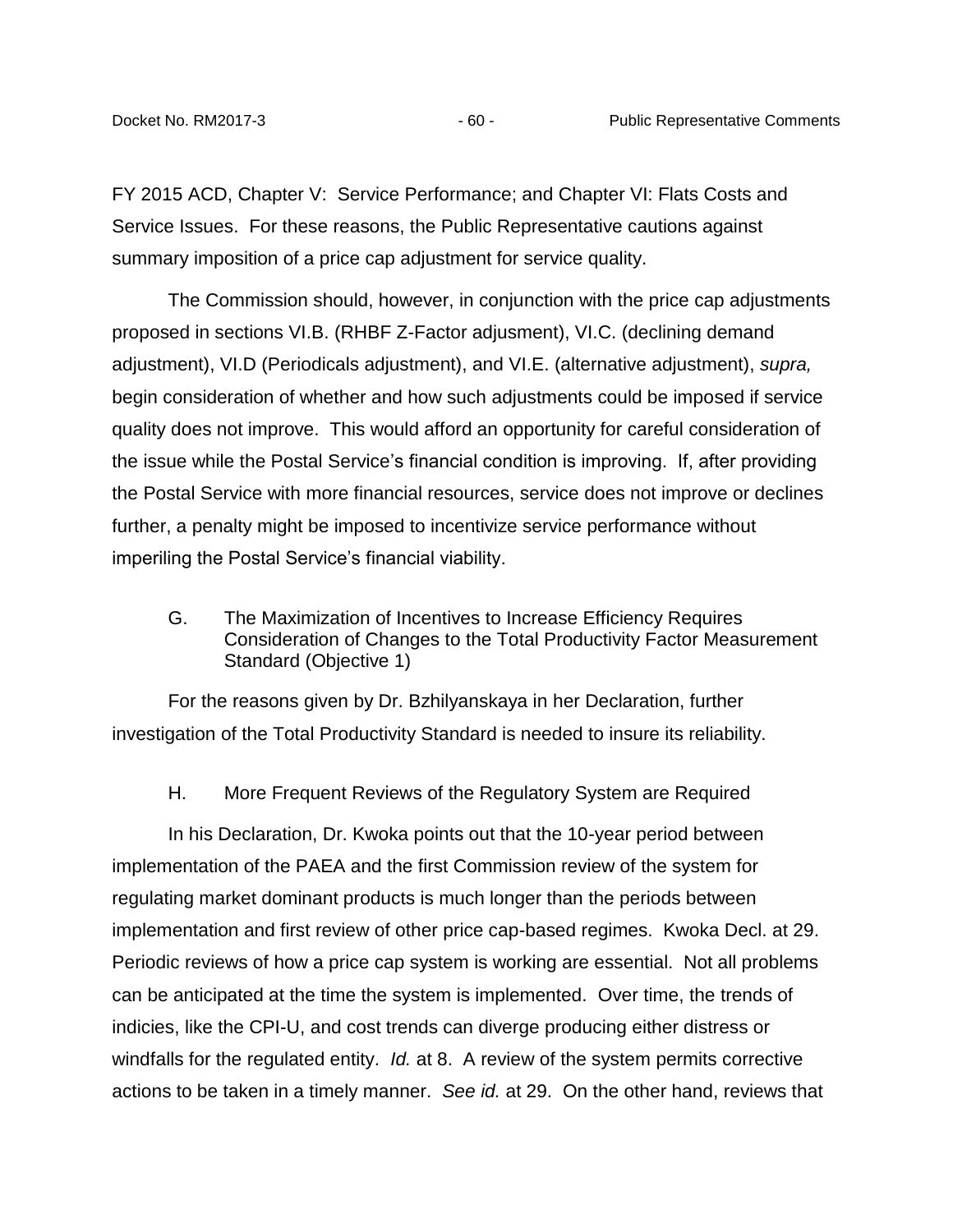FY 2015 ACD, Chapter V: Service Performance; and Chapter VI: Flats Costs and Service Issues. For these reasons, the Public Representative cautions against summary imposition of a price cap adjustment for service quality.

The Commission should, however, in conjunction with the price cap adjustments proposed in sections VI.B. (RHBF Z-Factor adjusment), VI.C. (declining demand adjustment), VI.D (Periodicals adjustment), and VI.E. (alternative adjustment), *supra,* begin consideration of whether and how such adjustments could be imposed if service quality does not improve. This would afford an opportunity for careful consideration of the issue while the Postal Service's financial condition is improving. If, after providing the Postal Service with more financial resources, service does not improve or declines further, a penalty might be imposed to incentivize service performance without imperiling the Postal Service's financial viability.

### G. The Maximization of Incentives to Increase Efficiency Requires Consideration of Changes to the Total Productivity Factor Measurement Standard (Objective 1)

For the reasons given by Dr. Bzhilyanskaya in her Declaration, further investigation of the Total Productivity Standard is needed to insure its reliability.

### H. More Frequent Reviews of the Regulatory System are Required

In his Declaration, Dr. Kwoka points out that the 10-year period between implementation of the PAEA and the first Commission review of the system for regulating market dominant products is much longer than the periods between implementation and first review of other price cap-based regimes. Kwoka Decl. at 29. Periodic reviews of how a price cap system is working are essential. Not all problems can be anticipated at the time the system is implemented. Over time, the trends of indicies, like the CPI-U, and cost trends can diverge producing either distress or windfalls for the regulated entity. *Id.* at 8. A review of the system permits corrective actions to be taken in a timely manner. *See id.* at 29. On the other hand, reviews that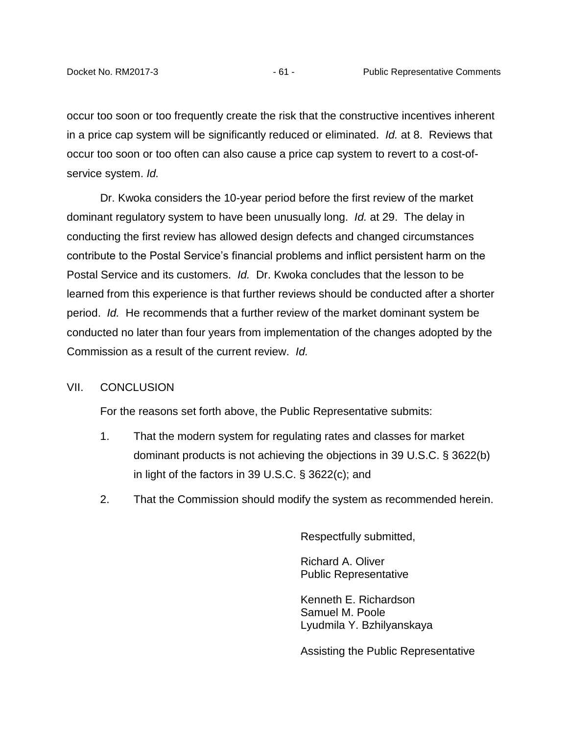occur too soon or too frequently create the risk that the constructive incentives inherent in a price cap system will be significantly reduced or eliminated. *Id.* at 8. Reviews that occur too soon or too often can also cause a price cap system to revert to a cost-of-service system. *Id.*

Dr. Kwoka considers the 10-year period before the first review of the market dominant regulatory system to have been unusually long. *Id.* at 29. The delay in conducting the first review has allowed design defects and changed circumstances contribute to the Postal Service's financial problems and inflict persistent harm on the Postal Service and its customers. *Id.* Dr. Kwoka concludes that the lesson to be learned from this experience is that further reviews should be conducted after a shorter period. *Id.* He recommends that a further review of the market dominant system be conducted no later than four years from implementation of the changes adopted by the Commission as a result of the current review. *Id.*

## VII. CONCLUSION

For the reasons set forth above, the Public Representative submits:

1. That the modern system for regulating rates and classes for market dominant products is not achieving the objections in 39 U.S.C. § 3622(b) in light of the factors in 39 U.S.C. § 3622(c); and

2. That the Commission should modify the system as recommended herein.

Respectfully submitted,

Richard A. Oliver
Public Representative

Kenneth E. Richardson
Samuel M. Poole
Lyudmila Y. Bzhilyanskaya

Assisting the Public Representative